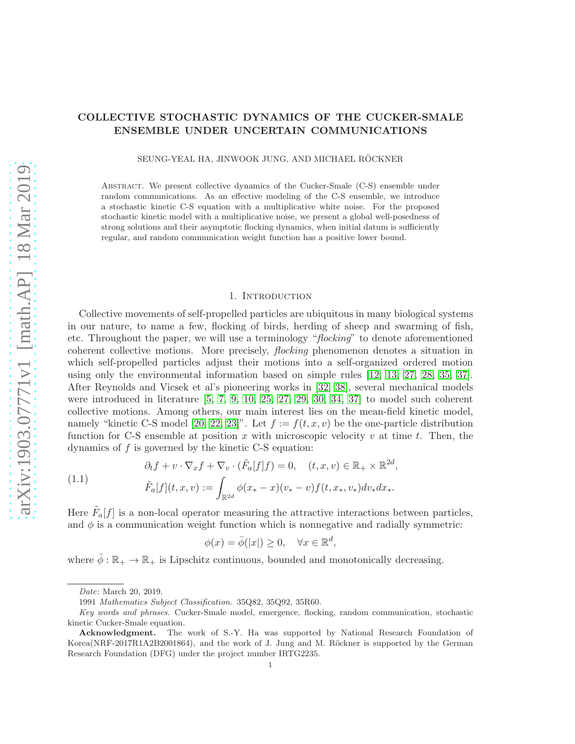# COLLECTIVE STOCHASTIC DYNAMICS OF THE CUCKER-SMALE ENSEMBLE UNDER UNCERTAIN COMMUNICATIONS

SEUNG-YEAL HA, JINWOOK JUNG, AND MICHAEL RÖCKNER

Abstract. We present collective dynamics of the Cucker-Smale (C-S) ensemble under random communications. As an effective modeling of the C-S ensemble, we introduce a stochastic kinetic C-S equation with a multiplicative white noise. For the proposed stochastic kinetic model with a multiplicative noise, we present a global well-posedness of strong solutions and their asymptotic flocking dynamics, when initial datum is sufficiently regular, and random communication weight function has a positive lower bound.

## 1. Introduction

Collective movements of self-propelled particles are ubiquitous in many biological systems in our nature, to name a few, flocking of birds, herding of sheep and swarming of fish, etc. Throughout the paper, we will use a terminology "*flocking*" to denote aforementioned coherent collective motions. More precisely, *flocking* phenomenon denotes a situation in which self-propelled particles adjust their motions into a self-organized ordered motion using only the environmental information based on simple rules [12, 13, 27, 28, 35, 37]. After Reynolds and Vicsek et al's pioneering works in [32, 38], several mechanical models were introduced in literature [5, 7, 9, 10, 25, 27, 29, 30, 34, 37] to model such coherent collective motions. Among others, our main interest lies on the mean-field kinetic model, namely "kinetic C-S model [20, 22, 23]". Let $f := f(t,x,v)$ be the one-particle distribution function for C-S ensemble at position $x$ with microscopic velocity $v$ at time $t$. Then, the dynamics of $f$ is governed by the kinetic C-S equation:

$$
\begin{aligned}
&\partial_t f + v \cdot \nabla_x f + \nabla_v \cdot (\tilde{F}_a[f] f) = 0, \quad (t,x,v) \in \mathbb{R}_+ \times \mathbb{R}^{2d}, \\
&\tilde{F}_a[f](t,x,v) := \int_{\mathbb{R}^{2d}} \phi(x_* - x)(v_* - v) f(t,x_*,v_*) dv_* dx_*.
\end{aligned} \tag{1.1}
$$

Here $\tilde{F}_a[f]$ is a non-local operator measuring the attractive interactions between particles, and $\phi$ is a communication weight function which is nonnegative and radially symmetric:

$$
\phi(x) = \bar{\phi}(|x|) \geq 0, \quad \forall x \in \mathbb{R}^d,
$$

where $\bar{\phi} : \mathbb{R}_+ \to \mathbb{R}_+$ is Lipschitz continuous, bounded and monotonically decreasing.

---

*Date*: March 20, 2019.

1991 *Mathematics Subject Classification.* 35Q82, 35Q92, 35R60.

*Key words and phrases.* Cucker-Smale model, emergence, flocking, random communication, stochastic kinetic Cucker-Smale equation.

**Acknowledgment.** The work of S.-Y. Ha was supported by National Research Foundation of Korea(NRF-2017R1A2B2001864), and the work of J. Jung and M. Röckner is supported by the German Research Foundation (DFG) under the project number IRTG2235.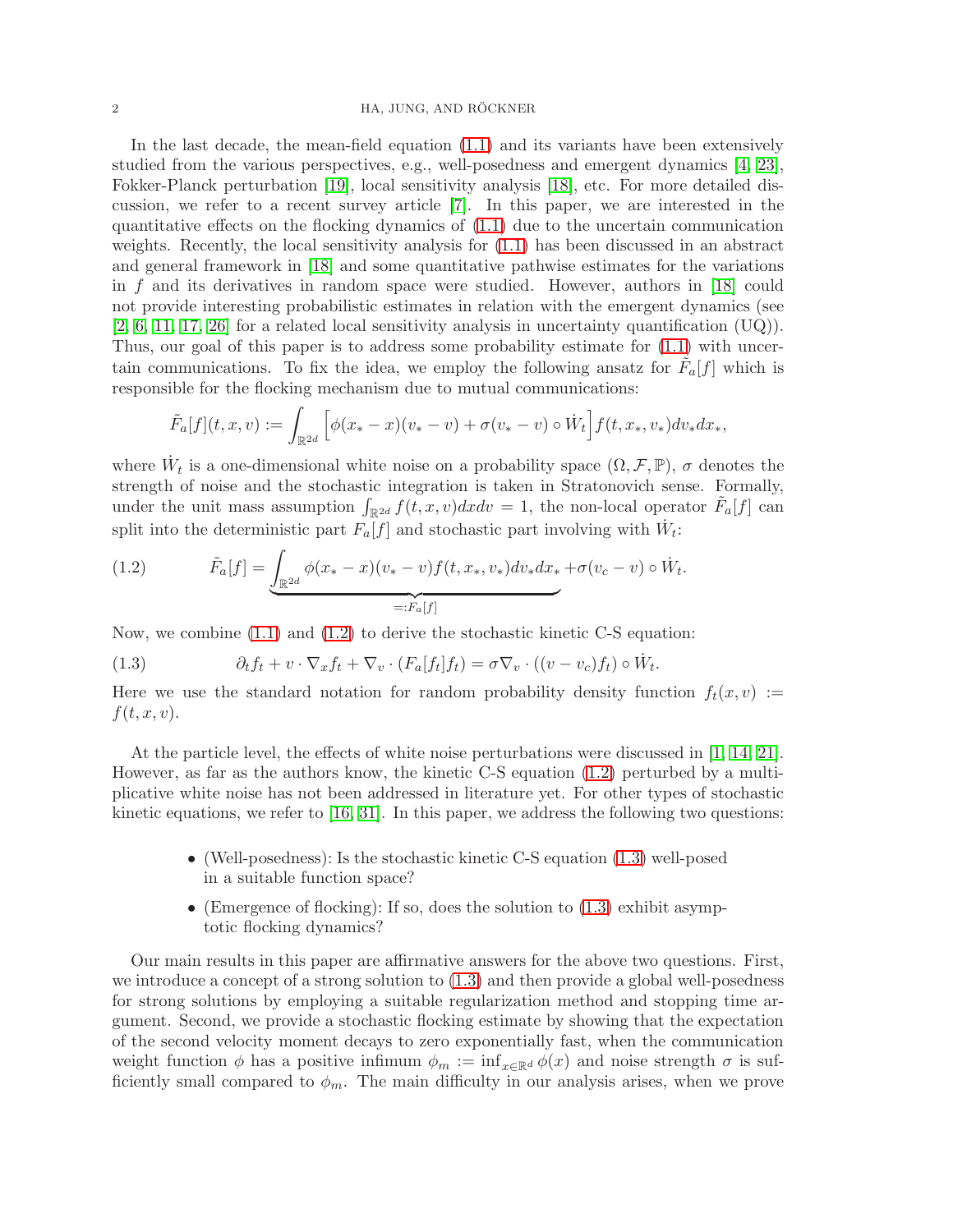In the last decade, the mean-field equation (1.1) and its variants have been extensively studied from the various perspectives, e.g., well-posedness and emergent dynamics [4, 23], Fokker-Planck perturbation [19], local sensitivity analysis [18], etc. For more detailed discussion, we refer to a recent survey article [7]. In this paper, we are interested in the quantitative effects on the flocking dynamics of (1.1) due to the uncertain communication weights. Recently, the local sensitivity analysis for (1.1) has been discussed in an abstract and general framework in [18] and some quantitative pathwise estimates for the variations in $f$ and its derivatives in random space were studied. However, authors in [18] could not provide interesting probabilistic estimates in relation with the emergent dynamics (see [2, 6, 11, 17, 26] for a related local sensitivity analysis in uncertainty quantification (UQ)). Thus, our goal of this paper is to address some probability estimate for (1.1) with uncertain communications. To fix the idea, we employ the following ansatz for $\tilde{F}_a[f]$ which is responsible for the flocking mechanism due to mutual communications:

$$\tilde{F}_a[f](t,x,v) := \int_{\mathbb{R}^{2d}} \Big[\phi(x_* - x)(v_* - v) + \sigma(v_* - v) \circ \dot{W}_t\Big] f(t,x_*,v_*)dv_*dx_*,$$

where $\dot{W}_t$ is a one-dimensional white noise on a probability space $(\Omega, \mathcal{F}, \mathbb{P})$, $\sigma$ denotes the strength of noise and the stochastic integration is taken in Stratonovich sense. Formally, under the unit mass assumption $\int_{\mathbb{R}^{2d}} f(t,x,v)dxdv = 1$, the non-local operator $\tilde{F}_a[f]$ can split into the deterministic part $F_a[f]$ and stochastic part involving with $\dot{W}_t$:

$$\tilde{F}_a[f] = \underbrace{\int_{\mathbb{R}^{2d}} \phi(x_* - x)(v_* - v)f(t,x_*,v_*)dv_*dx_*}_{=:F_a[f]} + \sigma(v_c - v) \circ \dot{W}_t. \tag{1.2}$$

Now, we combine (1.1) and (1.2) to derive the stochastic kinetic C-S equation:

$$\partial_t f_t + v \cdot \nabla_x f_t + \nabla_v \cdot (F_a[f_t]f_t) = \sigma \nabla_v \cdot ((v - v_c)f_t) \circ \dot{W}_t. \tag{1.3}$$

Here we use the standard notation for random probability density function $f_t(x,v) := f(t,x,v)$.

At the particle level, the effects of white noise perturbations were discussed in [1, 14, 21]. However, as far as the authors know, the kinetic C-S equation (1.2) perturbed by a multiplicative white noise has not been addressed in literature yet. For other types of stochastic kinetic equations, we refer to [16, 31]. In this paper, we address the following two questions:

- (Well-posedness): Is the stochastic kinetic C-S equation (1.3) well-posed in a suitable function space?
- (Emergence of flocking): If so, does the solution to (1.3) exhibit asymptotic flocking dynamics?

Our main results in this paper are affirmative answers for the above two questions. First, we introduce a concept of a strong solution to (1.3) and then provide a global well-posedness for strong solutions by employing a suitable regularization method and stopping time argument. Second, we provide a stochastic flocking estimate by showing that the expectation of the second velocity moment decays to zero exponentially fast, when the communication weight function $\phi$ has a positive infimum $\phi_m := \inf_{x\in\mathbb{R}^d} \phi(x)$ and noise strength $\sigma$ is sufficiently small compared to $\phi_m$. The main difficulty in our analysis arises, when we prove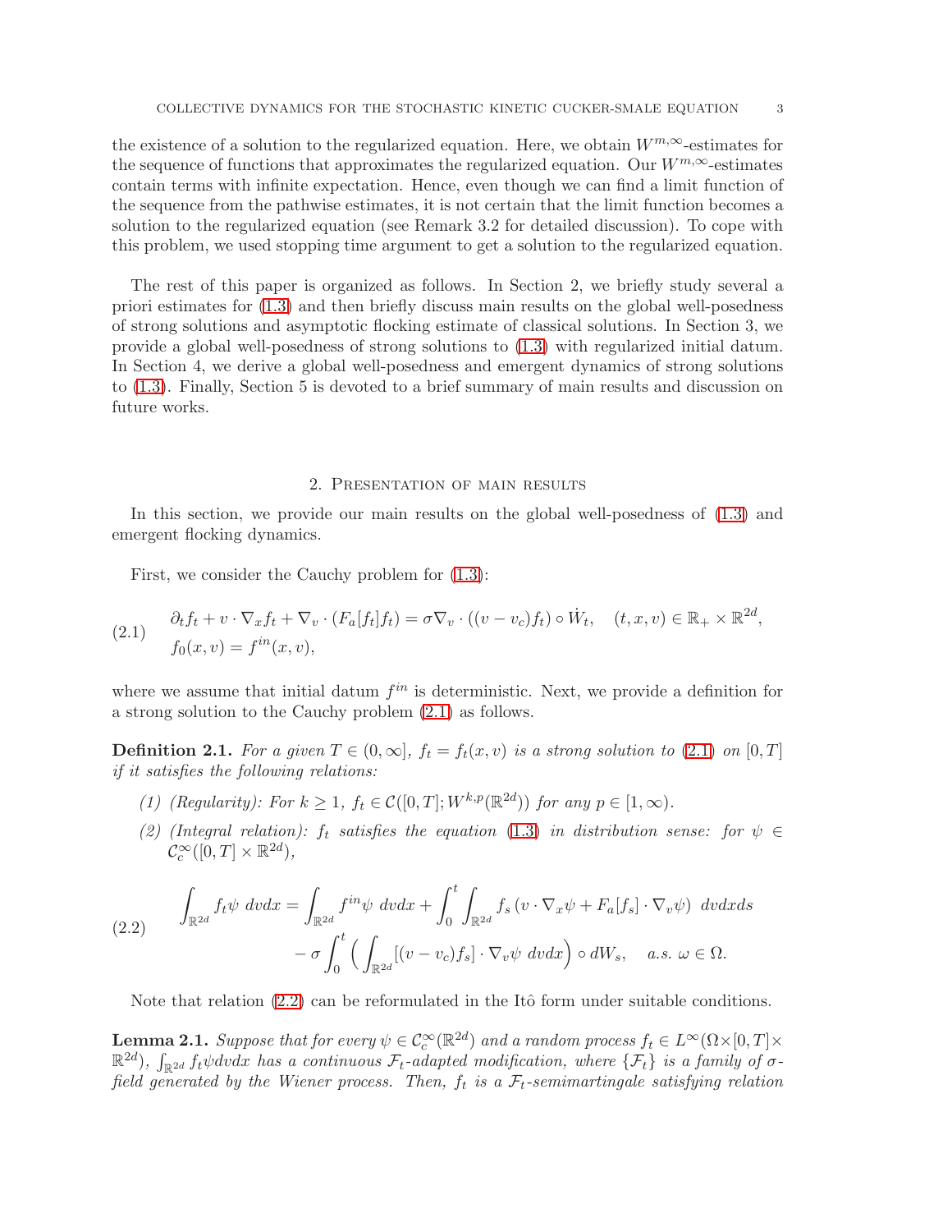the existence of a solution to the regularized equation. Here, we obtain $W^{m,\infty}$-estimates for the sequence of functions that approximates the regularized equation. Our $W^{m,\infty}$-estimates contain terms with infinite expectation. Hence, even though we can find a limit function of the sequence from the pathwise estimates, it is not certain that the limit function becomes a solution to the regularized equation (see Remark 3.2 for detailed discussion). To cope with this problem, we used stopping time argument to get a solution to the regularized equation.

The rest of this paper is organized as follows. In Section 2, we briefly study several a priori estimates for (1.3) and then briefly discuss main results on the global well-posedness of strong solutions and asymptotic flocking estimate of classical solutions. In Section 3, we provide a global well-posedness of strong solutions to (1.3) with regularized initial datum. In Section 4, we derive a global well-posedness and emergent dynamics of strong solutions to (1.3). Finally, Section 5 is devoted to a brief summary of main results and discussion on future works.

## 2. Presentation of main results

In this section, we provide our main results on the global well-posedness of (1.3) and emergent flocking dynamics.

First, we consider the Cauchy problem for (1.3):

$$
\begin{aligned}
&\partial_t f_t + v\cdot\nabla_x f_t + \nabla_v\cdot(F_a[f_t]f_t) = \sigma\nabla_v\cdot((v-v_c)f_t)\circ \dot{W}_t, \quad (t,x,v)\in\mathbb{R}_+\times\mathbb{R}^{2d},\\
&f_0(x,v) = f^{in}(x,v),
\end{aligned}
\tag{2.1}
$$

where we assume that initial datum $f^{in}$ is deterministic. Next, we provide a definition for a strong solution to the Cauchy problem (2.1) as follows.

**Definition 2.1.** *For a given $T\in(0,\infty]$, $f_t = f_t(x,v)$ is a strong solution to (2.1) on $[0,T]$ if it satisfies the following relations:*

1. *(Regularity): For $k\geq 1$, $f_t\in\mathcal{C}([0,T];W^{k,p}(\mathbb{R}^{2d}))$ for any $p\in[1,\infty)$.*
2. *(Integral relation): $f_t$ satisfies the equation (1.3) in distribution sense: for $\psi\in\mathcal{C}_c^\infty([0,T]\times\mathbb{R}^{2d})$,*

$$
\begin{aligned}
\int_{\mathbb{R}^{2d}} f_t\psi\ dvdx &= \int_{\mathbb{R}^{2d}} f^{in}\psi\ dvdx + \int_0^t\int_{\mathbb{R}^{2d}} f_s\left(v\cdot\nabla_x\psi + F_a[f_s]\cdot\nabla_v\psi\right)\ dvdxds\\
&\quad - \sigma\int_0^t\Big(\int_{\mathbb{R}^{2d}}[(v-v_c)f_s]\cdot\nabla_v\psi\ dvdx\Big)\circ dW_s, \quad a.s.\ \omega\in\Omega.
\end{aligned}
\tag{2.2}
$$

Note that relation (2.2) can be reformulated in the Itô form under suitable conditions.

**Lemma 2.1.** *Suppose that for every $\psi\in\mathcal{C}_c^\infty(\mathbb{R}^{2d})$ and a random process $f_t\in L^\infty(\Omega\times[0,T]\times\mathbb{R}^{2d})$, $\int_{\mathbb{R}^{2d}} f_t\psi dvdx$ has a continuous $\mathcal{F}_t$-adapted modification, where $\{\mathcal{F}_t\}$ is a family of $\sigma$-field generated by the Wiener process. Then, $f_t$ is a $\mathcal{F}_t$-semimartingale satisfying relation*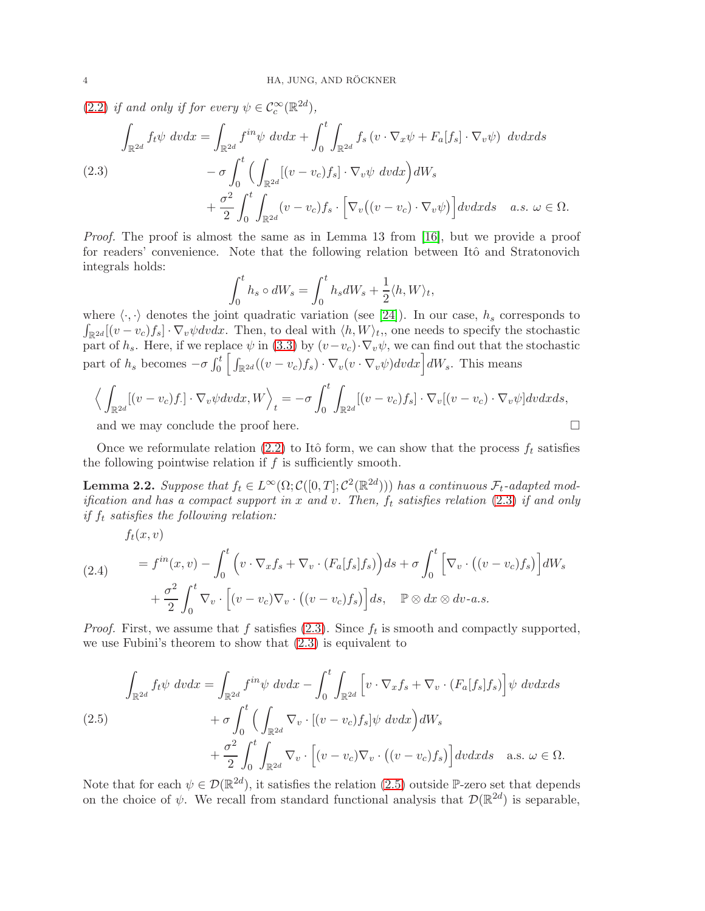(2.2) *if and only if for every* $\psi \in \mathcal{C}_c^\infty(\mathbb{R}^{2d})$,

$$
\begin{aligned}
\int_{\mathbb{R}^{2d}} f_t \psi \; dvdx &= \int_{\mathbb{R}^{2d}} f^{in} \psi \; dvdx + \int_0^t \int_{\mathbb{R}^{2d}} f_s \left( v \cdot \nabla_x \psi + F_a[f_s] \cdot \nabla_v \psi \right) \; dvdxds \\
&\quad - \sigma \int_0^t \Big( \int_{\mathbb{R}^{2d}} [(v - v_c) f_s] \cdot \nabla_v \psi \; dvdx \Big) dW_s \\
&\quad + \frac{\sigma^2}{2} \int_0^t \int_{\mathbb{R}^{2d}} (v - v_c) f_s \cdot \Big[ \nabla_v \big( (v - v_c) \cdot \nabla_v \psi \big) \Big] dvdxds \quad a.s. \; \omega \in \Omega.
\end{aligned} \tag{2.3}
$$

*Proof.* The proof is almost the same as in Lemma 13 from [16], but we provide a proof for readers' convenience. Note that the following relation between Itô and Stratonovich integrals holds:

$$
\int_0^t h_s \circ dW_s = \int_0^t h_s dW_s + \frac{1}{2} \langle h, W \rangle_t,
$$

where $\langle \cdot, \cdot \rangle$ denotes the joint quadratic variation (see [24]). In our case, $h_s$ corresponds to $\int_{\mathbb{R}^{2d}} [(v - v_c) f_s] \cdot \nabla_v \psi dvdx$. Then, to deal with $\langle h, W \rangle_t$,, one needs to specify the stochastic part of $h_s$. Here, if we replace $\psi$ in (3.3) by $(v - v_c) \cdot \nabla_v \psi$, we can find out that the stochastic part of $h_s$ becomes $-\sigma \int_0^t \Big[ \int_{\mathbb{R}^{2d}} ((v - v_c) f_s) \cdot \nabla_v (v \cdot \nabla_v \psi) dvdx \Big] dW_s$. This means

$$
\Big\langle \int_{\mathbb{R}^{2d}} [(v - v_c) f_\cdot] \cdot \nabla_v \psi dvdx, W \Big\rangle_t = -\sigma \int_0^t \int_{\mathbb{R}^{2d}} [(v - v_c) f_s] \cdot \nabla_v [(v - v_c) \cdot \nabla_v \psi] dvdxds,
$$

and we may conclude the proof here. $\square$

Once we reformulate relation (2.2) to Itô form, we can show that the process $f_t$ satisfies the following pointwise relation if $f$ is sufficiently smooth.

**Lemma 2.2.** *Suppose that* $f_t \in L^\infty(\Omega; \mathcal{C}([0, T]; \mathcal{C}^2(\mathbb{R}^{2d})))$ *has a continuous* $\mathcal{F}_t$*-adapted modification and has a compact support in* $x$ *and* $v$. *Then,* $f_t$ *satisfies relation* (2.3) *if and only if* $f_t$ *satisfies the following relation:*

$$
\begin{aligned}
&f_t(x, v) \\
&= f^{in}(x, v) - \int_0^t \Big( v \cdot \nabla_x f_s + \nabla_v \cdot (F_a[f_s] f_s) \Big) ds + \sigma \int_0^t \Big[ \nabla_v \cdot \big( (v - v_c) f_s \big) \Big] dW_s \\
&\quad + \frac{\sigma^2}{2} \int_0^t \nabla_v \cdot \Big[ (v - v_c) \nabla_v \cdot \big( (v - v_c) f_s \big) \Big] ds, \quad \mathbb{P} \otimes dx \otimes dv\text{-}a.s.
\end{aligned} \tag{2.4}
$$

*Proof.* First, we assume that $f$ satisfies (2.3). Since $f_t$ is smooth and compactly supported, we use Fubini's theorem to show that (2.3) is equivalent to

$$
\begin{aligned}
\int_{\mathbb{R}^{2d}} f_t \psi \; dvdx &= \int_{\mathbb{R}^{2d}} f^{in} \psi \; dvdx - \int_0^t \int_{\mathbb{R}^{2d}} \Big[ v \cdot \nabla_x f_s + \nabla_v \cdot (F_a[f_s] f_s) \Big] \psi \; dvdxds \\
&\quad + \sigma \int_0^t \Big( \int_{\mathbb{R}^{2d}} \nabla_v \cdot [(v - v_c) f_s] \psi \; dvdx \Big) dW_s \\
&\quad + \frac{\sigma^2}{2} \int_0^t \int_{\mathbb{R}^{2d}} \nabla_v \cdot \Big[ (v - v_c) \nabla_v \cdot \big( (v - v_c) f_s \big) \Big] dvdxds \quad \text{a.s. } \omega \in \Omega.
\end{aligned} \tag{2.5}
$$

Note that for each $\psi \in \mathcal{D}(\mathbb{R}^{2d})$, it satisfies the relation (2.5) outside $\mathbb{P}$-zero set that depends on the choice of $\psi$. We recall from standard functional analysis that $\mathcal{D}(\mathbb{R}^{2d})$ is separable,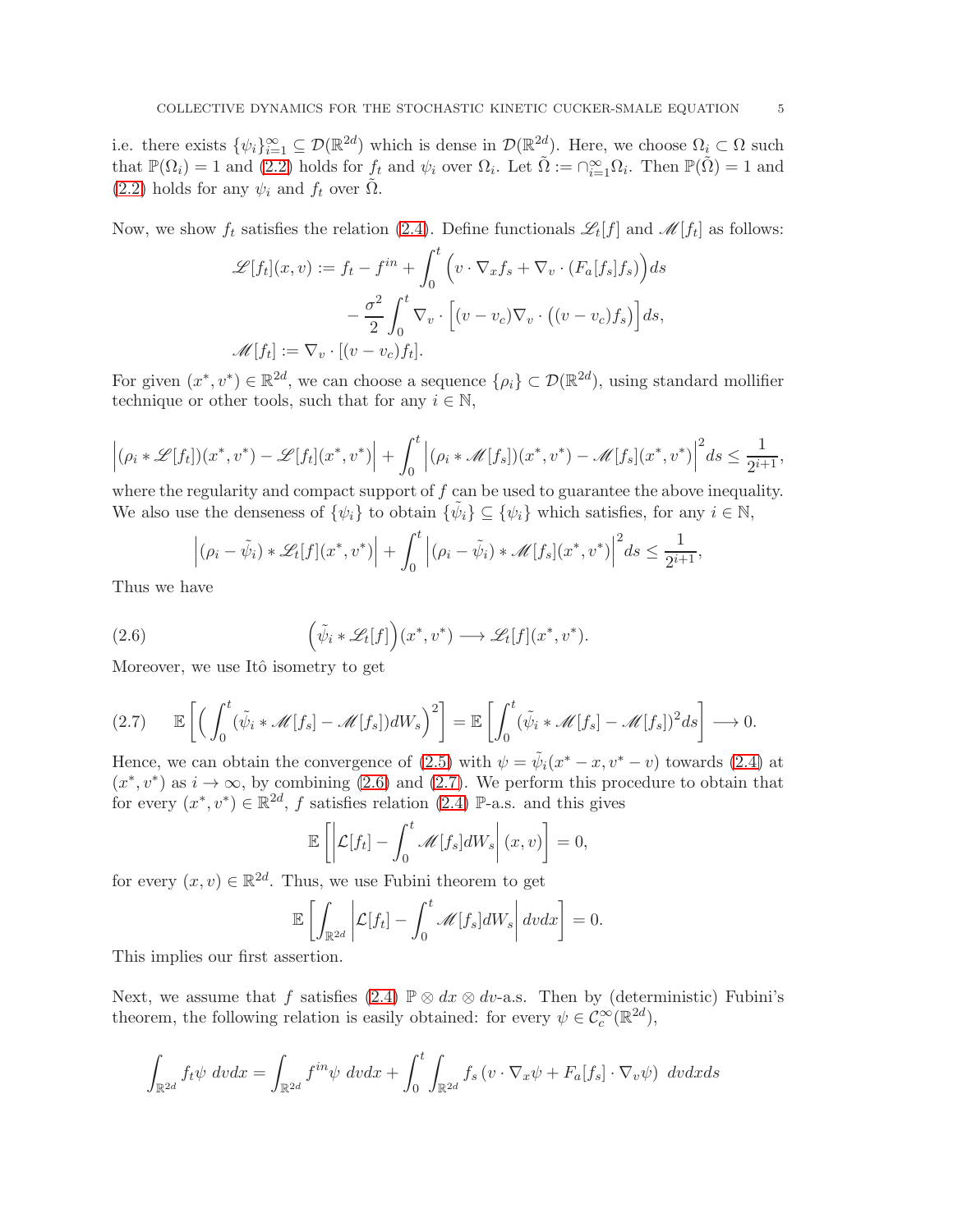i.e. there exists $\{\psi_i\}_{i=1}^\infty \subseteq \mathcal{D}(\mathbb{R}^{2d})$ which is dense in $\mathcal{D}(\mathbb{R}^{2d})$. Here, we choose $\Omega_i \subset \Omega$ such that $\mathbb{P}(\Omega_i) = 1$ and (2.2) holds for $f_t$ and $\psi_i$ over $\Omega_i$. Let $\tilde{\Omega} := \cap_{i=1}^\infty \Omega_i$. Then $\mathbb{P}(\tilde{\Omega}) = 1$ and (2.2) holds for any $\psi_i$ and $f_t$ over $\tilde{\Omega}$.

Now, we show $f_t$ satisfies the relation (2.4). Define functionals $\mathscr{L}_t[f]$ and $\mathscr{M}[f_t]$ as follows:

$$
\begin{aligned}
\mathscr{L}[f_t](x,v) &:= f_t - f^{in} + \int_0^t \Big( v \cdot \nabla_x f_s + \nabla_v \cdot (F_a[f_s] f_s) \Big) ds \\
&\qquad - \frac{\sigma^2}{2} \int_0^t \nabla_v \cdot \Big[ (v - v_c) \nabla_v \cdot \big( (v - v_c) f_s \big) \Big] ds, \\
\mathscr{M}[f_t] &:= \nabla_v \cdot [(v - v_c) f_t].
\end{aligned}
$$

For given $(x^*, v^*) \in \mathbb{R}^{2d}$, we can choose a sequence $\{\rho_i\} \subset \mathcal{D}(\mathbb{R}^{2d})$, using standard mollifier technique or other tools, such that for any $i \in \mathbb{N}$,

$$
\Big| (\rho_i * \mathscr{L}[f_t])(x^*, v^*) - \mathscr{L}[f_t](x^*, v^*) \Big| + \int_0^t \Big| (\rho_i * \mathscr{M}[f_s])(x^*, v^*) - \mathscr{M}[f_s](x^*, v^*) \Big|^2 ds \le \frac{1}{2^{i+1}},
$$

where the regularity and compact support of $f$ can be used to guarantee the above inequality. We also use the denseness of $\{\psi_i\}$ to obtain $\{\tilde{\psi}_i\} \subseteq \{\psi_i\}$ which satisfies, for any $i \in \mathbb{N}$,

$$
\Big| (\rho_i - \tilde{\psi}_i) * \mathscr{L}_t[f](x^*, v^*) \Big| + \int_0^t \Big| (\rho_i - \tilde{\psi}_i) * \mathscr{M}[f_s](x^*, v^*) \Big|^2 ds \le \frac{1}{2^{i+1}},
$$

Thus we have

$$
\Big( \tilde{\psi}_i * \mathscr{L}_t[f] \Big)(x^*, v^*) \longrightarrow \mathscr{L}_t[f](x^*, v^*). \tag{2.6}
$$

Moreover, we use Itô isometry to get

$$
\mathbb{E}\left[ \Big( \int_0^t (\tilde{\psi}_i * \mathscr{M}[f_s] - \mathscr{M}[f_s]) dW_s \Big)^2 \right] = \mathbb{E}\left[ \int_0^t (\tilde{\psi}_i * \mathscr{M}[f_s] - \mathscr{M}[f_s])^2 ds \right] \longrightarrow 0. \tag{2.7}
$$

Hence, we can obtain the convergence of (2.5) with $\psi = \tilde{\psi}_i(x^* - x, v^* - v)$ towards (2.4) at $(x^*, v^*)$ as $i \to \infty$, by combining (2.6) and (2.7). We perform this procedure to obtain that for every $(x^*, v^*) \in \mathbb{R}^{2d}$, $f$ satisfies relation (2.4) $\mathbb{P}$-a.s. and this gives

$$
\mathbb{E}\left[ \left| \mathcal{L}[f_t] - \int_0^t \mathscr{M}[f_s] dW_s \right| (x,v) \right] = 0,
$$

for every $(x,v) \in \mathbb{R}^{2d}$. Thus, we use Fubini theorem to get

$$
\mathbb{E}\left[ \int_{\mathbb{R}^{2d}} \left| \mathcal{L}[f_t] - \int_0^t \mathscr{M}[f_s] dW_s \right| dv dx \right] = 0.
$$

This implies our first assertion.

Next, we assume that $f$ satisfies (2.4) $\mathbb{P} \otimes dx \otimes dv$-a.s. Then by (deterministic) Fubini's theorem, the following relation is easily obtained: for every $\psi \in \mathcal{C}_c^\infty(\mathbb{R}^{2d})$,

$$
\int_{\mathbb{R}^{2d}} f_t \psi \; dv dx = \int_{\mathbb{R}^{2d}} f^{in} \psi \; dv dx + \int_0^t \int_{\mathbb{R}^{2d}} f_s \left( v \cdot \nabla_x \psi + F_a[f_s] \cdot \nabla_v \psi \right) \; dv dx ds
$$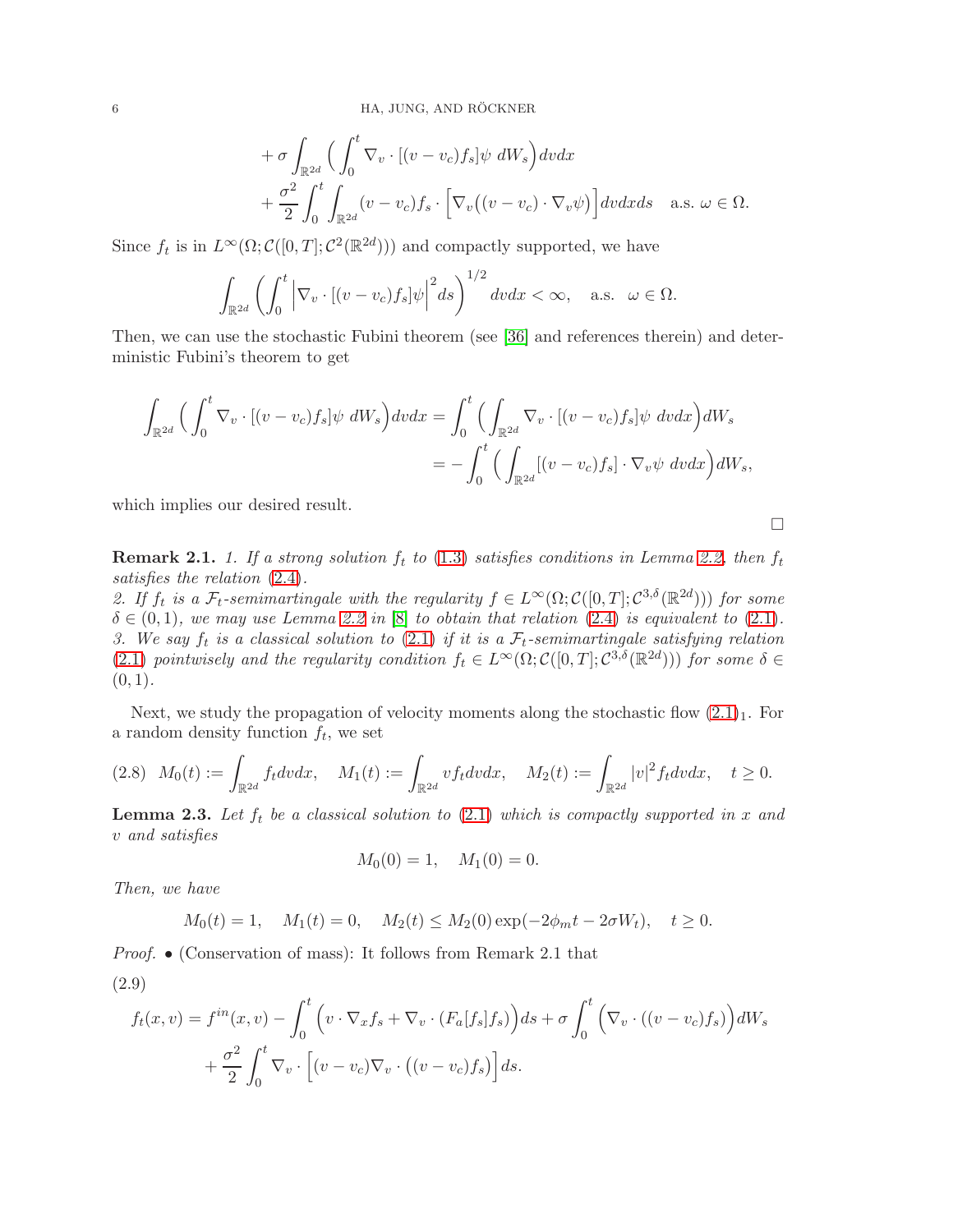$$
\begin{aligned}
&+\sigma \int_{\mathbb{R}^{2d}} \Big( \int_0^t \nabla_v \cdot [(v-v_c) f_s] \psi \; dW_s \Big) dv dx \\
&+ \frac{\sigma^2}{2} \int_0^t \int_{\mathbb{R}^{2d}} (v-v_c) f_s \cdot \Big[ \nabla_v \big( (v-v_c) \cdot \nabla_v \psi \big) \Big] dv dx ds \quad \text{a.s. } \omega \in \Omega.
\end{aligned}
$$

Since $f_t$ is in $L^\infty(\Omega; \mathcal{C}([0,T]; \mathcal{C}^2(\mathbb{R}^{2d})))$ and compactly supported, we have

$$
\int_{\mathbb{R}^{2d}} \left( \int_0^t \Big| \nabla_v \cdot [(v-v_c) f_s] \psi \Big|^2 ds \right)^{1/2} dv dx < \infty, \quad \text{a.s. } \omega \in \Omega.
$$

Then, we can use the stochastic Fubini theorem (see [36] and references therein) and deterministic Fubini's theorem to get

$$
\begin{aligned}
\int_{\mathbb{R}^{2d}} \Big( \int_0^t \nabla_v \cdot [(v-v_c) f_s] \psi \; dW_s \Big) dv dx &= \int_0^t \Big( \int_{\mathbb{R}^{2d}} \nabla_v \cdot [(v-v_c) f_s] \psi \; dv dx \Big) dW_s \\
&= - \int_0^t \Big( \int_{\mathbb{R}^{2d}} [(v-v_c) f_s] \cdot \nabla_v \psi \; dv dx \Big) dW_s,
\end{aligned}
$$

which implies our desired result.

□

**Remark 2.1.** *1. If a strong solution $f_t$ to (1.3) satisfies conditions in Lemma 2.2, then $f_t$ satisfies the relation (2.4).*
*2. If $f_t$ is a $\mathcal{F}_t$-semimartingale with the regularity $f \in L^\infty(\Omega; \mathcal{C}([0,T]; \mathcal{C}^{3,\delta}(\mathbb{R}^{2d})))$ for some $\delta \in (0,1)$, we may use Lemma 2.2 in [8] to obtain that relation (2.4) is equivalent to (2.1).*
*3. We say $f_t$ is a classical solution to (2.1) if it is a $\mathcal{F}_t$-semimartingale satisfying relation (2.1) pointwisely and the regularity condition $f_t \in L^\infty(\Omega; \mathcal{C}([0,T]; \mathcal{C}^{3,\delta}(\mathbb{R}^{2d})))$ for some $\delta \in (0,1)$.*

Next, we study the propagation of velocity moments along the stochastic flow $(2.1)_1$. For a random density function $f_t$, we set

$$
M_0(t) := \int_{\mathbb{R}^{2d}} f_t dv dx, \quad M_1(t) := \int_{\mathbb{R}^{2d}} v f_t dv dx, \quad M_2(t) := \int_{\mathbb{R}^{2d}} |v|^2 f_t dv dx, \quad t \geq 0. \tag{2.8}
$$

**Lemma 2.3.** *Let $f_t$ be a classical solution to (2.1) which is compactly supported in $x$ and $v$ and satisfies*

$$
M_0(0) = 1, \quad M_1(0) = 0.
$$

*Then, we have*

$$
M_0(t) = 1, \quad M_1(t) = 0, \quad M_2(t) \leq M_2(0) \exp(-2\phi_m t - 2\sigma W_t), \quad t \geq 0.
$$

*Proof.* • (Conservation of mass): It follows from Remark 2.1 that

$$
\begin{aligned}
f_t(x,v) &= f^{in}(x,v) - \int_0^t \Big( v \cdot \nabla_x f_s + \nabla_v \cdot (F_a[f_s] f_s) \Big) ds + \sigma \int_0^t \Big( \nabla_v \cdot ((v-v_c) f_s) \Big) dW_s \\
&\quad + \frac{\sigma^2}{2} \int_0^t \nabla_v \cdot \Big[ (v-v_c) \nabla_v \cdot \big( (v-v_c) f_s \big) \Big] ds.
\end{aligned} \tag{2.9}
$$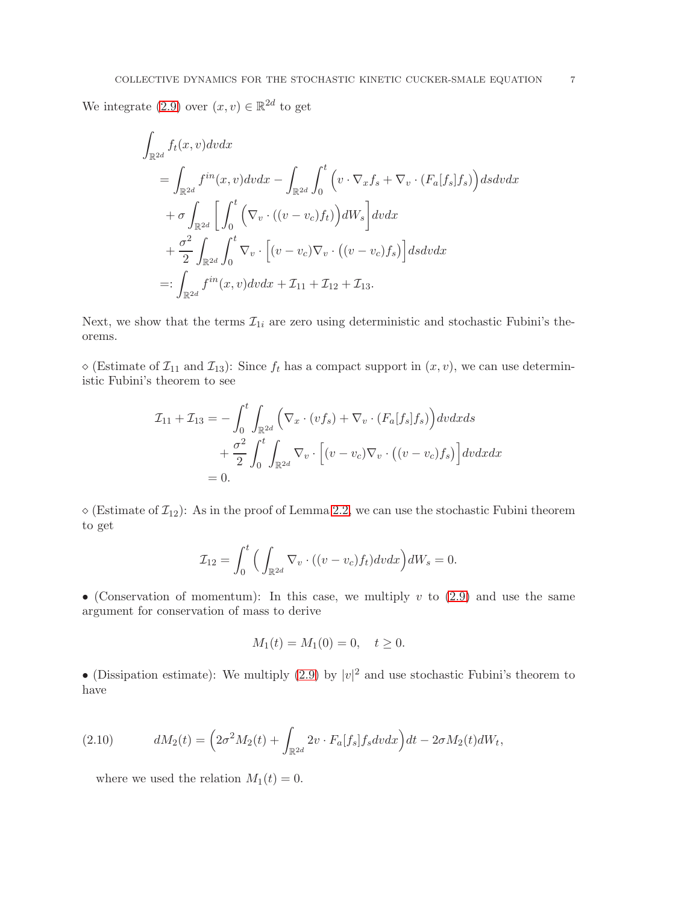We integrate (2.9) over $(x, v) \in \mathbb{R}^{2d}$ to get

$$
\begin{aligned}
&\int_{\mathbb{R}^{2d}} f_t(x,v)dvdx \\
&\quad = \int_{\mathbb{R}^{2d}} f^{in}(x,v)dvdx - \int_{\mathbb{R}^{2d}} \int_0^t \Big( v \cdot \nabla_x f_s + \nabla_v \cdot (F_a[f_s]f_s) \Big) dsdvdx \\
&\quad\quad + \sigma \int_{\mathbb{R}^{2d}} \left[ \int_0^t \Big( \nabla_v \cdot ((v - v_c)f_t) \Big) dW_s \right] dvdx \\
&\quad\quad + \frac{\sigma^2}{2} \int_{\mathbb{R}^{2d}} \int_0^t \nabla_v \cdot \Big[ (v - v_c) \nabla_v \cdot \big( (v - v_c) f_s \big) \Big] dsdvdx \\
&\quad =: \int_{\mathbb{R}^{2d}} f^{in}(x,v)dvdx + \mathcal{I}_{11} + \mathcal{I}_{12} + \mathcal{I}_{13}.
\end{aligned}
$$

Next, we show that the terms $\mathcal{I}_{1i}$ are zero using deterministic and stochastic Fubini's theorems.

$\diamond$ (Estimate of $\mathcal{I}_{11}$ and $\mathcal{I}_{13}$): Since $f_t$ has a compact support in $(x, v)$, we can use deterministic Fubini's theorem to see

$$
\begin{aligned}
\mathcal{I}_{11} + \mathcal{I}_{13} &= - \int_0^t \int_{\mathbb{R}^{2d}} \Big( \nabla_x \cdot (v f_s) + \nabla_v \cdot (F_a[f_s]f_s) \Big) dvdxds \\
&\quad + \frac{\sigma^2}{2} \int_0^t \int_{\mathbb{R}^{2d}} \nabla_v \cdot \Big[ (v - v_c) \nabla_v \cdot \big( (v - v_c) f_s \big) \Big] dvdxdx \\
&= 0.
\end{aligned}
$$

$\diamond$ (Estimate of $\mathcal{I}_{12}$): As in the proof of Lemma 2.2, we can use the stochastic Fubini theorem to get

$$
\mathcal{I}_{12} = \int_0^t \Big( \int_{\mathbb{R}^{2d}} \nabla_v \cdot ((v - v_c) f_t) dvdx \Big) dW_s = 0.
$$

$\bullet$ (Conservation of momentum): In this case, we multiply $v$ to (2.9) and use the same argument for conservation of mass to derive

$$
M_1(t) = M_1(0) = 0, \quad t \geq 0.
$$

$\bullet$ (Dissipation estimate): We multiply (2.9) by $|v|^2$ and use stochastic Fubini's theorem to have

$$
dM_2(t) = \Big( 2\sigma^2 M_2(t) + \int_{\mathbb{R}^{2d}} 2v \cdot F_a[f_s] f_s dvdx \Big) dt - 2\sigma M_2(t) dW_t, \tag{2.10}
$$

where we used the relation $M_1(t) = 0$.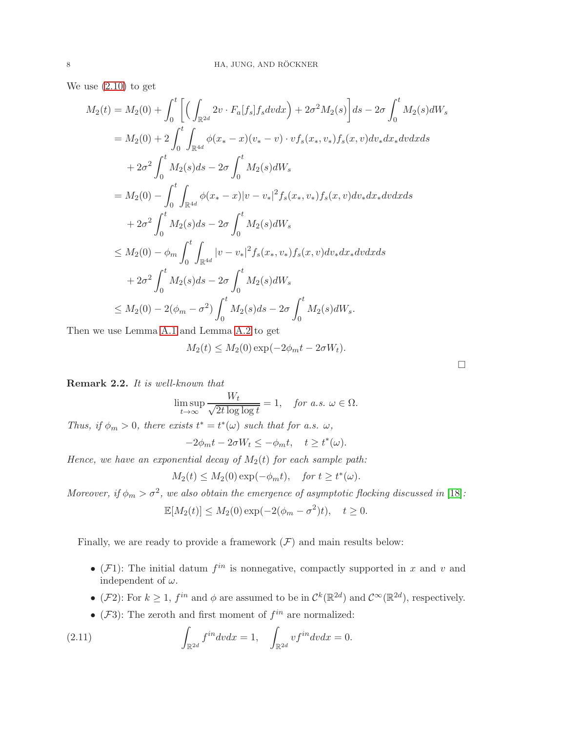We use (2.10) to get

$$
\begin{aligned}
M_2(t) &= M_2(0) + \int_0^t \left[ \Big( \int_{\mathbb{R}^{2d}} 2v \cdot F_a[f_s] f_s dv dx \Big) + 2\sigma^2 M_2(s) \right] ds - 2\sigma \int_0^t M_2(s) dW_s \\
&= M_2(0) + 2\int_0^t \int_{\mathbb{R}^{4d}} \phi(x_* - x)(v_* - v)\cdot v f_s(x_*, v_*) f_s(x, v) dv_* dx_* dv dx ds \\
&\quad + 2\sigma^2 \int_0^t M_2(s) ds - 2\sigma \int_0^t M_2(s) dW_s \\
&= M_2(0) - \int_0^t \int_{\mathbb{R}^{4d}} \phi(x_* - x)|v - v_*|^2 f_s(x_*, v_*) f_s(x, v) dv_* dx_* dv dx ds \\
&\quad + 2\sigma^2 \int_0^t M_2(s) ds - 2\sigma \int_0^t M_2(s) dW_s \\
&\le M_2(0) - \phi_m \int_0^t \int_{\mathbb{R}^{4d}} |v - v_*|^2 f_s(x_*, v_*) f_s(x, v) dv_* dx_* dv dx ds \\
&\quad + 2\sigma^2 \int_0^t M_2(s) ds - 2\sigma \int_0^t M_2(s) dW_s \\
&\le M_2(0) - 2(\phi_m - \sigma^2) \int_0^t M_2(s) ds - 2\sigma \int_0^t M_2(s) dW_s.
\end{aligned}
$$

Then we use Lemma A.1 and Lemma A.2 to get

$$
M_2(t) \le M_2(0) \exp(-2\phi_m t - 2\sigma W_t).
$$

□

**Remark 2.2.** *It is well-known that*

$$
\limsup_{t\to\infty} \frac{W_t}{\sqrt{2t \log\log t}} = 1, \quad \textit{for a.s. } \omega \in \Omega.
$$

*Thus, if $\phi_m > 0$, there exists $t^* = t^*(\omega)$ such that for a.s. $\omega$,*

$$
-2\phi_m t - 2\sigma W_t \le -\phi_m t, \quad t \ge t^*(\omega).
$$

*Hence, we have an exponential decay of $M_2(t)$ for each sample path:*

$$
M_2(t) \le M_2(0) \exp(-\phi_m t), \quad \textit{for } t \ge t^*(\omega).
$$

*Moreover, if $\phi_m > \sigma^2$, we also obtain the emergence of asymptotic flocking discussed in [18]:*

$$
\mathbb{E}[M_2(t)] \le M_2(0) \exp(-2(\phi_m - \sigma^2)t), \quad t \ge 0.
$$

Finally, we are ready to provide a framework $(\mathcal{F})$ and main results below:

- $(\mathcal{F}1)$: The initial datum $f^{in}$ is nonnegative, compactly supported in $x$ and $v$ and independent of $\omega$.
- $(\mathcal{F}2)$: For $k \ge 1$, $f^{in}$ and $\phi$ are assumed to be in $\mathcal{C}^k(\mathbb{R}^{2d})$ and $\mathcal{C}^\infty(\mathbb{R}^{2d})$, respectively.
- $(\mathcal{F}3)$: The zeroth and first moment of $f^{in}$ are normalized:

$$
\int_{\mathbb{R}^{2d}} f^{in} dv dx = 1, \quad \int_{\mathbb{R}^{2d}} v f^{in} dv dx = 0. \tag{2.11}
$$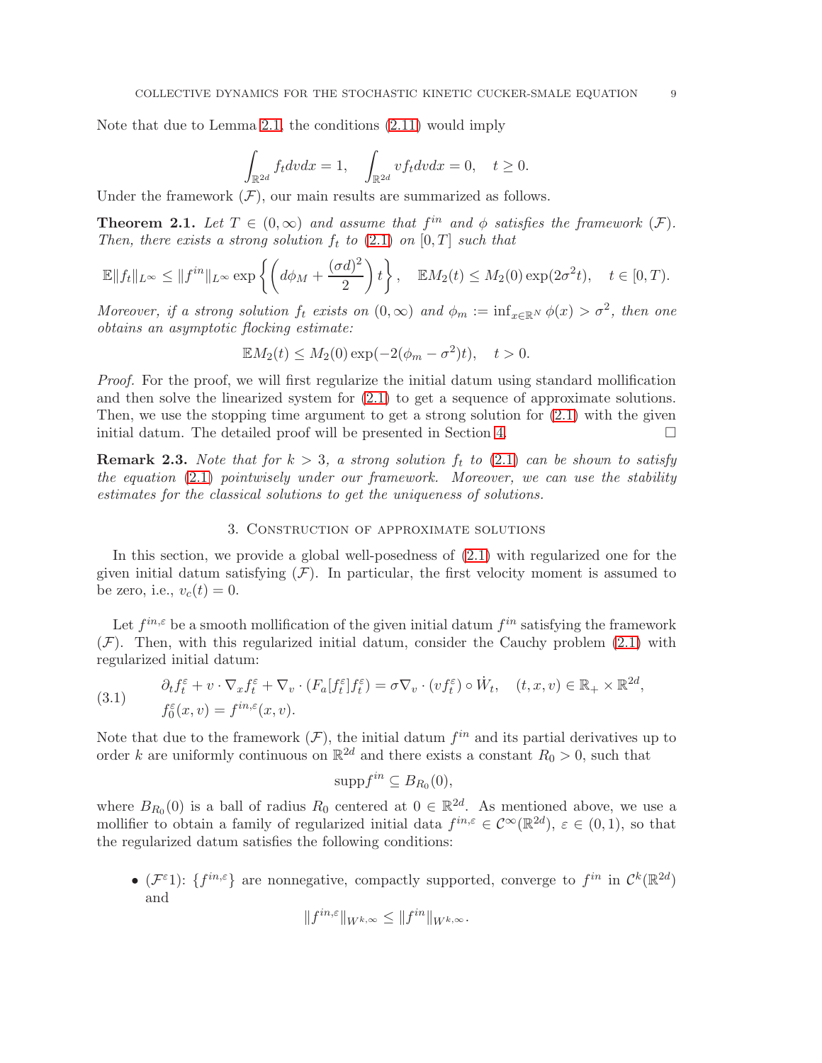Note that due to Lemma 2.1, the conditions (2.11) would imply

$$
\int_{\mathbb{R}^{2d}} f_t dv dx = 1, \quad \int_{\mathbb{R}^{2d}} v f_t dv dx = 0, \quad t \geq 0.
$$

Under the framework $(\mathcal{F})$, our main results are summarized as follows.

**Theorem 2.1.** *Let $T \in (0, \infty)$ and assume that $f^{in}$ and $\phi$ satisfies the framework $(\mathcal{F})$. Then, there exists a strong solution $f_t$ to (2.1) on $[0, T]$ such that*

$$
\mathbb{E}\|f_t\|_{L^\infty} \leq \|f^{in}\|_{L^\infty} \exp\left\{\left(d\phi_M + \frac{(\sigma d)^2}{2}\right)t\right\}, \quad \mathbb{E}M_2(t) \leq M_2(0)\exp(2\sigma^2 t), \quad t \in [0, T).
$$

*Moreover, if a strong solution $f_t$ exists on $(0, \infty)$ and $\phi_m := \inf_{x\in\mathbb{R}^N} \phi(x) > \sigma^2$, then one obtains an asymptotic flocking estimate:*

$$
\mathbb{E}M_2(t) \leq M_2(0)\exp(-2(\phi_m - \sigma^2)t), \quad t > 0.
$$

*Proof.* For the proof, we will first regularize the initial datum using standard mollification and then solve the linearized system for (2.1) to get a sequence of approximate solutions. Then, we use the stopping time argument to get a strong solution for (2.1) with the given initial datum. The detailed proof will be presented in Section 4. $\square$

**Remark 2.3.** *Note that for $k > 3$, a strong solution $f_t$ to (2.1) can be shown to satisfy the equation (2.1) pointwisely under our framework. Moreover, we can use the stability estimates for the classical solutions to get the uniqueness of solutions.*

## 3. Construction of approximate solutions

In this section, we provide a global well-posedness of (2.1) with regularized one for the given initial datum satisfying $(\mathcal{F})$. In particular, the first velocity moment is assumed to be zero, i.e., $v_c(t) = 0$.

Let $f^{in,\varepsilon}$ be a smooth mollification of the given initial datum $f^{in}$ satisfying the framework $(\mathcal{F})$. Then, with this regularized initial datum, consider the Cauchy problem (2.1) with regularized initial datum:

$$
\begin{aligned}
&\partial_t f_t^\varepsilon + v \cdot \nabla_x f_t^\varepsilon + \nabla_v \cdot (F_a[f_t^\varepsilon] f_t^\varepsilon) = \sigma \nabla_v \cdot (v f_t^\varepsilon) \circ \dot{W}_t, \quad (t, x, v) \in \mathbb{R}_+ \times \mathbb{R}^{2d}, \\
&f_0^\varepsilon(x, v) = f^{in,\varepsilon}(x, v).
\end{aligned} \tag{3.1}
$$

Note that due to the framework $(\mathcal{F})$, the initial datum $f^{in}$ and its partial derivatives up to order $k$ are uniformly continuous on $\mathbb{R}^{2d}$ and there exists a constant $R_0 > 0$, such that

$$
\text{supp} f^{in} \subseteq B_{R_0}(0),
$$

where $B_{R_0}(0)$ is a ball of radius $R_0$ centered at $0 \in \mathbb{R}^{2d}$. As mentioned above, we use a mollifier to obtain a family of regularized initial data $f^{in,\varepsilon} \in \mathcal{C}^\infty(\mathbb{R}^{2d})$, $\varepsilon \in (0, 1)$, so that the regularized datum satisfies the following conditions:

- $(\mathcal{F}^\varepsilon 1)$: $\{f^{in,\varepsilon}\}$ are nonnegative, compactly supported, converge to $f^{in}$ in $\mathcal{C}^k(\mathbb{R}^{2d})$ and

$$
\|f^{in,\varepsilon}\|_{W^{k,\infty}} \leq \|f^{in}\|_{W^{k,\infty}}.
$$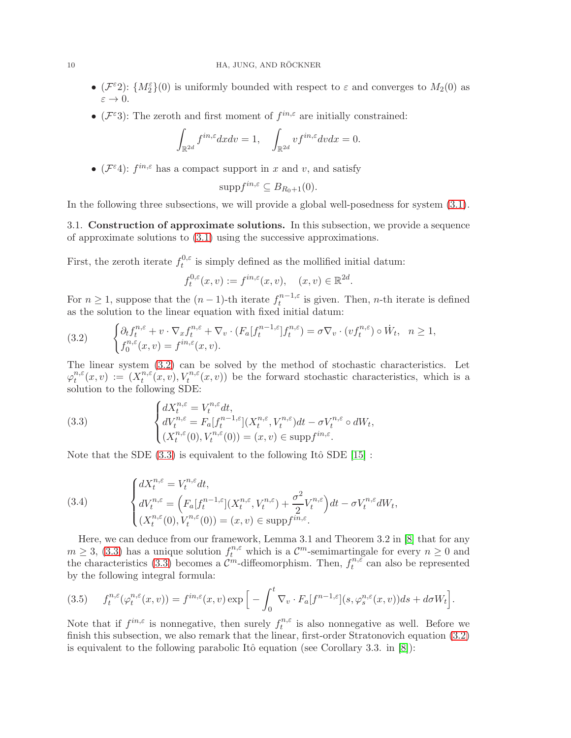- ($\mathcal{F}^\varepsilon 2$): $\{M_2^\varepsilon\}(0)$ is uniformly bounded with respect to $\varepsilon$ and converges to $M_2(0)$ as $\varepsilon \to 0$.
- ($\mathcal{F}^\varepsilon 3$): The zeroth and first moment of $f^{in,\varepsilon}$ are initially constrained:

$$\int_{\mathbb{R}^{2d}} f^{in,\varepsilon} dx dv = 1, \quad \int_{\mathbb{R}^{2d}} v f^{in,\varepsilon} dv dx = 0.$$

- ($\mathcal{F}^\varepsilon 4$): $f^{in,\varepsilon}$ has a compact support in $x$ and $v$, and satisfy

$$\mathrm{supp} f^{in,\varepsilon} \subseteq B_{R_0+1}(0).$$

In the following three subsections, we will provide a global well-posedness for system (3.1).

## 3.1. Construction of approximate solutions.

In this subsection, we provide a sequence of approximate solutions to (3.1) using the successive approximations.

First, the zeroth iterate $f_t^{0,\varepsilon}$ is simply defined as the mollified initial datum:

$$f_t^{0,\varepsilon}(x,v) := f^{in,\varepsilon}(x,v), \quad (x,v) \in \mathbb{R}^{2d}.$$

For $n \geq 1$, suppose that the $(n-1)$-th iterate $f_t^{n-1,\varepsilon}$ is given. Then, $n$-th iterate is defined as the solution to the linear equation with fixed initial datum:

$$\begin{cases} \partial_t f_t^{n,\varepsilon} + v \cdot \nabla_x f_t^{n,\varepsilon} + \nabla_v \cdot (F_a[f_t^{n-1,\varepsilon}] f_t^{n,\varepsilon}) = \sigma \nabla_v \cdot (v f_t^{n,\varepsilon}) \circ \dot{W}_t, \quad n \geq 1, \\ f_0^{n,\varepsilon}(x,v) = f^{in,\varepsilon}(x,v). \end{cases} \tag{3.2}$$

The linear system (3.2) can be solved by the method of stochastic characteristics. Let $\varphi_t^{n,\varepsilon}(x,v) := (X_t^{n,\varepsilon}(x,v), V_t^{n,\varepsilon}(x,v))$ be the forward stochastic characteristics, which is a solution to the following SDE:

$$\begin{cases} dX_t^{n,\varepsilon} = V_t^{n,\varepsilon} dt, \\ dV_t^{n,\varepsilon} = F_a[f_t^{n-1,\varepsilon}](X_t^{n,\varepsilon}, V_t^{n,\varepsilon}) dt - \sigma V_t^{n,\varepsilon} \circ dW_t, \\ (X_t^{n,\varepsilon}(0), V_t^{n,\varepsilon}(0)) = (x,v) \in \mathrm{supp} f^{in,\varepsilon}. \end{cases} \tag{3.3}$$

Note that the SDE (3.3) is equivalent to the following Itô SDE [15] :

$$\begin{cases} dX_t^{n,\varepsilon} = V_t^{n,\varepsilon} dt, \\ dV_t^{n,\varepsilon} = \Big( F_a[f_t^{n-1,\varepsilon}](X_t^{n,\varepsilon}, V_t^{n,\varepsilon}) + \dfrac{\sigma^2}{2} V_t^{n,\varepsilon} \Big) dt - \sigma V_t^{n,\varepsilon} dW_t, \\ (X_t^{n,\varepsilon}(0), V_t^{n,\varepsilon}(0)) = (x,v) \in \mathrm{supp} f^{in,\varepsilon}. \end{cases} \tag{3.4}$$

Here, we can deduce from our framework, Lemma 3.1 and Theorem 3.2 in [8] that for any $m \geq 3$, (3.3) has a unique solution $f_t^{n,\varepsilon}$ which is a $\mathcal{C}^m$-semimartingale for every $n \geq 0$ and the characteristics (3.3) becomes a $\mathcal{C}^m$-diffeomorphism. Then, $f_t^{n,\varepsilon}$ can also be represented by the following integral formula:

$$f_t^{n,\varepsilon}(\varphi_t^{n,\varepsilon}(x,v)) = f^{in,\varepsilon}(x,v) \exp\Big[ - \int_0^t \nabla_v \cdot F_a[f^{n-1,\varepsilon}](s, \varphi_s^{n,\varepsilon}(x,v)) ds + d\sigma W_t \Big]. \tag{3.5}$$

Note that if $f^{in,\varepsilon}$ is nonnegative, then surely $f_t^{n,\varepsilon}$ is also nonnegative as well. Before we finish this subsection, we also remark that the linear, first-order Stratonovich equation (3.2) is equivalent to the following parabolic Itô equation (see Corollary 3.3. in [8]):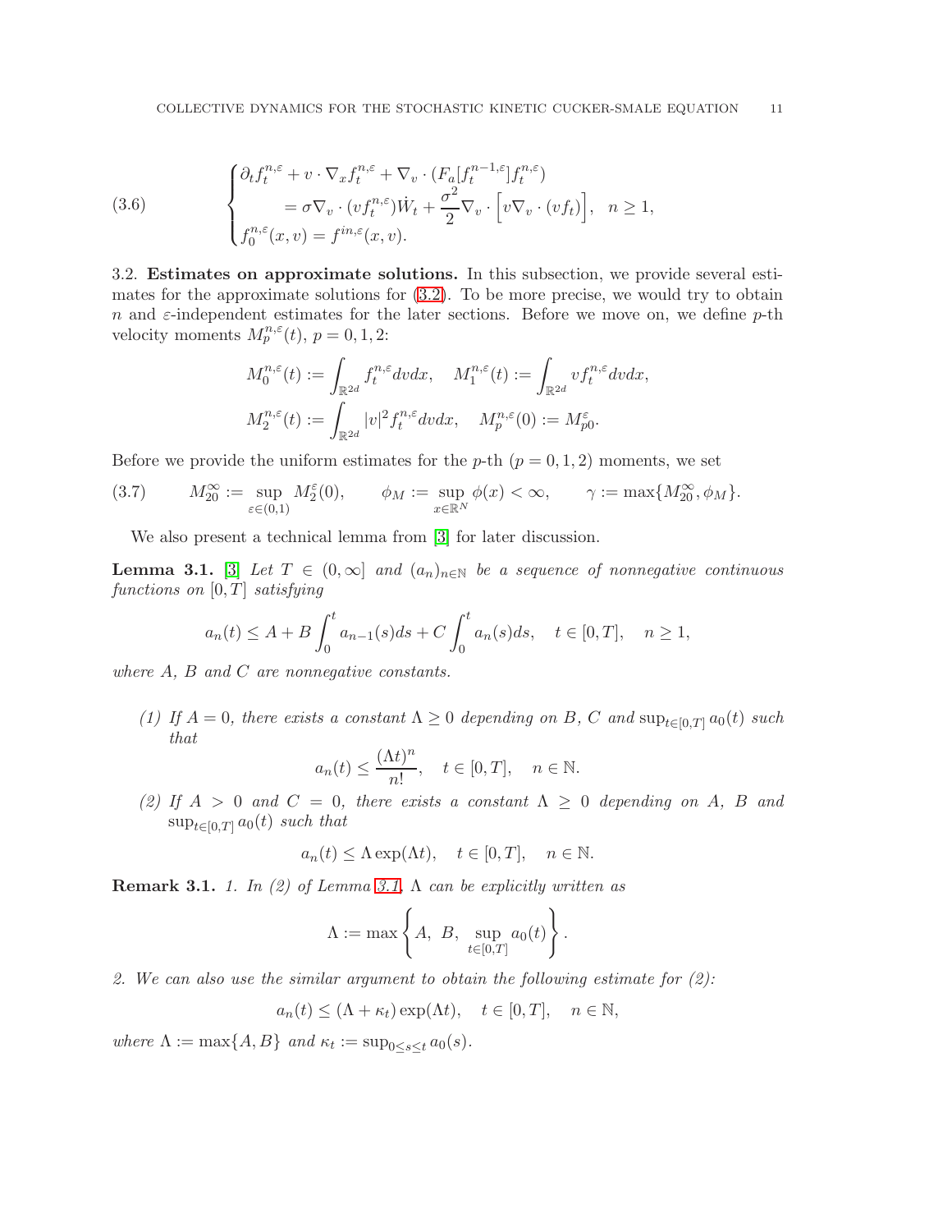$$
\begin{cases}
\partial_t f_t^{n,\varepsilon} + v \cdot \nabla_x f_t^{n,\varepsilon} + \nabla_v \cdot (F_a[f_t^{n-1,\varepsilon}] f_t^{n,\varepsilon}) \\
\qquad = \sigma \nabla_v \cdot (v f_t^{n,\varepsilon}) \dot{W}_t + \dfrac{\sigma^2}{2} \nabla_v \cdot \Big[ v \nabla_v \cdot (v f_t) \Big], \quad n \geq 1, \\
f_0^{n,\varepsilon}(x,v) = f^{in,\varepsilon}(x,v).
\end{cases}
\tag{3.6}
$$

### 3.2. Estimates on approximate solutions.

In this subsection, we provide several estimates for the approximate solutions for (3.2). To be more precise, we would try to obtain $n$ and $\varepsilon$-independent estimates for the later sections. Before we move on, we define $p$-th velocity moments $M_p^{n,\varepsilon}(t)$, $p = 0,1,2$:

$$
M_0^{n,\varepsilon}(t) := \int_{\mathbb{R}^{2d}} f_t^{n,\varepsilon} dv dx, \quad M_1^{n,\varepsilon}(t) := \int_{\mathbb{R}^{2d}} v f_t^{n,\varepsilon} dv dx,
$$

$$
M_2^{n,\varepsilon}(t) := \int_{\mathbb{R}^{2d}} |v|^2 f_t^{n,\varepsilon} dv dx, \quad M_p^{n,\varepsilon}(0) := M_{p0}^{\varepsilon}.
$$

Before we provide the uniform estimates for the $p$-th ($p = 0,1,2$) moments, we set

$$
M_{20}^{\infty} := \sup_{\varepsilon \in (0,1)} M_2^{\varepsilon}(0), \qquad \phi_M := \sup_{x \in \mathbb{R}^N} \phi(x) < \infty, \qquad \gamma := \max\{M_{20}^{\infty}, \phi_M\}.
\tag{3.7}
$$

We also present a technical lemma from [3] for later discussion.

**Lemma 3.1.** [3] *Let $T \in (0, \infty]$ and $(a_n)_{n \in \mathbb{N}}$ be a sequence of nonnegative continuous functions on $[0,T]$ satisfying*

$$
a_n(t) \leq A + B \int_0^t a_{n-1}(s) ds + C \int_0^t a_n(s) ds, \quad t \in [0,T], \quad n \geq 1,
$$

*where $A$, $B$ and $C$ are nonnegative constants.*

*(1) If $A = 0$, there exists a constant $\Lambda \geq 0$ depending on $B$, $C$ and $\sup_{t \in [0,T]} a_0(t)$ such that*

$$
a_n(t) \leq \frac{(\Lambda t)^n}{n!}, \quad t \in [0,T], \quad n \in \mathbb{N}.
$$

*(2) If $A > 0$ and $C = 0$, there exists a constant $\Lambda \geq 0$ depending on $A$, $B$ and $\sup_{t \in [0,T]} a_0(t)$ such that*

$$
a_n(t) \leq \Lambda \exp(\Lambda t), \quad t \in [0,T], \quad n \in \mathbb{N}.
$$

**Remark 3.1.** *1. In (2) of Lemma 3.1, $\Lambda$ can be explicitly written as*

$$
\Lambda := \max\left\{ A, \ B, \ \sup_{t \in [0,T]} a_0(t) \right\}.
$$

*2. We can also use the similar argument to obtain the following estimate for (2):*

$$
a_n(t) \leq (\Lambda + \kappa_t) \exp(\Lambda t), \quad t \in [0,T], \quad n \in \mathbb{N},
$$

*where $\Lambda := \max\{A, B\}$ and $\kappa_t := \sup_{0 \leq s \leq t} a_0(s)$.*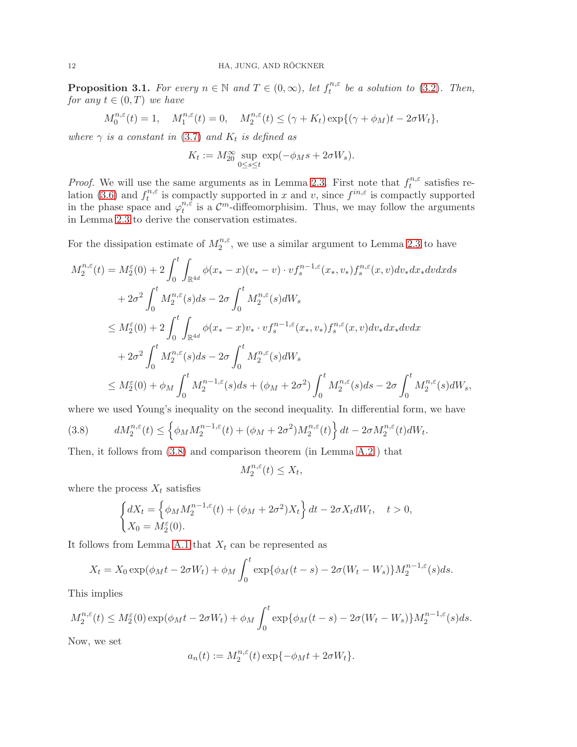**Proposition 3.1.** *For every $n \in \mathbb{N}$ and $T \in (0, \infty)$, let $f_t^{n,\varepsilon}$ be a solution to (3.2). Then, for any $t \in (0,T)$ we have*

$$M_0^{n,\varepsilon}(t) = 1, \quad M_1^{n,\varepsilon}(t) = 0, \quad M_2^{n,\varepsilon}(t) \leq (\gamma + K_t)\exp\{(\gamma + \phi_M)t - 2\sigma W_t\},$$

*where $\gamma$ is a constant in (3.7) and $K_t$ is defined as*

$$K_t := M_{20}^\infty \sup_{0\leq s \leq t} \exp(-\phi_M s + 2\sigma W_s).$$

*Proof.* We will use the same arguments as in Lemma 2.3. First note that $f_t^{n,\varepsilon}$ satisfies relation (3.6) and $f_t^{n,\varepsilon}$ is compactly supported in $x$ and $v$, since $f^{in,\varepsilon}$ is compactly supported in the phase space and $\varphi_t^{n,\varepsilon}$ is a $\mathcal{C}^m$-diffeomorphisim. Thus, we may follow the arguments in Lemma 2.3 to derive the conservation estimates.

For the dissipation estimate of $M_2^{n,\varepsilon}$, we use a similar argument to Lemma 2.3 to have

$$
\begin{aligned}
M_2^{n,\varepsilon}(t) &= M_2^\varepsilon(0) + 2\int_0^t \int_{\mathbb{R}^{4d}} \phi(x_* - x)(v_* - v)\cdot v f_s^{n-1,\varepsilon}(x_*, v_*) f_s^{n,\varepsilon}(x,v) dv_* dx_* dv dx ds \\
&\quad + 2\sigma^2 \int_0^t M_2^{n,\varepsilon}(s) ds - 2\sigma \int_0^t M_2^{n,\varepsilon}(s) dW_s \\
&\leq M_2^\varepsilon(0) + 2\int_0^t \int_{\mathbb{R}^{4d}} \phi(x_* - x) v_* \cdot v f_s^{n-1,\varepsilon}(x_*, v_*) f_s^{n,\varepsilon}(x,v) dv_* dx_* dv dx \\
&\quad + 2\sigma^2 \int_0^t M_2^{n,\varepsilon}(s) ds - 2\sigma \int_0^t M_2^{n,\varepsilon}(s) dW_s \\
&\leq M_2^\varepsilon(0) + \phi_M \int_0^t M_2^{n-1,\varepsilon}(s) ds + (\phi_M + 2\sigma^2)\int_0^t M_2^{n,\varepsilon}(s) ds - 2\sigma \int_0^t M_2^{n,\varepsilon}(s) dW_s,
\end{aligned}
$$

where we used Young's inequality on the second inequality. In differential form, we have

$$dM_2^{n,\varepsilon}(t) \leq \Big\{ \phi_M M_2^{n-1,\varepsilon}(t) + (\phi_M + 2\sigma^2) M_2^{n,\varepsilon}(t) \Big\} dt - 2\sigma M_2^{n,\varepsilon}(t) dW_t. \tag{3.8}$$

Then, it follows from (3.8) and comparison theorem (in Lemma A.2 ) that

$$M_2^{n,\varepsilon}(t) \leq X_t,$$

where the process $X_t$ satisfies

$$
\begin{cases}
dX_t = \Big\{ \phi_M M_2^{n-1,\varepsilon}(t) + (\phi_M + 2\sigma^2) X_t \Big\} dt - 2\sigma X_t dW_t, \quad t > 0, \\
X_0 = M_2^\varepsilon(0).
\end{cases}
$$

It follows from Lemma A.1 that $X_t$ can be represented as

$$X_t = X_0 \exp(\phi_M t - 2\sigma W_t) + \phi_M \int_0^t \exp\{\phi_M(t-s) - 2\sigma(W_t - W_s)\} M_2^{n-1,\varepsilon}(s) ds.$$

This implies

$$M_2^{n,\varepsilon}(t) \leq M_2^\varepsilon(0)\exp(\phi_M t - 2\sigma W_t) + \phi_M \int_0^t \exp\{\phi_M(t-s) - 2\sigma(W_t - W_s)\} M_2^{n-1,\varepsilon}(s) ds.$$

Now, we set

$$a_n(t) := M_2^{n,\varepsilon}(t)\exp\{-\phi_M t + 2\sigma W_t\}.$$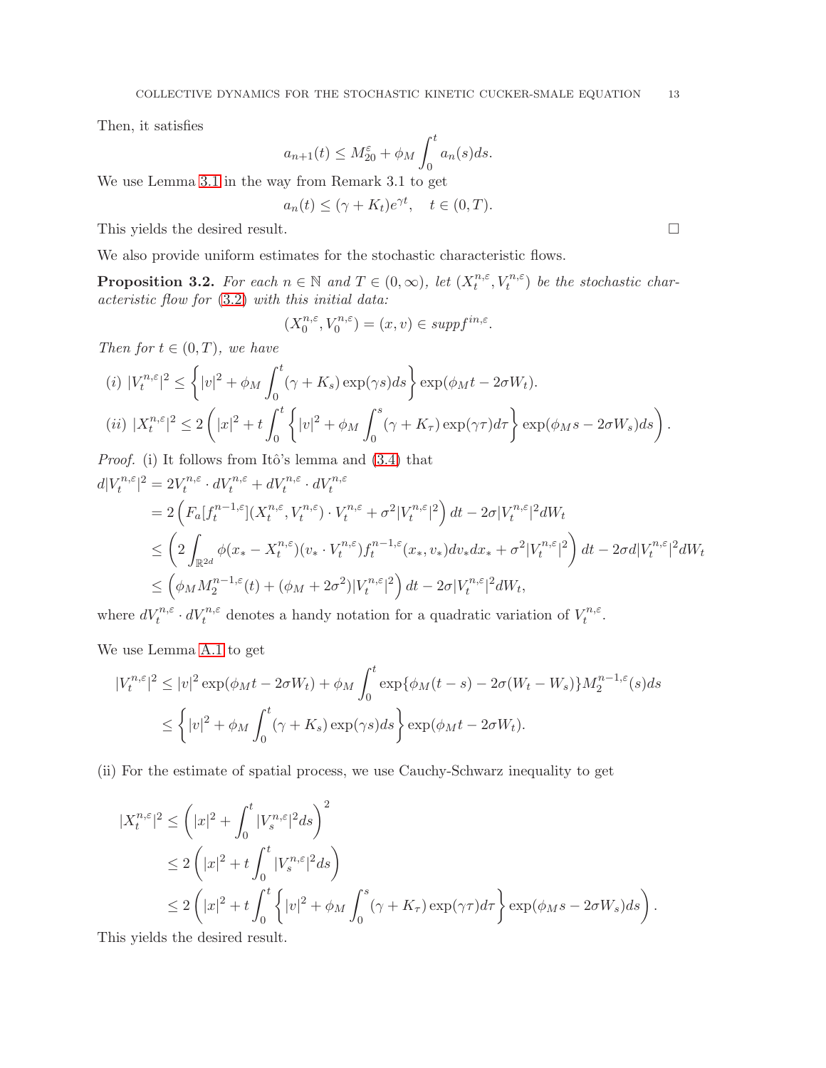Then, it satisfies

$$a_{n+1}(t) \leq M_{20}^{\varepsilon} + \phi_M \int_0^t a_n(s)ds.$$

We use Lemma 3.1 in the way from Remark 3.1 to get

$$a_n(t) \leq (\gamma + K_t)e^{\gamma t}, \quad t \in (0, T).$$

This yields the desired result. □

We also provide uniform estimates for the stochastic characteristic flows.

**Proposition 3.2.** *For each $n \in \mathbb{N}$ and $T \in (0, \infty)$, let $(X_t^{n,\varepsilon}, V_t^{n,\varepsilon})$ be the stochastic characteristic flow for (3.2) with this initial data:*

$$(X_0^{n,\varepsilon}, V_0^{n,\varepsilon}) = (x, v) \in supp f^{in,\varepsilon}.$$

*Then for $t \in (0, T)$, we have*

$$(i)\ |V_t^{n,\varepsilon}|^2 \leq \left\{ |v|^2 + \phi_M \int_0^t (\gamma + K_s)\exp(\gamma s)ds \right\} \exp(\phi_M t - 2\sigma W_t).$$

$$(ii)\ |X_t^{n,\varepsilon}|^2 \leq 2\left( |x|^2 + t\int_0^t \left\{ |v|^2 + \phi_M \int_0^s (\gamma + K_\tau)\exp(\gamma\tau)d\tau \right\} \exp(\phi_M s - 2\sigma W_s)ds \right).$$

*Proof.* (i) It follows from Itô's lemma and (3.4) that

$$\begin{aligned}
d|V_t^{n,\varepsilon}|^2 &= 2V_t^{n,\varepsilon} \cdot dV_t^{n,\varepsilon} + dV_t^{n,\varepsilon} \cdot dV_t^{n,\varepsilon} \\
&= 2\left( F_a[f_t^{n-1,\varepsilon}](X_t^{n,\varepsilon}, V_t^{n,\varepsilon}) \cdot V_t^{n,\varepsilon} + \sigma^2 |V_t^{n,\varepsilon}|^2 \right) dt - 2\sigma |V_t^{n,\varepsilon}|^2 dW_t \\
&\leq \left( 2\int_{\mathbb{R}^{2d}} \phi(x_* - X_t^{n,\varepsilon})(v_* \cdot V_t^{n,\varepsilon}) f_t^{n-1,\varepsilon}(x_*, v_*)dv_* dx_* + \sigma^2 |V_t^{n,\varepsilon}|^2 \right) dt - 2\sigma d|V_t^{n,\varepsilon}|^2 dW_t \\
&\leq \left( \phi_M M_2^{n-1,\varepsilon}(t) + (\phi_M + 2\sigma^2)|V_t^{n,\varepsilon}|^2 \right) dt - 2\sigma |V_t^{n,\varepsilon}|^2 dW_t,
\end{aligned}$$

where $dV_t^{n,\varepsilon} \cdot dV_t^{n,\varepsilon}$ denotes a handy notation for a quadratic variation of $V_t^{n,\varepsilon}$.

We use Lemma A.1 to get

$$\begin{aligned}
|V_t^{n,\varepsilon}|^2 &\leq |v|^2 \exp(\phi_M t - 2\sigma W_t) + \phi_M \int_0^t \exp\{\phi_M(t-s) - 2\sigma(W_t - W_s)\} M_2^{n-1,\varepsilon}(s)ds \\
&\leq \left\{ |v|^2 + \phi_M \int_0^t (\gamma + K_s)\exp(\gamma s)ds \right\} \exp(\phi_M t - 2\sigma W_t).
\end{aligned}$$

(ii) For the estimate of spatial process, we use Cauchy-Schwarz inequality to get

$$\begin{aligned}
|X_t^{n,\varepsilon}|^2 &\leq \left( |x|^2 + \int_0^t |V_s^{n,\varepsilon}|^2 ds \right)^2 \\
&\leq 2\left( |x|^2 + t\int_0^t |V_s^{n,\varepsilon}|^2 ds \right) \\
&\leq 2\left( |x|^2 + t\int_0^t \left\{ |v|^2 + \phi_M \int_0^s (\gamma + K_\tau)\exp(\gamma\tau)d\tau \right\} \exp(\phi_M s - 2\sigma W_s)ds \right).
\end{aligned}$$

This yields the desired result.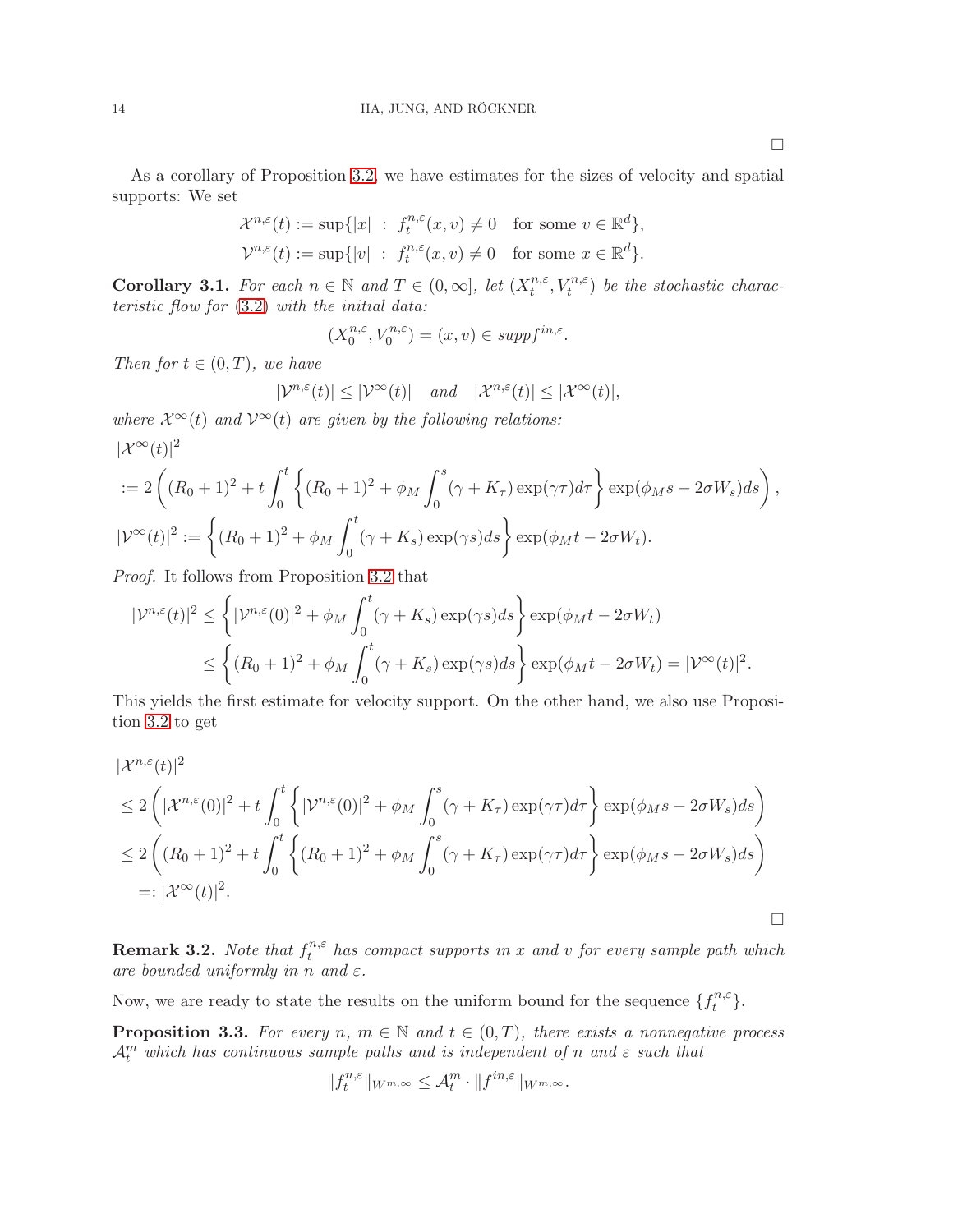∎

As a corollary of Proposition 3.2, we have estimates for the sizes of velocity and spatial supports: We set

$$
\mathcal{X}^{n,\varepsilon}(t) := \sup\{|x| \ : \ f_t^{n,\varepsilon}(x,v) \neq 0 \quad \text{for some } v \in \mathbb{R}^d\},
$$
$$
\mathcal{V}^{n,\varepsilon}(t) := \sup\{|v| \ : \ f_t^{n,\varepsilon}(x,v) \neq 0 \quad \text{for some } x \in \mathbb{R}^d\}.
$$

**Corollary 3.1.** *For each $n \in \mathbb{N}$ and $T \in (0,\infty]$, let $(X_t^{n,\varepsilon}, V_t^{n,\varepsilon})$ be the stochastic characteristic flow for (3.2) with the initial data:*

$$
(X_0^{n,\varepsilon}, V_0^{n,\varepsilon}) = (x,v) \in supp f^{in,\varepsilon}.
$$

*Then for $t \in (0,T)$, we have*

$$
|\mathcal{V}^{n,\varepsilon}(t)| \le |\mathcal{V}^\infty(t)| \quad and \quad |\mathcal{X}^{n,\varepsilon}(t)| \le |\mathcal{X}^\infty(t)|,
$$

*where $\mathcal{X}^\infty(t)$ and $\mathcal{V}^\infty(t)$ are given by the following relations:*

$$
\begin{aligned}
&|\mathcal{X}^\infty(t)|^2 \\
&:= 2\left( (R_0+1)^2 + t\int_0^t \left\{ (R_0+1)^2 + \phi_M \int_0^s (\gamma + K_\tau)\exp(\gamma\tau)d\tau \right\} \exp(\phi_M s - 2\sigma W_s)ds \right), \\
&|\mathcal{V}^\infty(t)|^2 := \left\{ (R_0+1)^2 + \phi_M \int_0^t (\gamma + K_s)\exp(\gamma s)ds \right\} \exp(\phi_M t - 2\sigma W_t).
\end{aligned}
$$

*Proof.* It follows from Proposition 3.2 that

$$
\begin{aligned}
|\mathcal{V}^{n,\varepsilon}(t)|^2 &\le \left\{ |\mathcal{V}^{n,\varepsilon}(0)|^2 + \phi_M \int_0^t (\gamma + K_s)\exp(\gamma s)ds \right\} \exp(\phi_M t - 2\sigma W_t) \\
&\le \left\{ (R_0+1)^2 + \phi_M \int_0^t (\gamma + K_s)\exp(\gamma s)ds \right\} \exp(\phi_M t - 2\sigma W_t) = |\mathcal{V}^\infty(t)|^2.
\end{aligned}
$$

This yields the first estimate for velocity support. On the other hand, we also use Proposition 3.2 to get

$$
\begin{aligned}
&|\mathcal{X}^{n,\varepsilon}(t)|^2 \\
&\le 2\left( |\mathcal{X}^{n,\varepsilon}(0)|^2 + t\int_0^t \left\{ |\mathcal{V}^{n,\varepsilon}(0)|^2 + \phi_M \int_0^s (\gamma + K_\tau)\exp(\gamma\tau)d\tau \right\} \exp(\phi_M s - 2\sigma W_s)ds \right) \\
&\le 2\left( (R_0+1)^2 + t\int_0^t \left\{ (R_0+1)^2 + \phi_M \int_0^s (\gamma + K_\tau)\exp(\gamma\tau)d\tau \right\} \exp(\phi_M s - 2\sigma W_s)ds \right) \\
&\quad =: |\mathcal{X}^\infty(t)|^2.
\end{aligned}
$$

∎

**Remark 3.2.** *Note that $f_t^{n,\varepsilon}$ has compact supports in $x$ and $v$ for every sample path which are bounded uniformly in $n$ and $\varepsilon$.*

Now, we are ready to state the results on the uniform bound for the sequence $\{f_t^{n,\varepsilon}\}$.

**Proposition 3.3.** *For every $n$, $m \in \mathbb{N}$ and $t \in (0,T)$, there exists a nonnegative process $\mathcal{A}_t^m$ which has continuous sample paths and is independent of $n$ and $\varepsilon$ such that*

$$
\|f_t^{n,\varepsilon}\|_{W^{m,\infty}} \le \mathcal{A}_t^m \cdot \|f^{in,\varepsilon}\|_{W^{m,\infty}}.
$$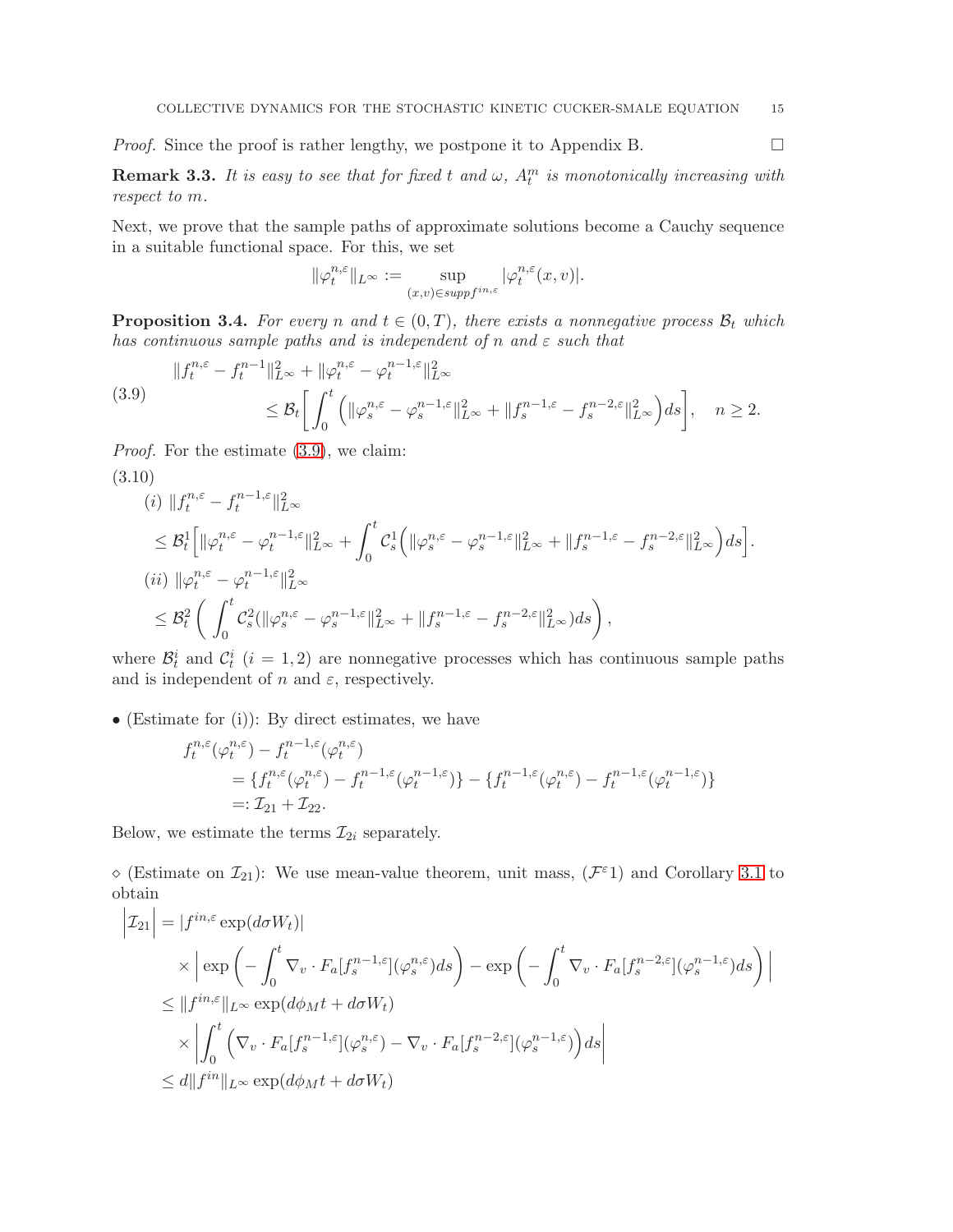*Proof.* Since the proof is rather lengthy, we postpone it to Appendix B. $\square$

**Remark 3.3.** *It is easy to see that for fixed $t$ and $\omega$, $A^m_t$ is monotonically increasing with respect to $m$.*

Next, we prove that the sample paths of approximate solutions become a Cauchy sequence in a suitable functional space. For this, we set

$$\|\varphi_t^{n,\varepsilon}\|_{L^\infty} := \sup_{(x,v)\in supp f^{in,\varepsilon}} |\varphi_t^{n,\varepsilon}(x,v)|.$$

**Proposition 3.4.** *For every $n$ and $t \in (0,T)$, there exists a nonnegative process $\mathcal{B}_t$ which has continuous sample paths and is independent of $n$ and $\varepsilon$ such that*

$$\begin{aligned}
&\|f_t^{n,\varepsilon} - f_t^{n-1}\|^2_{L^\infty} + \|\varphi_t^{n,\varepsilon} - \varphi_t^{n-1,\varepsilon}\|^2_{L^\infty} \\
&\qquad \le \mathcal{B}_t\bigg[\int_0^t \Big(\|\varphi_s^{n,\varepsilon} - \varphi_s^{n-1,\varepsilon}\|^2_{L^\infty} + \|f_s^{n-1,\varepsilon} - f_s^{n-2,\varepsilon}\|^2_{L^\infty}\Big)ds\bigg], \quad n \ge 2.
\end{aligned} \tag{3.9}$$

*Proof.* For the estimate (3.9), we claim:

(3.10)

$$\begin{aligned}
&(i)\ \|f_t^{n,\varepsilon} - f_t^{n-1,\varepsilon}\|^2_{L^\infty} \\
&\le \mathcal{B}^1_t\Big[\|\varphi_t^{n,\varepsilon} - \varphi_t^{n-1,\varepsilon}\|^2_{L^\infty} + \int_0^t \mathcal{C}^1_s\Big(\|\varphi_s^{n,\varepsilon} - \varphi_s^{n-1,\varepsilon}\|^2_{L^\infty} + \|f_s^{n-1,\varepsilon} - f_s^{n-2,\varepsilon}\|^2_{L^\infty}\Big)ds\Big]. \\
&(ii)\ \|\varphi_t^{n,\varepsilon} - \varphi_t^{n-1,\varepsilon}\|^2_{L^\infty} \\
&\le \mathcal{B}^2_t\bigg(\int_0^t \mathcal{C}^2_s(\|\varphi_s^{n,\varepsilon} - \varphi_s^{n-1,\varepsilon}\|^2_{L^\infty} + \|f_s^{n-1,\varepsilon} - f_s^{n-2,\varepsilon}\|^2_{L^\infty})ds\bigg),
\end{aligned}$$

where $\mathcal{B}^i_t$ and $\mathcal{C}^i_t$ $(i = 1,2)$ are nonnegative processes which has continuous sample paths and is independent of $n$ and $\varepsilon$, respectively.

- (Estimate for (i)): By direct estimates, we have

$$\begin{aligned}
&f_t^{n,\varepsilon}(\varphi_t^{n,\varepsilon}) - f_t^{n-1,\varepsilon}(\varphi_t^{n,\varepsilon}) \\
&\quad = \{f_t^{n,\varepsilon}(\varphi_t^{n,\varepsilon}) - f_t^{n-1,\varepsilon}(\varphi_t^{n-1,\varepsilon})\} - \{f_t^{n-1,\varepsilon}(\varphi_t^{n,\varepsilon}) - f_t^{n-1,\varepsilon}(\varphi_t^{n-1,\varepsilon})\} \\
&\quad =: \mathcal{I}_{21} + \mathcal{I}_{22}.
\end{aligned}$$

Below, we estimate the terms $\mathcal{I}_{2i}$ separately.

$\diamond$ (Estimate on $\mathcal{I}_{21}$): We use mean-value theorem, unit mass, $(\mathcal{F}^\varepsilon 1)$ and Corollary 3.1 to obtain

$$\begin{aligned}
\Big|\mathcal{I}_{21}\Big| &= |f^{in,\varepsilon}\exp(d\sigma W_t)| \\
&\quad \times \bigg|\exp\bigg(-\int_0^t \nabla_v \cdot F_a[f_s^{n-1,\varepsilon}](\varphi_s^{n,\varepsilon})ds\bigg) - \exp\bigg(-\int_0^t \nabla_v \cdot F_a[f_s^{n-2,\varepsilon}](\varphi_s^{n-1,\varepsilon})ds\bigg)\bigg| \\
&\le \|f^{in,\varepsilon}\|_{L^\infty}\exp(d\phi_M t + d\sigma W_t) \\
&\quad \times \bigg|\int_0^t \Big(\nabla_v \cdot F_a[f_s^{n-1,\varepsilon}](\varphi_s^{n,\varepsilon}) - \nabla_v \cdot F_a[f_s^{n-2,\varepsilon}](\varphi_s^{n-1,\varepsilon})\Big)ds\bigg| \\
&\le d\|f^{in}\|_{L^\infty}\exp(d\phi_M t + d\sigma W_t)
\end{aligned}$$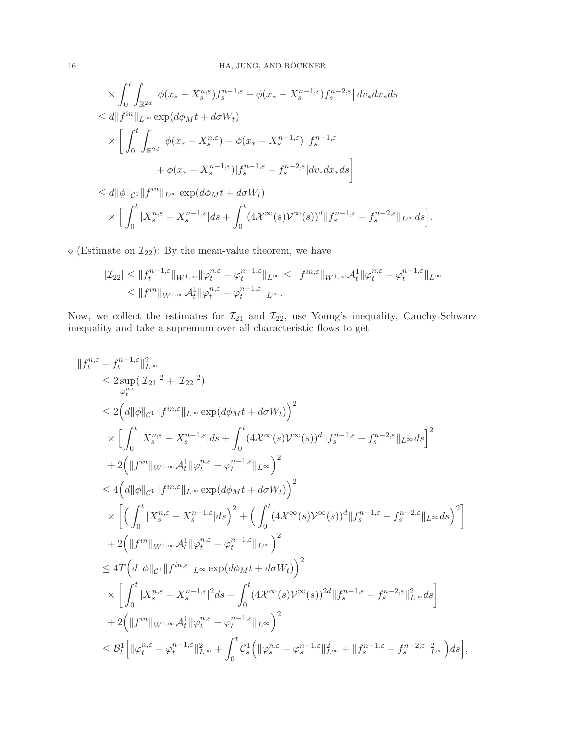$$
\begin{aligned}
&\times \int_0^t \int_{\mathbb{R}^{2d}} \left|\phi(x_* - X_s^{n,\varepsilon}) f_s^{n-1,\varepsilon} - \phi(x_* - X_s^{n-1,\varepsilon}) f_s^{n-2,\varepsilon}\right| dv_* dx_* ds \\
&\le d\|f^{in}\|_{L^\infty} \exp(d\phi_M t + d\sigma W_t) \\
&\quad \times \bigg[ \int_0^t \int_{\mathbb{R}^{2d}} \left|\phi(x_* - X_s^{n,\varepsilon}) - \phi(x_* - X_s^{n-1,\varepsilon})\right| f_s^{n-1,\varepsilon} \\
&\qquad\qquad + \phi(x_* - X_s^{n-1,\varepsilon}) |f_s^{n-1,\varepsilon} - f_s^{n-2,\varepsilon}| dv_* dx_* ds \bigg] \\
&\le d\|\phi\|_{\mathcal{C}^1} \|f^{in}\|_{L^\infty} \exp(d\phi_M t + d\sigma W_t) \\
&\quad \times \Big[ \int_0^t |X_s^{n,\varepsilon} - X_s^{n-1,\varepsilon}| ds + \int_0^t (4\mathcal{X}^\infty(s)\mathcal{V}^\infty(s))^d \|f_s^{n-1,\varepsilon} - f_s^{n-2,\varepsilon}\|_{L^\infty} ds \Big].
\end{aligned}
$$

$\diamond$ (Estimate on $\mathcal{I}_{22}$): By the mean-value theorem, we have

$$
\begin{aligned}
|\mathcal{I}_{22}| &\le \|f_t^{n-1,\varepsilon}\|_{W^{1,\infty}} \|\varphi_t^{n,\varepsilon} - \varphi_t^{n-1,\varepsilon}\|_{L^\infty} \le \|f^{in,\varepsilon}\|_{W^{1,\infty}} \mathcal{A}_t^1 \|\varphi_t^{n,\varepsilon} - \varphi_t^{n-1,\varepsilon}\|_{L^\infty} \\
&\le \|f^{in}\|_{W^{1,\infty}} \mathcal{A}_t^1 \|\varphi_t^{n,\varepsilon} - \varphi_t^{n-1,\varepsilon}\|_{L^\infty}.
\end{aligned}
$$

Now, we collect the estimates for $\mathcal{I}_{21}$ and $\mathcal{I}_{22}$, use Young's inequality, Cauchy-Schwarz inequality and take a supremum over all characteristic flows to get

$$
\begin{aligned}
&\|f_t^{n,\varepsilon} - f_t^{n-1,\varepsilon}\|_{L^\infty}^2 \\
&\quad \le 2 \sup_{\varphi_t^{n,\varepsilon}} (|\mathcal{I}_{21}|^2 + |\mathcal{I}_{22}|^2) \\
&\quad \le 2\Big( d\|\phi\|_{\mathcal{C}^1} \|f^{in,\varepsilon}\|_{L^\infty} \exp(d\phi_M t + d\sigma W_t) \Big)^2 \\
&\qquad \times \Big[ \int_0^t |X_s^{n,\varepsilon} - X_s^{n-1,\varepsilon}| ds + \int_0^t (4\mathcal{X}^\infty(s)\mathcal{V}^\infty(s))^d \|f_s^{n-1,\varepsilon} - f_s^{n-2,\varepsilon}\|_{L^\infty} ds \Big]^2 \\
&\qquad + 2\Big( \|f^{in}\|_{W^{1,\infty}} \mathcal{A}_t^1 \|\varphi_t^{n,\varepsilon} - \varphi_t^{n-1,\varepsilon}\|_{L^\infty} \Big)^2 \\
&\quad \le 4\Big( d\|\phi\|_{\mathcal{C}^1} \|f^{in,\varepsilon}\|_{L^\infty} \exp(d\phi_M t + d\sigma W_t) \Big)^2 \\
&\qquad \times \bigg[ \Big( \int_0^t |X_s^{n,\varepsilon} - X_s^{n-1,\varepsilon}| ds \Big)^2 + \Big( \int_0^t (4\mathcal{X}^\infty(s)\mathcal{V}^\infty(s))^d \|f_s^{n-1,\varepsilon} - f_s^{n-2,\varepsilon}\|_{L^\infty} ds \Big)^2 \bigg] \\
&\qquad + 2\Big( \|f^{in}\|_{W^{1,\infty}} \mathcal{A}_t^1 \|\varphi_t^{n,\varepsilon} - \varphi_t^{n-1,\varepsilon}\|_{L^\infty} \Big)^2 \\
&\quad \le 4T\Big( d\|\phi\|_{\mathcal{C}^1} \|f^{in,\varepsilon}\|_{L^\infty} \exp(d\phi_M t + d\sigma W_t) \Big)^2 \\
&\qquad \times \Big[ \int_0^t |X_s^{n,\varepsilon} - X_s^{n-1,\varepsilon}|^2 ds + \int_0^t (4\mathcal{X}^\infty(s)\mathcal{V}^\infty(s))^{2d} \|f_s^{n-1,\varepsilon} - f_s^{n-2,\varepsilon}\|_{L^\infty}^2 ds \Big] \\
&\qquad + 2\Big( \|f^{in}\|_{W^{1,\infty}} \mathcal{A}_t^1 \|\varphi_t^{n,\varepsilon} - \varphi_t^{n-1,\varepsilon}\|_{L^\infty} \Big)^2 \\
&\quad \le \mathcal{B}_t^1 \Big[ \|\varphi_t^{n,\varepsilon} - \varphi_t^{n-1,\varepsilon}\|_{L^\infty}^2 + \int_0^t \mathcal{C}_s^1 \Big( \|\varphi_s^{n,\varepsilon} - \varphi_s^{n-1,\varepsilon}\|_{L^\infty}^2 + \|f_s^{n-1,\varepsilon} - f_s^{n-2,\varepsilon}\|_{L^\infty}^2 \Big) ds \Big],
\end{aligned}
$$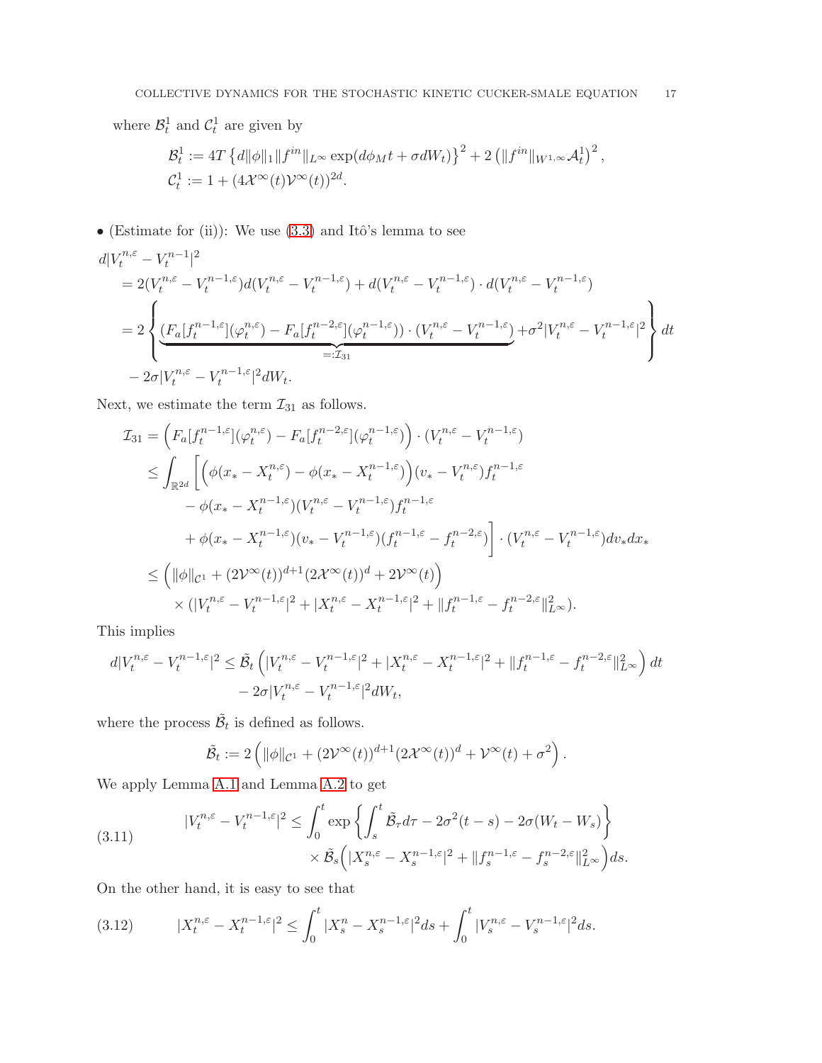where $\mathcal{B}_t^1$ and $\mathcal{C}_t^1$ are given by

$$
\begin{aligned}
&\mathcal{B}_t^1 := 4T\left\{d\|\phi\|_1\|f^{in}\|_{L^\infty}\exp(d\phi_M t + \sigma dW_t)\right\}^2 + 2\left(\|f^{in}\|_{W^{1,\infty}}\mathcal{A}_t^1\right)^2,\\
&\mathcal{C}_t^1 := 1 + (4\mathcal{X}^\infty(t)\mathcal{V}^\infty(t))^{2d}.
\end{aligned}
$$

• (Estimate for (ii)): We use (3.3) and Itô's lemma to see

$$
\begin{aligned}
&d|V_t^{n,\varepsilon} - V_t^{n-1}|^2\\
&= 2(V_t^{n,\varepsilon} - V_t^{n-1,\varepsilon})d(V_t^{n,\varepsilon} - V_t^{n-1,\varepsilon}) + d(V_t^{n,\varepsilon} - V_t^{n-1,\varepsilon})\cdot d(V_t^{n,\varepsilon} - V_t^{n-1,\varepsilon})\\
&= 2\left\{\underbrace{(F_a[f_t^{n-1,\varepsilon}](\varphi_t^{n,\varepsilon}) - F_a[f_t^{n-2,\varepsilon}](\varphi_t^{n-1,\varepsilon}))\cdot(V_t^{n,\varepsilon} - V_t^{n-1,\varepsilon})}_{=:\mathcal{I}_{31}} + \sigma^2|V_t^{n,\varepsilon} - V_t^{n-1,\varepsilon}|^2\right\}dt\\
&\quad - 2\sigma|V_t^{n,\varepsilon} - V_t^{n-1,\varepsilon}|^2 dW_t.
\end{aligned}
$$

Next, we estimate the term $\mathcal{I}_{31}$ as follows.

$$
\begin{aligned}
\mathcal{I}_{31} &= \Big(F_a[f_t^{n-1,\varepsilon}](\varphi_t^{n,\varepsilon}) - F_a[f_t^{n-2,\varepsilon}](\varphi_t^{n-1,\varepsilon})\Big)\cdot(V_t^{n,\varepsilon} - V_t^{n-1,\varepsilon})\\
&\le \int_{\mathbb{R}^{2d}}\bigg[\Big(\phi(x_* - X_t^{n,\varepsilon}) - \phi(x_* - X_t^{n-1,\varepsilon})\Big)(v_* - V_t^{n,\varepsilon})f_t^{n-1,\varepsilon}\\
&\qquad - \phi(x_* - X_t^{n-1,\varepsilon})(V_t^{n,\varepsilon} - V_t^{n-1,\varepsilon})f_t^{n-1,\varepsilon}\\
&\qquad + \phi(x_* - X_t^{n-1,\varepsilon})(v_* - V_t^{n-1,\varepsilon})(f_t^{n-1,\varepsilon} - f_t^{n-2,\varepsilon})\bigg]\cdot(V_t^{n,\varepsilon} - V_t^{n-1,\varepsilon})dv_*dx_*\\
&\le \Big(\|\phi\|_{\mathcal{C}^1} + (2\mathcal{V}^\infty(t))^{d+1}(2\mathcal{X}^\infty(t))^d + 2\mathcal{V}^\infty(t)\Big)\\
&\qquad \times(|V_t^{n,\varepsilon} - V_t^{n-1,\varepsilon}|^2 + |X_t^{n,\varepsilon} - X_t^{n-1,\varepsilon}|^2 + \|f_t^{n-1,\varepsilon} - f_t^{n-2,\varepsilon}\|_{L^\infty}^2).
\end{aligned}
$$

This implies

$$
\begin{aligned}
d|V_t^{n,\varepsilon} - V_t^{n-1,\varepsilon}|^2 &\le \tilde{\mathcal{B}}_t\left(|V_t^{n,\varepsilon} - V_t^{n-1,\varepsilon}|^2 + |X_t^{n,\varepsilon} - X_t^{n-1,\varepsilon}|^2 + \|f_t^{n-1,\varepsilon} - f_t^{n-2,\varepsilon}\|_{L^\infty}^2\right)dt\\
&\quad - 2\sigma|V_t^{n,\varepsilon} - V_t^{n-1,\varepsilon}|^2 dW_t,
\end{aligned}
$$

where the process $\tilde{\mathcal{B}}_t$ is defined as follows.

$$
\tilde{\mathcal{B}}_t := 2\left(\|\phi\|_{\mathcal{C}^1} + (2\mathcal{V}^\infty(t))^{d+1}(2\mathcal{X}^\infty(t))^d + \mathcal{V}^\infty(t) + \sigma^2\right).
$$

We apply Lemma A.1 and Lemma A.2 to get

$$
\begin{aligned}
|V_t^{n,\varepsilon} - V_t^{n-1,\varepsilon}|^2 \le \int_0^t &\exp\left\{\int_s^t \tilde{\mathcal{B}}_\tau d\tau - 2\sigma^2(t-s) - 2\sigma(W_t - W_s)\right\}\\
&\times \tilde{\mathcal{B}}_s\Big(|X_s^{n,\varepsilon} - X_s^{n-1,\varepsilon}|^2 + \|f_s^{n-1,\varepsilon} - f_s^{n-2,\varepsilon}\|_{L^\infty}^2\Big)ds.
\end{aligned} \tag{3.11}
$$

On the other hand, it is easy to see that

$$
|X_t^{n,\varepsilon} - X_t^{n-1,\varepsilon}|^2 \le \int_0^t |X_s^n - X_s^{n-1,\varepsilon}|^2 ds + \int_0^t |V_s^{n,\varepsilon} - V_s^{n-1,\varepsilon}|^2 ds. \tag{3.12}
$$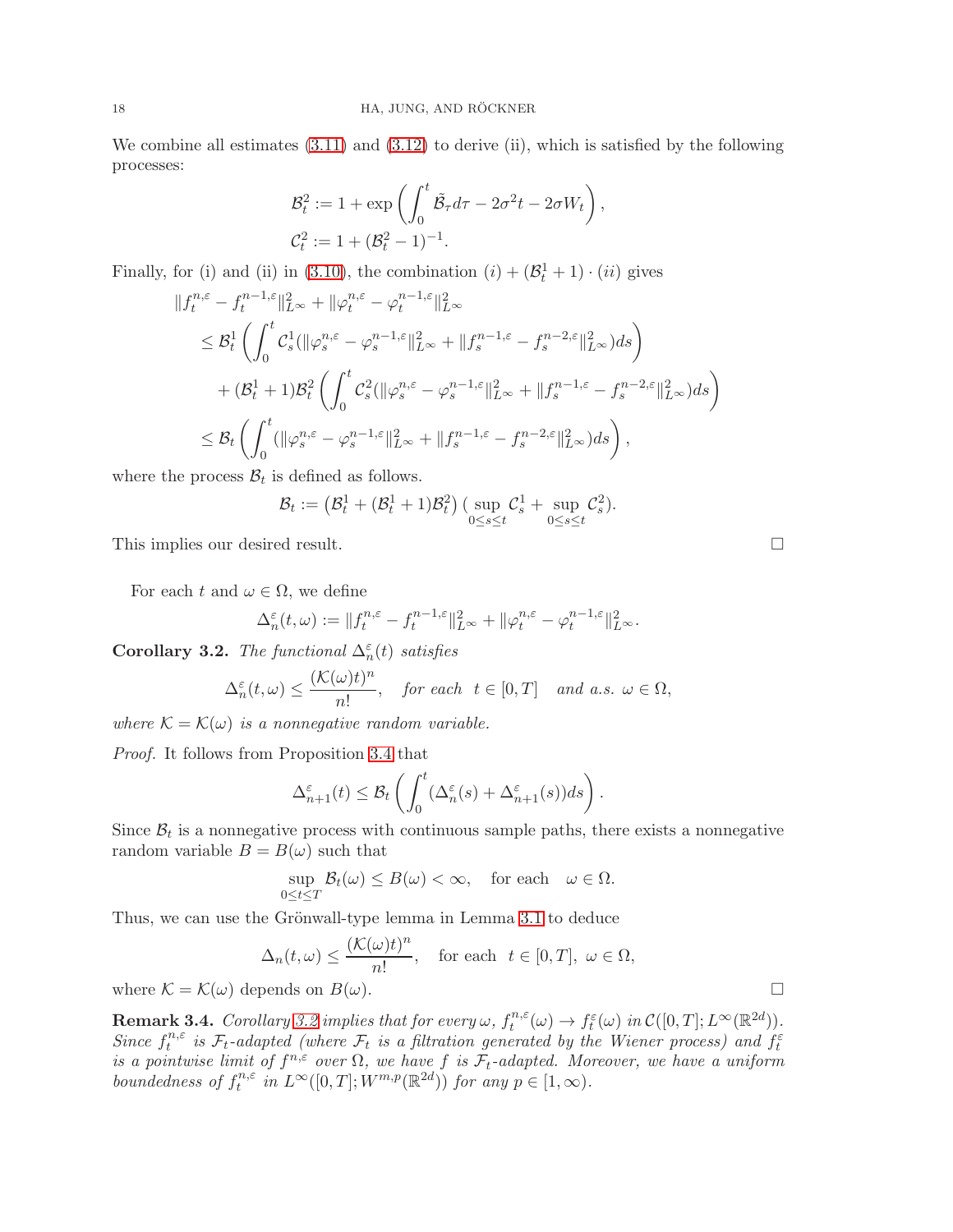We combine all estimates (3.11) and (3.12) to derive (ii), which is satisfied by the following processes:

$$
\mathcal{B}_t^2 := 1 + \exp\left( \int_0^t \tilde{\mathcal{B}}_\tau d\tau - 2\sigma^2 t - 2\sigma W_t \right),
$$
$$
\mathcal{C}_t^2 := 1 + (\mathcal{B}_t^2 - 1)^{-1}.
$$

Finally, for (i) and (ii) in (3.10), the combination $(i) + (\mathcal{B}_t^1 + 1)\cdot (ii)$ gives

$$
\begin{aligned}
&\|f_t^{n,\varepsilon} - f_t^{n-1,\varepsilon}\|_{L^\infty}^2 + \|\varphi_t^{n,\varepsilon} - \varphi_t^{n-1,\varepsilon}\|_{L^\infty}^2 \\
&\quad \le \mathcal{B}_t^1 \left( \int_0^t \mathcal{C}_s^1 (\|\varphi_s^{n,\varepsilon} - \varphi_s^{n-1,\varepsilon}\|_{L^\infty}^2 + \|f_s^{n-1,\varepsilon} - f_s^{n-2,\varepsilon}\|_{L^\infty}^2) ds \right) \\
&\qquad + (\mathcal{B}_t^1 + 1)\mathcal{B}_t^2 \left( \int_0^t \mathcal{C}_s^2 (\|\varphi_s^{n,\varepsilon} - \varphi_s^{n-1,\varepsilon}\|_{L^\infty}^2 + \|f_s^{n-1,\varepsilon} - f_s^{n-2,\varepsilon}\|_{L^\infty}^2) ds \right) \\
&\quad \le \mathcal{B}_t \left( \int_0^t (\|\varphi_s^{n,\varepsilon} - \varphi_s^{n-1,\varepsilon}\|_{L^\infty}^2 + \|f_s^{n-1,\varepsilon} - f_s^{n-2,\varepsilon}\|_{L^\infty}^2) ds \right),
\end{aligned}
$$

where the process $\mathcal{B}_t$ is defined as follows.

$$
\mathcal{B}_t := \left(\mathcal{B}_t^1 + (\mathcal{B}_t^1 + 1)\mathcal{B}_t^2\right) \big( \sup_{0\le s\le t} \mathcal{C}_s^1 + \sup_{0\le s\le t} \mathcal{C}_s^2 \big).
$$

This implies our desired result. $\square$

For each $t$ and $\omega \in \Omega$, we define

$$
\Delta_n^\varepsilon(t,\omega) := \|f_t^{n,\varepsilon} - f_t^{n-1,\varepsilon}\|_{L^\infty}^2 + \|\varphi_t^{n,\varepsilon} - \varphi_t^{n-1,\varepsilon}\|_{L^\infty}^2.
$$

**Corollary 3.2.** *The functional $\Delta_n^\varepsilon(t)$ satisfies*

$$
\Delta_n^\varepsilon(t,\omega) \le \frac{(\mathcal{K}(\omega)t)^n}{n!}, \quad \text{for each } \ t \in [0,T] \quad \text{and a.s. } \omega \in \Omega,
$$

*where $\mathcal{K} = \mathcal{K}(\omega)$ is a nonnegative random variable.*

*Proof.* It follows from Proposition 3.4 that

$$
\Delta_{n+1}^\varepsilon(t) \le \mathcal{B}_t \left( \int_0^t (\Delta_n^\varepsilon(s) + \Delta_{n+1}^\varepsilon(s)) ds \right).
$$

Since $\mathcal{B}_t$ is a nonnegative process with continuous sample paths, there exists a nonnegative random variable $B = B(\omega)$ such that

$$
\sup_{0\le t\le T} \mathcal{B}_t(\omega) \le B(\omega) < \infty, \quad \text{for each} \quad \omega \in \Omega.
$$

Thus, we can use the Grönwall-type lemma in Lemma 3.1 to deduce

$$
\Delta_n(t,\omega) \le \frac{(\mathcal{K}(\omega)t)^n}{n!}, \quad \text{for each } \ t \in [0,T], \ \omega \in \Omega,
$$

where $\mathcal{K} = \mathcal{K}(\omega)$ depends on $B(\omega)$. $\square$

**Remark 3.4.** *Corollary 3.2 implies that for every $\omega$, $f_t^{n,\varepsilon}(\omega) \to f_t^\varepsilon(\omega)$ in $\mathcal{C}([0,T]; L^\infty(\mathbb{R}^{2d}))$. Since $f_t^{n,\varepsilon}$ is $\mathcal{F}_t$-adapted (where $\mathcal{F}_t$ is a filtration generated by the Wiener process) and $f_t^\varepsilon$ is a pointwise limit of $f^{n,\varepsilon}$ over $\Omega$, we have $f$ is $\mathcal{F}_t$-adapted. Moreover, we have a uniform boundedness of $f_t^{n,\varepsilon}$ in $L^\infty([0,T]; W^{m,p}(\mathbb{R}^{2d}))$ for any $p \in [1,\infty)$.*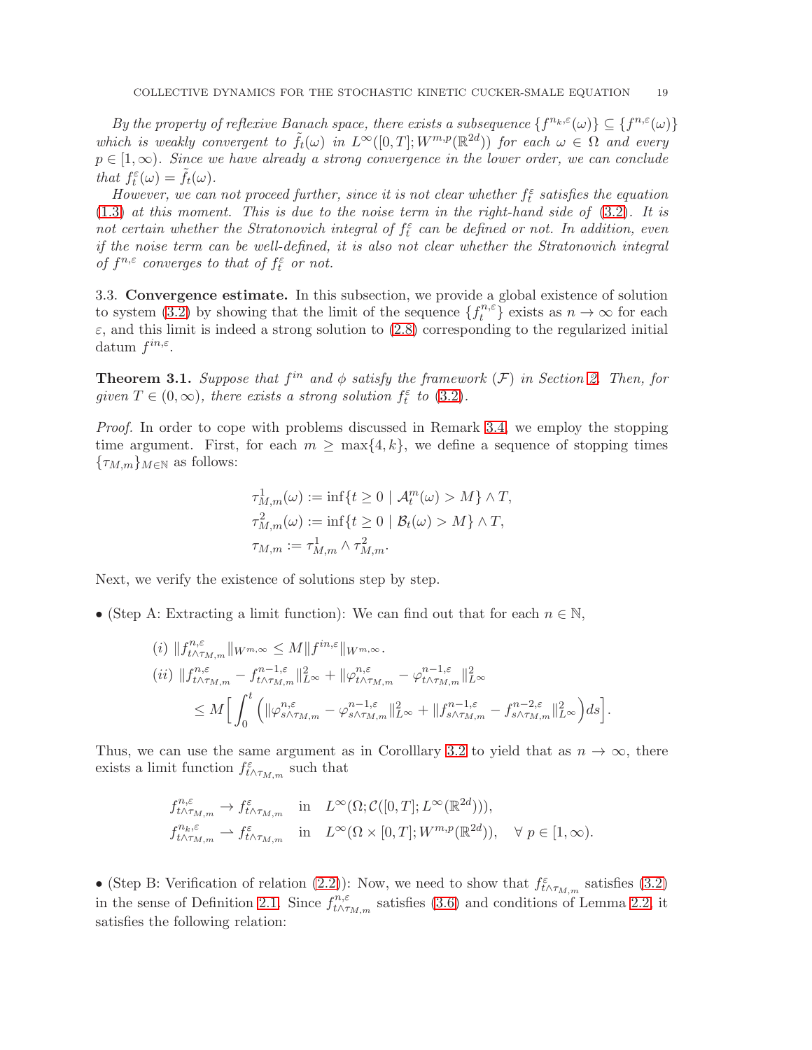*By the property of reflexive Banach space, there exists a subsequence $\{f^{n_k,\varepsilon}(\omega)\} \subseteq \{f^{n,\varepsilon}(\omega)\}$ which is weakly convergent to $\tilde{f}_t(\omega)$ in $L^\infty([0,T]; W^{m,p}(\mathbb{R}^{2d}))$ for each $\omega \in \Omega$ and every $p \in [1,\infty)$. Since we have already a strong convergence in the lower order, we can conclude that $f_t^\varepsilon(\omega) = \tilde{f}_t(\omega)$.*

*However, we can not proceed further, since it is not clear whether $f_t^\varepsilon$ satisfies the equation (1.3) at this moment. This is due to the noise term in the right-hand side of (3.2). It is not certain whether the Stratonovich integral of $f_t^\varepsilon$ can be defined or not. In addition, even if the noise term can be well-defined, it is also not clear whether the Stratonovich integral of $f^{n,\varepsilon}$ converges to that of $f_t^\varepsilon$ or not.*

### 3.3. **Convergence estimate.**

In this subsection, we provide a global existence of solution to system (3.2) by showing that the limit of the sequence $\{f_t^{n,\varepsilon}\}$ exists as $n \to \infty$ for each $\varepsilon$, and this limit is indeed a strong solution to (2.8) corresponding to the regularized initial datum $f^{in,\varepsilon}$.

**Theorem 3.1.** *Suppose that $f^{in}$ and $\phi$ satisfy the framework $(\mathcal{F})$ in Section 2. Then, for given $T \in (0,\infty)$, there exists a strong solution $f_t^\varepsilon$ to (3.2).*

*Proof.* In order to cope with problems discussed in Remark 3.4, we employ the stopping time argument. First, for each $m \geq \max\{4,k\}$, we define a sequence of stopping times $\{\tau_{M,m}\}_{M\in\mathbb{N}}$ as follows:

$$
\begin{aligned}
\tau^1_{M,m}(\omega) &:= \inf\{t \geq 0 \mid \mathcal{A}^m_t(\omega) > M\} \wedge T,\\
\tau^2_{M,m}(\omega) &:= \inf\{t \geq 0 \mid \mathcal{B}_t(\omega) > M\} \wedge T,\\
\tau_{M,m} &:= \tau^1_{M,m} \wedge \tau^2_{M,m}.
\end{aligned}
$$

Next, we verify the existence of solutions step by step.

• (Step A: Extracting a limit function): We can find out that for each $n \in \mathbb{N}$,

$$
\begin{aligned}
&(i)\ \|f^{n,\varepsilon}_{t\wedge\tau_{M,m}}\|_{W^{m,\infty}} \leq M\|f^{in,\varepsilon}\|_{W^{m,\infty}}.\\
&(ii)\ \|f^{n,\varepsilon}_{t\wedge\tau_{M,m}} - f^{n-1,\varepsilon}_{t\wedge\tau_{M,m}}\|^2_{L^\infty} + \|\varphi^{n,\varepsilon}_{t\wedge\tau_{M,m}} - \varphi^{n-1,\varepsilon}_{t\wedge\tau_{M,m}}\|^2_{L^\infty}\\
&\qquad \leq M\Big[\int_0^t \Big(\|\varphi^{n,\varepsilon}_{s\wedge\tau_{M,m}} - \varphi^{n-1,\varepsilon}_{s\wedge\tau_{M,m}}\|^2_{L^\infty} + \|f^{n-1,\varepsilon}_{s\wedge\tau_{M,m}} - f^{n-2,\varepsilon}_{s\wedge\tau_{M,m}}\|^2_{L^\infty}\Big)ds\Big].
\end{aligned}
$$

Thus, we can use the same argument as in Corolllary 3.2 to yield that as $n \to \infty$, there exists a limit function $f^\varepsilon_{t\wedge\tau_{M,m}}$ such that

$$
\begin{aligned}
&f^{n,\varepsilon}_{t\wedge\tau_{M,m}} \to f^\varepsilon_{t\wedge\tau_{M,m}} \quad \text{in} \quad L^\infty(\Omega; \mathcal{C}([0,T]; L^\infty(\mathbb{R}^{2d}))),\\
&f^{n_k,\varepsilon}_{t\wedge\tau_{M,m}} \rightharpoonup f^\varepsilon_{t\wedge\tau_{M,m}} \quad \text{in} \quad L^\infty(\Omega\times[0,T]; W^{m,p}(\mathbb{R}^{2d})), \quad \forall\ p \in [1,\infty).
\end{aligned}
$$

• (Step B: Verification of relation (2.2)): Now, we need to show that $f^\varepsilon_{t\wedge\tau_{M,m}}$ satisfies (3.2) in the sense of Definition 2.1. Since $f^{n,\varepsilon}_{t\wedge\tau_{M,m}}$ satisfies (3.6) and conditions of Lemma 2.2, it satisfies the following relation: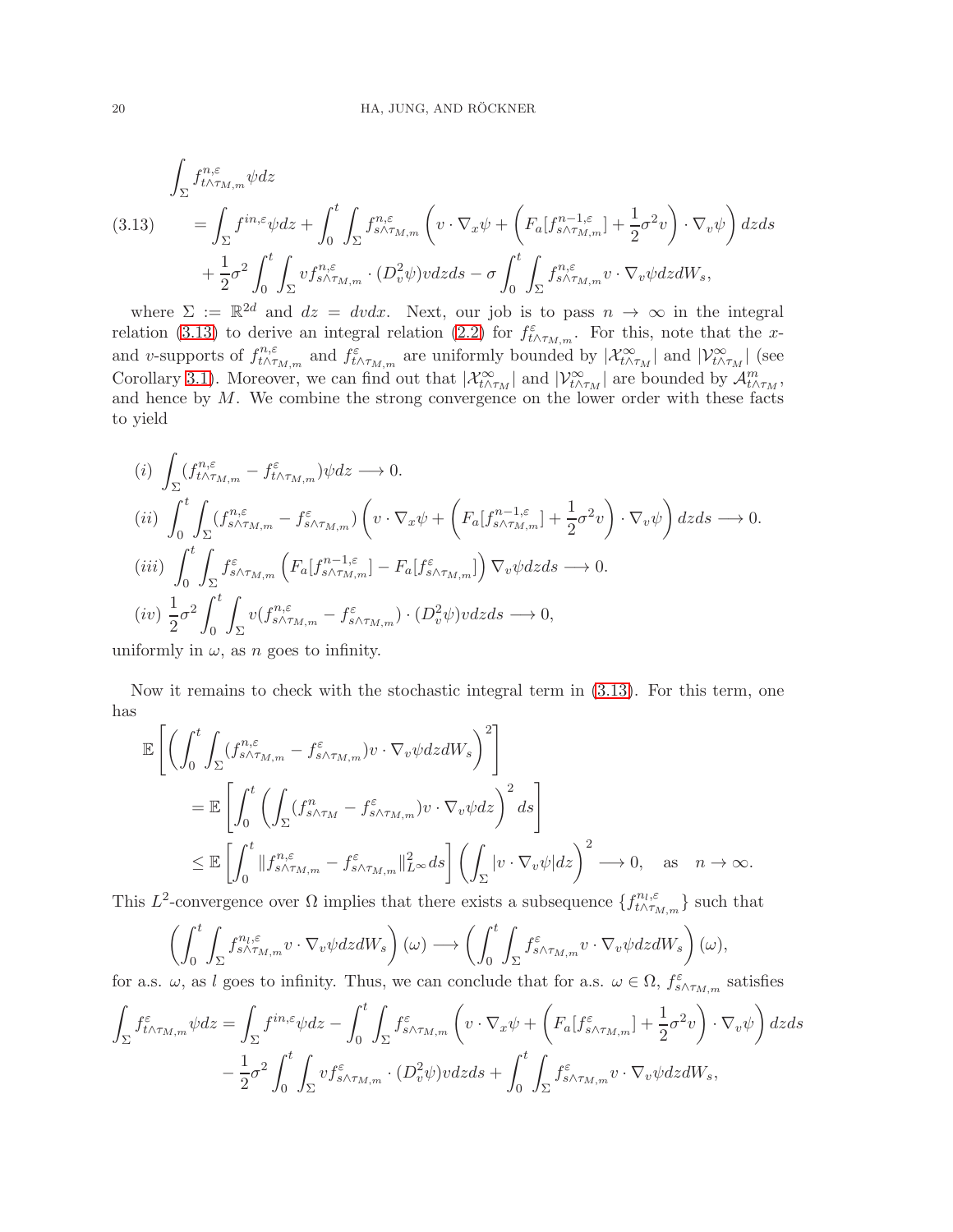$$
\begin{aligned}
&\int_\Sigma f^{n,\varepsilon}_{t\wedge\tau_{M,m}}\psi dz \\
(3.13)\qquad &= \int_\Sigma f^{in,\varepsilon}\psi dz + \int_0^t\int_\Sigma f^{n,\varepsilon}_{s\wedge\tau_{M,m}}\left(v\cdot\nabla_x\psi + \left(F_a[f^{n-1,\varepsilon}_{s\wedge\tau_{M,m}}] + \frac{1}{2}\sigma^2 v\right)\cdot\nabla_v\psi\right)dzds \\
&\quad + \frac{1}{2}\sigma^2\int_0^t\int_\Sigma v f^{n,\varepsilon}_{s\wedge\tau_{M,m}}\cdot(D_v^2\psi)vdzds - \sigma\int_0^t\int_\Sigma f^{n,\varepsilon}_{s\wedge\tau_{M,m}} v\cdot\nabla_v\psi dzdW_s,
\end{aligned}
$$

where $\Sigma := \mathbb{R}^{2d}$ and $dz = dvdx$. Next, our job is to pass $n\to\infty$ in the integral relation (3.13) to derive an integral relation (2.2) for $f^{\varepsilon}_{t\wedge\tau_{M,m}}$. For this, note that the $x$- and $v$-supports of $f^{n,\varepsilon}_{t\wedge\tau_{M,m}}$ and $f^{\varepsilon}_{t\wedge\tau_{M,m}}$ are uniformly bounded by $|\mathcal{X}^\infty_{t\wedge\tau_M}|$ and $|\mathcal{V}^\infty_{t\wedge\tau_M}|$ (see Corollary 3.1). Moreover, we can find out that $|\mathcal{X}^\infty_{t\wedge\tau_M}|$ and $|\mathcal{V}^\infty_{t\wedge\tau_M}|$ are bounded by $\mathcal{A}^m_{t\wedge\tau_M}$, and hence by $M$. We combine the strong convergence on the lower order with these facts to yield

$$
\begin{aligned}
&(i)\ \int_\Sigma (f^{n,\varepsilon}_{t\wedge\tau_{M,m}} - f^{\varepsilon}_{t\wedge\tau_{M,m}})\psi dz \longrightarrow 0. \\
&(ii)\ \int_0^t\int_\Sigma (f^{n,\varepsilon}_{s\wedge\tau_{M,m}} - f^{\varepsilon}_{s\wedge\tau_{M,m}})\left(v\cdot\nabla_x\psi + \left(F_a[f^{n-1,\varepsilon}_{s\wedge\tau_{M,m}}] + \frac{1}{2}\sigma^2 v\right)\cdot\nabla_v\psi\right)dzds \longrightarrow 0. \\
&(iii)\ \int_0^t\int_\Sigma f^{\varepsilon}_{s\wedge\tau_{M,m}}\left(F_a[f^{n-1,\varepsilon}_{s\wedge\tau_{M,m}}] - F_a[f^{\varepsilon}_{s\wedge\tau_{M,m}}]\right)\nabla_v\psi dzds \longrightarrow 0. \\
&(iv)\ \frac{1}{2}\sigma^2\int_0^t\int_\Sigma v(f^{n,\varepsilon}_{s\wedge\tau_{M,m}} - f^{\varepsilon}_{s\wedge\tau_{M,m}})\cdot(D_v^2\psi)vdzds \longrightarrow 0,
\end{aligned}
$$

uniformly in $\omega$, as $n$ goes to infinity.

Now it remains to check with the stochastic integral term in (3.13). For this term, one has

$$
\begin{aligned}
&\mathbb{E}\left[\left(\int_0^t\int_\Sigma (f^{n,\varepsilon}_{s\wedge\tau_{M,m}} - f^{\varepsilon}_{s\wedge\tau_{M,m}})v\cdot\nabla_v\psi dzdW_s\right)^2\right] \\
&\quad = \mathbb{E}\left[\int_0^t\left(\int_\Sigma (f^{n}_{s\wedge\tau_M} - f^{\varepsilon}_{s\wedge\tau_{M,m}})v\cdot\nabla_v\psi dz\right)^2 ds\right] \\
&\quad \le \mathbb{E}\left[\int_0^t \|f^{n,\varepsilon}_{s\wedge\tau_{M,m}} - f^{\varepsilon}_{s\wedge\tau_{M,m}}\|^2_{L^\infty}ds\right]\left(\int_\Sigma |v\cdot\nabla_v\psi|dz\right)^2 \longrightarrow 0, \quad \text{as} \quad n\to\infty.
\end{aligned}
$$

This $L^2$-convergence over $\Omega$ implies that there exists a subsequence $\{f^{n_l,\varepsilon}_{t\wedge\tau_{M,m}}\}$ such that

$$
\left(\int_0^t\int_\Sigma f^{n_l,\varepsilon}_{s\wedge\tau_{M,m}} v\cdot\nabla_v\psi dzdW_s\right)(\omega) \longrightarrow \left(\int_0^t\int_\Sigma f^{\varepsilon}_{s\wedge\tau_{M,m}} v\cdot\nabla_v\psi dzdW_s\right)(\omega),
$$

for a.s. $\omega$, as $l$ goes to infinity. Thus, we can conclude that for a.s. $\omega\in\Omega$, $f^{\varepsilon}_{s\wedge\tau_{M,m}}$ satisfies

$$
\begin{aligned}
\int_\Sigma f^{\varepsilon}_{t\wedge\tau_{M,m}}\psi dz &= \int_\Sigma f^{in,\varepsilon}\psi dz - \int_0^t\int_\Sigma f^{\varepsilon}_{s\wedge\tau_{M,m}}\left(v\cdot\nabla_x\psi + \left(F_a[f^{\varepsilon}_{s\wedge\tau_{M,m}}] + \frac{1}{2}\sigma^2 v\right)\cdot\nabla_v\psi\right)dzds \\
&\quad - \frac{1}{2}\sigma^2\int_0^t\int_\Sigma v f^{\varepsilon}_{s\wedge\tau_{M,m}}\cdot(D_v^2\psi)vdzds + \int_0^t\int_\Sigma f^{\varepsilon}_{s\wedge\tau_{M,m}} v\cdot\nabla_v\psi dzdW_s,
\end{aligned}
$$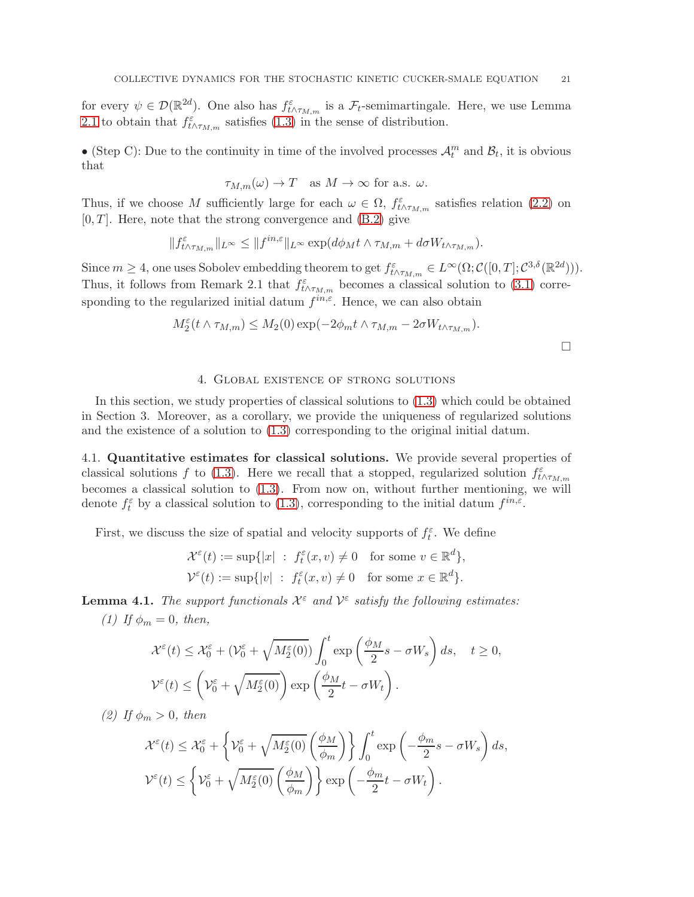for every $\psi \in \mathcal{D}(\mathbb{R}^{2d})$. One also has $f^\varepsilon_{t\wedge\tau_{M,m}}$ is a $\mathcal{F}_t$-semimartingale. Here, we use Lemma 2.1 to obtain that $f^\varepsilon_{t\wedge\tau_{M,m}}$ satisfies (1.3) in the sense of distribution.

• (Step C): Due to the continuity in time of the involved processes $\mathcal{A}^m_t$ and $\mathcal{B}_t$, it is obvious that

$$\tau_{M,m}(\omega) \to T \quad \text{as } M \to \infty \text{ for a.s. } \omega.$$

Thus, if we choose $M$ sufficiently large for each $\omega \in \Omega$, $f^\varepsilon_{t\wedge\tau_{M,m}}$ satisfies relation (2.2) on $[0, T]$. Here, note that the strong convergence and (B.2) give

$$\|f^\varepsilon_{t\wedge\tau_{M,m}}\|_{L^\infty} \le \|f^{in,\varepsilon}\|_{L^\infty} \exp(d\phi_M t \wedge \tau_{M,m} + d\sigma W_{t\wedge\tau_{M,m}}).$$

Since $m \ge 4$, one uses Sobolev embedding theorem to get $f^\varepsilon_{t\wedge\tau_{M,m}} \in L^\infty(\Omega; \mathcal{C}([0,T]; \mathcal{C}^{3,\delta}(\mathbb{R}^{2d})))$. Thus, it follows from Remark 2.1 that $f^\varepsilon_{t\wedge\tau_{M,m}}$ becomes a classical solution to (3.1) corresponding to the regularized initial datum $f^{in,\varepsilon}$. Hence, we can also obtain

$$M^\varepsilon_2(t \wedge \tau_{M,m}) \le M_2(0) \exp(-2\phi_m t \wedge \tau_{M,m} - 2\sigma W_{t\wedge\tau_{M,m}}).$$

□

## 4. Global existence of strong solutions

In this section, we study properties of classical solutions to (1.3) which could be obtained in Section 3. Moreover, as a corollary, we provide the uniqueness of regularized solutions and the existence of a solution to (1.3) corresponding to the original initial datum.

### 4.1. Quantitative estimates for classical solutions.

We provide several properties of classical solutions $f$ to (1.3). Here we recall that a stopped, regularized solution $f^\varepsilon_{t\wedge\tau_{M,m}}$ becomes a classical solution to (1.3). From now on, without further mentioning, we will denote $f^\varepsilon_t$ by a classical solution to (1.3), corresponding to the initial datum $f^{in,\varepsilon}$.

First, we discuss the size of spatial and velocity supports of $f^\varepsilon_t$. We define

$$\mathcal{X}^\varepsilon(t) := \sup\{|x| \ : \ f^\varepsilon_t(x,v) \neq 0 \quad \text{for some } v \in \mathbb{R}^d\},$$
$$\mathcal{V}^\varepsilon(t) := \sup\{|v| \ : \ f^\varepsilon_t(x,v) \neq 0 \quad \text{for some } x \in \mathbb{R}^d\}.$$

**Lemma 4.1.** *The support functionals $\mathcal{X}^\varepsilon$ and $\mathcal{V}^\varepsilon$ satisfy the following estimates:*

*(1) If $\phi_m = 0$, then,*

$$\mathcal{X}^\varepsilon(t) \le \mathcal{X}^\varepsilon_0 + (\mathcal{V}^\varepsilon_0 + \sqrt{M^\varepsilon_2(0)}) \int_0^t \exp\left(\frac{\phi_M}{2}s - \sigma W_s\right) ds, \quad t \ge 0,$$
$$\mathcal{V}^\varepsilon(t) \le \left(\mathcal{V}^\varepsilon_0 + \sqrt{M^\varepsilon_2(0)}\right) \exp\left(\frac{\phi_M}{2}t - \sigma W_t\right).$$

*(2) If $\phi_m > 0$, then*

$$\mathcal{X}^\varepsilon(t) \le \mathcal{X}^\varepsilon_0 + \left\{\mathcal{V}^\varepsilon_0 + \sqrt{M^\varepsilon_2(0)}\left(\frac{\phi_M}{\phi_m}\right)\right\} \int_0^t \exp\left(-\frac{\phi_m}{2}s - \sigma W_s\right) ds,$$
$$\mathcal{V}^\varepsilon(t) \le \left\{\mathcal{V}^\varepsilon_0 + \sqrt{M^\varepsilon_2(0)}\left(\frac{\phi_M}{\phi_m}\right)\right\} \exp\left(-\frac{\phi_m}{2}t - \sigma W_t\right).$$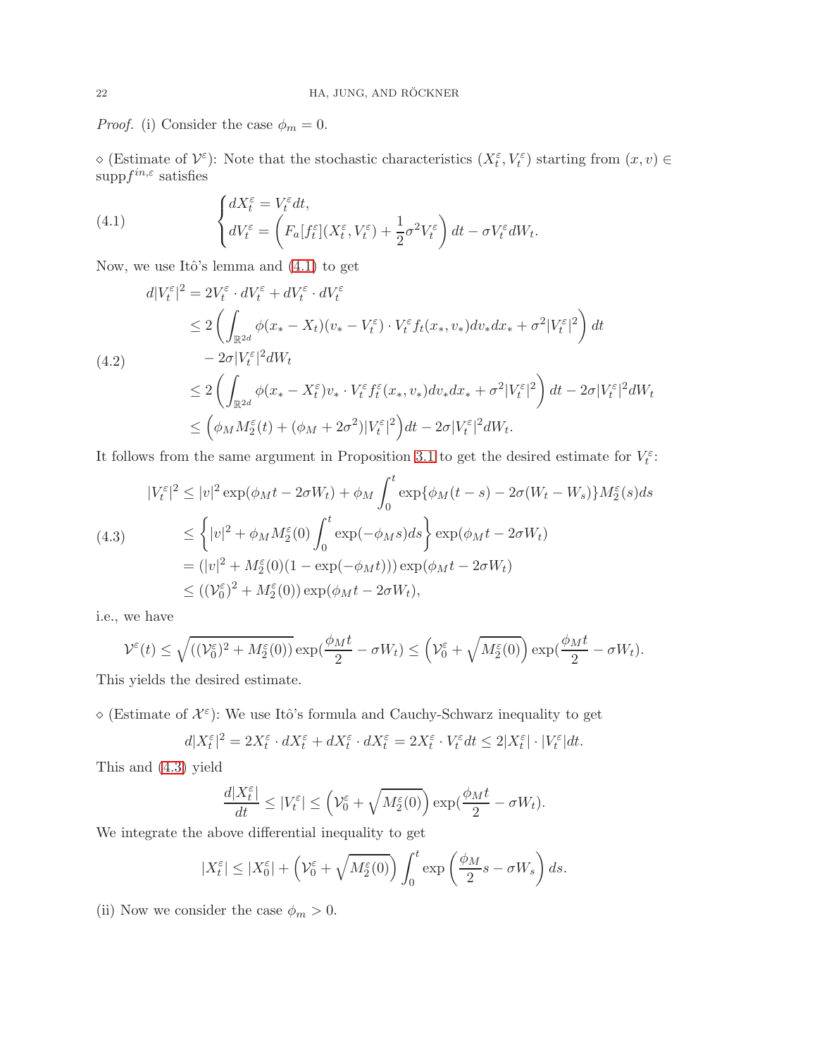*Proof.* (i) Consider the case $\phi_m = 0$.

$\diamond$ (Estimate of $\mathcal{V}^\varepsilon$): Note that the stochastic characteristics $(X_t^\varepsilon, V_t^\varepsilon)$ starting from $(x,v) \in \mathrm{supp} f^{in,\varepsilon}$ satisfies

$$
\begin{cases}
dX_t^\varepsilon = V_t^\varepsilon dt, \\
dV_t^\varepsilon = \left( F_a[f_t^\varepsilon](X_t^\varepsilon, V_t^\varepsilon) + \dfrac{1}{2}\sigma^2 V_t^\varepsilon \right) dt - \sigma V_t^\varepsilon dW_t.
\end{cases}
\tag{4.1}
$$

Now, we use Itô's lemma and (4.1) to get

$$
\begin{aligned}
d|V_t^\varepsilon|^2 &= 2V_t^\varepsilon \cdot dV_t^\varepsilon + dV_t^\varepsilon \cdot dV_t^\varepsilon \\
&\le 2\left( \int_{\mathbb{R}^{2d}} \phi(x_* - X_t)(v_* - V_t^\varepsilon) \cdot V_t^\varepsilon f_t(x_*, v_*) dv_* dx_* + \sigma^2 |V_t^\varepsilon|^2 \right) dt \\
&\quad - 2\sigma |V_t^\varepsilon|^2 dW_t \\
&\le 2\left( \int_{\mathbb{R}^{2d}} \phi(x_* - X_t^\varepsilon) v_* \cdot V_t^\varepsilon f_t^\varepsilon(x_*, v_*) dv_* dx_* + \sigma^2 |V_t^\varepsilon|^2 \right) dt - 2\sigma |V_t^\varepsilon|^2 dW_t \\
&\le \Big( \phi_M M_2^\varepsilon(t) + (\phi_M + 2\sigma^2)|V_t^\varepsilon|^2 \Big) dt - 2\sigma |V_t^\varepsilon|^2 dW_t.
\end{aligned}
\tag{4.2}
$$

It follows from the same argument in Proposition 3.1 to get the desired estimate for $V_t^\varepsilon$:

$$
\begin{aligned}
|V_t^\varepsilon|^2 &\le |v|^2 \exp(\phi_M t - 2\sigma W_t) + \phi_M \int_0^t \exp\{\phi_M(t-s) - 2\sigma(W_t - W_s)\} M_2^\varepsilon(s) ds \\
&\le \left\{ |v|^2 + \phi_M M_2^\varepsilon(0) \int_0^t \exp(-\phi_M s) ds \right\} \exp(\phi_M t - 2\sigma W_t) \\
&= (|v|^2 + M_2^\varepsilon(0)(1 - \exp(-\phi_M t))) \exp(\phi_M t - 2\sigma W_t) \\
&\le ((\mathcal{V}_0^\varepsilon)^2 + M_2^\varepsilon(0)) \exp(\phi_M t - 2\sigma W_t),
\end{aligned}
\tag{4.3}
$$

i.e., we have

$$
\mathcal{V}^\varepsilon(t) \le \sqrt{((\mathcal{V}_0^\varepsilon)^2 + M_2^\varepsilon(0))} \exp\left(\frac{\phi_M t}{2} - \sigma W_t\right) \le \left( \mathcal{V}_0^\varepsilon + \sqrt{M_2^\varepsilon(0)} \right) \exp\left(\frac{\phi_M t}{2} - \sigma W_t\right).
$$

This yields the desired estimate.

$\diamond$ (Estimate of $\mathcal{X}^\varepsilon$): We use Itô's formula and Cauchy-Schwarz inequality to get

$$
d|X_t^\varepsilon|^2 = 2X_t^\varepsilon \cdot dX_t^\varepsilon + dX_t^\varepsilon \cdot dX_t^\varepsilon = 2X_t^\varepsilon \cdot V_t^\varepsilon dt \le 2|X_t^\varepsilon| \cdot |V_t^\varepsilon| dt.
$$

This and (4.3) yield

$$
\frac{d|X_t^\varepsilon|}{dt} \le |V_t^\varepsilon| \le \left( \mathcal{V}_0^\varepsilon + \sqrt{M_2^\varepsilon(0)} \right) \exp\left(\frac{\phi_M t}{2} - \sigma W_t\right).
$$

We integrate the above differential inequality to get

$$
|X_t^\varepsilon| \le |X_0^\varepsilon| + \left( \mathcal{V}_0^\varepsilon + \sqrt{M_2^\varepsilon(0)} \right) \int_0^t \exp\left( \frac{\phi_M}{2} s - \sigma W_s \right) ds.
$$

(ii) Now we consider the case $\phi_m > 0$.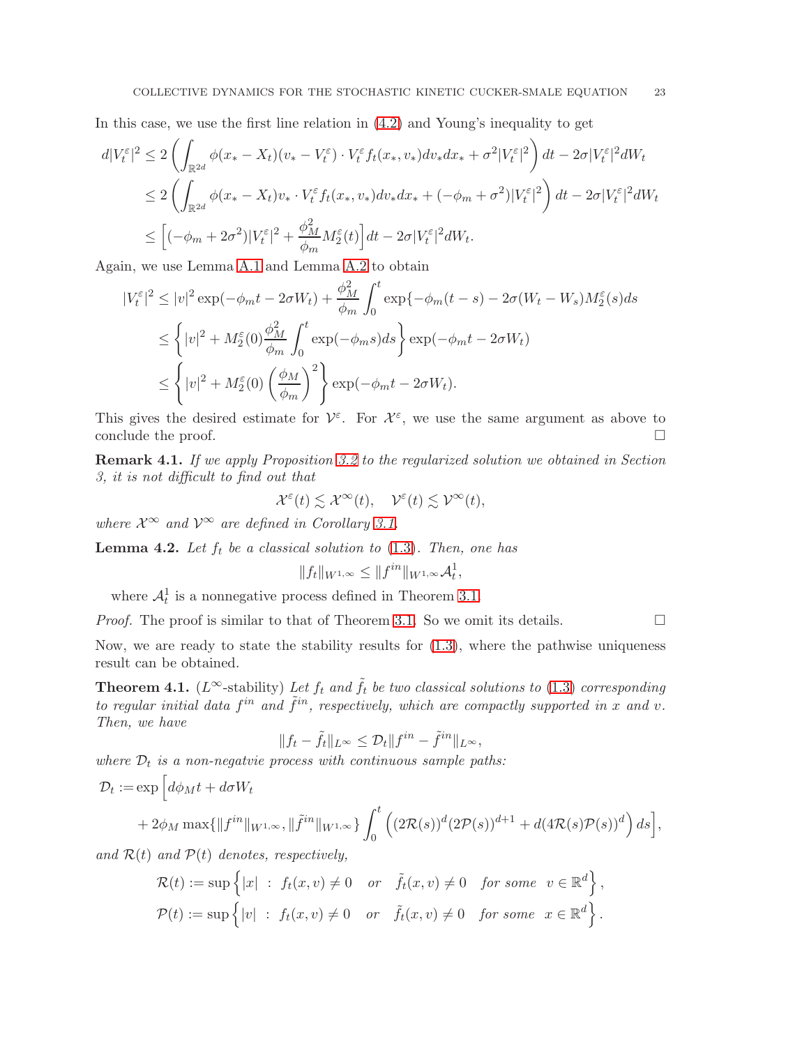In this case, we use the first line relation in (4.2) and Young's inequality to get

$$
\begin{aligned}
d|V_t^\varepsilon|^2 &\le 2\left(\int_{\mathbb{R}^{2d}} \phi(x_* - X_t)(v_* - V_t^\varepsilon)\cdot V_t^\varepsilon f_t(x_*, v_*)dv_*dx_* + \sigma^2|V_t^\varepsilon|^2\right)dt - 2\sigma|V_t^\varepsilon|^2 dW_t \\
&\le 2\left(\int_{\mathbb{R}^{2d}} \phi(x_* - X_t)v_*\cdot V_t^\varepsilon f_t(x_*, v_*)dv_*dx_* + (-\phi_m + \sigma^2)|V_t^\varepsilon|^2\right)dt - 2\sigma|V_t^\varepsilon|^2 dW_t \\
&\le \left[(-\phi_m + 2\sigma^2)|V_t^\varepsilon|^2 + \frac{\phi_M^2}{\phi_m}M_2^\varepsilon(t)\right]dt - 2\sigma|V_t^\varepsilon|^2 dW_t.
\end{aligned}
$$

Again, we use Lemma A.1 and Lemma A.2 to obtain

$$
\begin{aligned}
|V_t^\varepsilon|^2 &\le |v|^2\exp(-\phi_m t - 2\sigma W_t) + \frac{\phi_M^2}{\phi_m}\int_0^t \exp\{-\phi_m(t-s) - 2\sigma(W_t - W_s)M_2^\varepsilon(s)ds \\
&\le \left\{|v|^2 + M_2^\varepsilon(0)\frac{\phi_M^2}{\phi_m}\int_0^t \exp(-\phi_m s)ds\right\}\exp(-\phi_m t - 2\sigma W_t) \\
&\le \left\{|v|^2 + M_2^\varepsilon(0)\left(\frac{\phi_M}{\phi_m}\right)^2\right\}\exp(-\phi_m t - 2\sigma W_t).
\end{aligned}
$$

This gives the desired estimate for $\mathcal{V}^\varepsilon$. For $\mathcal{X}^\varepsilon$, we use the same argument as above to conclude the proof. □

**Remark 4.1.** *If we apply Proposition 3.2 to the regularized solution we obtained in Section 3, it is not difficult to find out that*

$$
\mathcal{X}^\varepsilon(t) \lesssim \mathcal{X}^\infty(t), \quad \mathcal{V}^\varepsilon(t) \lesssim \mathcal{V}^\infty(t),
$$

*where $\mathcal{X}^\infty$ and $\mathcal{V}^\infty$ are defined in Corollary 3.1.*

**Lemma 4.2.** *Let $f_t$ be a classical solution to (1.3). Then, one has*

$$
\|f_t\|_{W^{1,\infty}} \le \|f^{in}\|_{W^{1,\infty}}\mathcal{A}_t^1,
$$

where $\mathcal{A}_t^1$ is a nonnegative process defined in Theorem 3.1.

*Proof.* The proof is similar to that of Theorem 3.1. So we omit its details. □

Now, we are ready to state the stability results for (1.3), where the pathwise uniqueness result can be obtained.

**Theorem 4.1.** ($L^\infty$-stability) *Let $f_t$ and $\tilde{f}_t$ be two classical solutions to (1.3) corresponding to regular initial data $f^{in}$ and $\tilde{f}^{in}$, respectively, which are compactly supported in $x$ and $v$. Then, we have*

$$
\|f_t - \tilde{f}_t\|_{L^\infty} \le \mathcal{D}_t\|f^{in} - \tilde{f}^{in}\|_{L^\infty},
$$

*where $\mathcal{D}_t$ is a non-negatvie process with continuous sample paths:*

$$
\begin{aligned}
\mathcal{D}_t := \exp\Big[&d\phi_M t + d\sigma W_t \\
&+ 2\phi_M \max\{\|f^{in}\|_{W^{1,\infty}}, \|\tilde{f}^{in}\|_{W^{1,\infty}}\}\int_0^t \left((2\mathcal{R}(s))^d(2\mathcal{P}(s))^{d+1} + d(4\mathcal{R}(s)\mathcal{P}(s))^d\right)ds\Big],
\end{aligned}
$$

*and $\mathcal{R}(t)$ and $\mathcal{P}(t)$ denotes, respectively,*

$$
\begin{aligned}
\mathcal{R}(t) &:= \sup\left\{|x| \;:\; f_t(x,v) \neq 0 \quad or \quad \tilde{f}_t(x,v) \neq 0 \quad for\ some \quad v \in \mathbb{R}^d\right\}, \\
\mathcal{P}(t) &:= \sup\left\{|v| \;:\; f_t(x,v) \neq 0 \quad or \quad \tilde{f}_t(x,v) \neq 0 \quad for\ some \quad x \in \mathbb{R}^d\right\}.
\end{aligned}
$$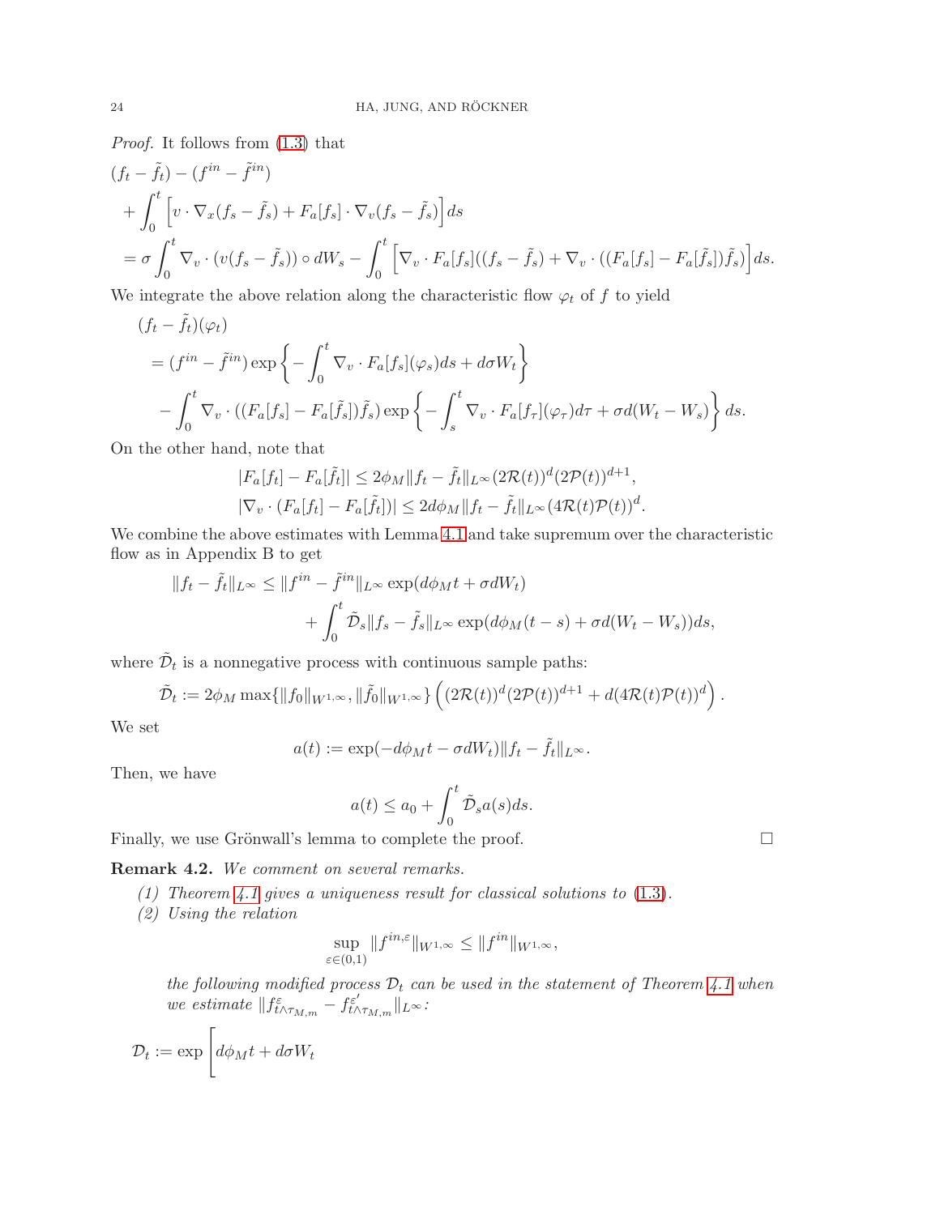*Proof.* It follows from (1.3) that

$$
\begin{aligned}
&(f_t - \tilde{f}_t) - (f^{in} - \tilde{f}^{in}) \\
&+ \int_0^t \Big[ v \cdot \nabla_x (f_s - \tilde{f}_s) + F_a[f_s] \cdot \nabla_v (f_s - \tilde{f}_s) \Big] ds \\
&= \sigma \int_0^t \nabla_v \cdot (v(f_s - \tilde{f}_s)) \circ dW_s - \int_0^t \Big[ \nabla_v \cdot F_a[f_s]((f_s - \tilde{f}_s) + \nabla_v \cdot ((F_a[f_s] - F_a[\tilde{f}_s])\tilde{f}_s) \Big] ds.
\end{aligned}
$$

We integrate the above relation along the characteristic flow $\varphi_t$ of $f$ to yield

$$
\begin{aligned}
&(f_t - \tilde{f}_t)(\varphi_t) \\
&= (f^{in} - \tilde{f}^{in}) \exp\left\{ - \int_0^t \nabla_v \cdot F_a[f_s](\varphi_s) ds + d\sigma W_t \right\} \\
&\quad - \int_0^t \nabla_v \cdot ((F_a[f_s] - F_a[\tilde{f}_s])\tilde{f}_s) \exp\left\{ - \int_s^t \nabla_v \cdot F_a[f_\tau](\varphi_\tau) d\tau + \sigma d(W_t - W_s) \right\} ds.
\end{aligned}
$$

On the other hand, note that

$$
\begin{aligned}
&|F_a[f_t] - F_a[\tilde{f}_t]| \le 2\phi_M \|f_t - \tilde{f}_t\|_{L^\infty} (2\mathcal{R}(t))^d (2\mathcal{P}(t))^{d+1}, \\
&|\nabla_v \cdot (F_a[f_t] - F_a[\tilde{f}_t])| \le 2d\phi_M \|f_t - \tilde{f}_t\|_{L^\infty} (4\mathcal{R}(t)\mathcal{P}(t))^d.
\end{aligned}
$$

We combine the above estimates with Lemma 4.1 and take supremum over the characteristic flow as in Appendix B to get

$$
\begin{aligned}
\|f_t - \tilde{f}_t\|_{L^\infty} &\le \|f^{in} - \tilde{f}^{in}\|_{L^\infty} \exp(d\phi_M t + \sigma d W_t) \\
&\quad + \int_0^t \tilde{\mathcal{D}}_s \|f_s - \tilde{f}_s\|_{L^\infty} \exp(d\phi_M (t-s) + \sigma d(W_t - W_s)) ds,
\end{aligned}
$$

where $\tilde{\mathcal{D}}_t$ is a nonnegative process with continuous sample paths:

$$
\tilde{\mathcal{D}}_t := 2\phi_M \max\{\|f_0\|_{W^{1,\infty}}, \|\tilde{f}_0\|_{W^{1,\infty}}\} \left( (2\mathcal{R}(t))^d (2\mathcal{P}(t))^{d+1} + d(4\mathcal{R}(t)\mathcal{P}(t))^d \right).
$$

We set

$$
a(t) := \exp(-d\phi_M t - \sigma d W_t) \|f_t - \tilde{f}_t\|_{L^\infty}.
$$

Then, we have

$$
a(t) \le a_0 + \int_0^t \tilde{\mathcal{D}}_s a(s) ds.
$$

Finally, we use Grönwall's lemma to complete the proof. □

**Remark 4.2.** *We comment on several remarks.*

1. *Theorem 4.1 gives a uniqueness result for classical solutions to* (1.3).
2. *Using the relation*

$$
\sup_{\varepsilon \in (0,1)} \|f^{in,\varepsilon}\|_{W^{1,\infty}} \le \|f^{in}\|_{W^{1,\infty}},
$$

*the following modified process $\mathcal{D}_t$ can be used in the statement of Theorem 4.1 when we estimate $\|f^{\varepsilon}_{t\wedge\tau_{M,m}} - f^{\varepsilon'}_{t\wedge\tau_{M,m}}\|_{L^\infty}$:*

$$
\mathcal{D}_t := \exp\Bigg[ d\phi_M t + d\sigma W_t
$$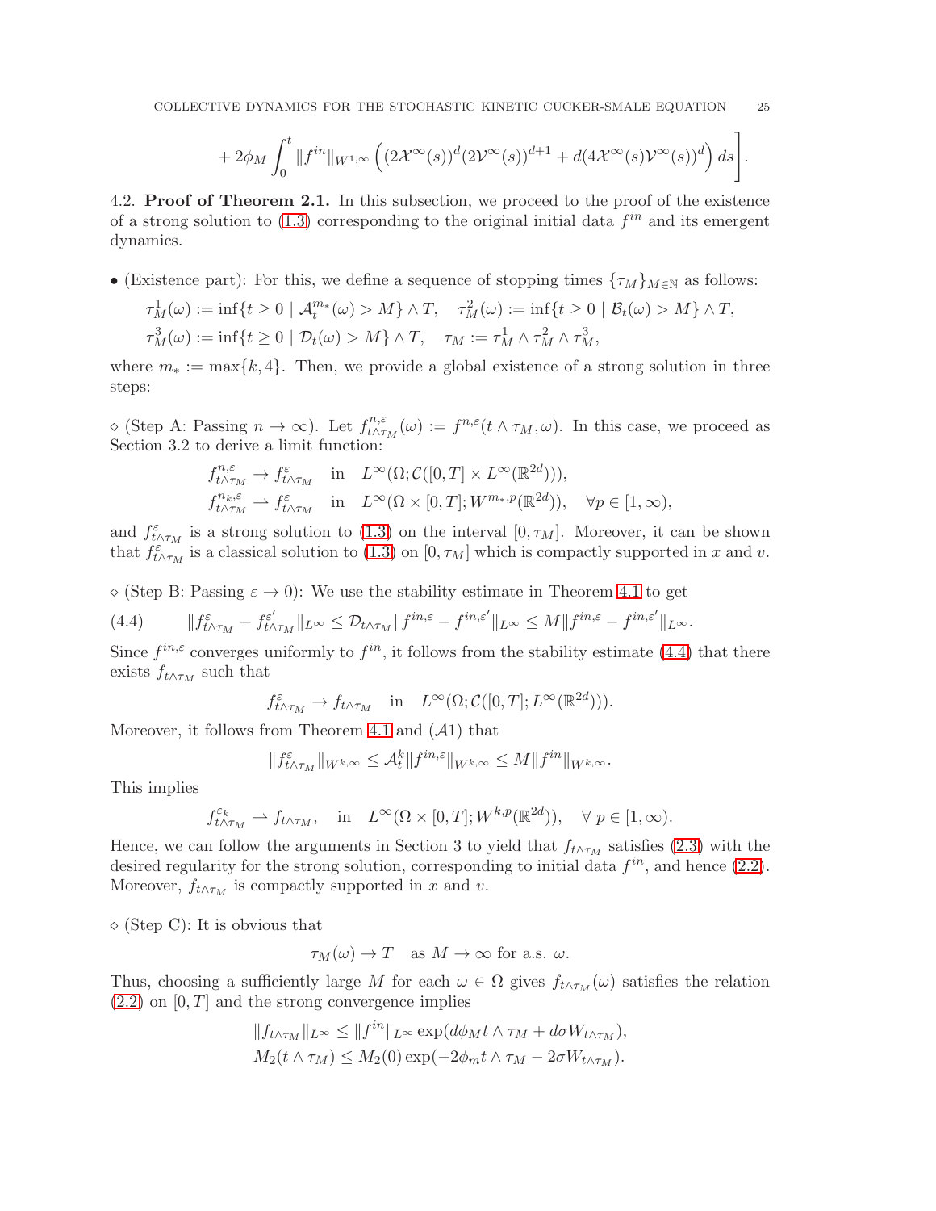$$+ 2\phi_M \int_0^t \|f^{in}\|_{W^{1,\infty}} \left( (2\mathcal{X}^\infty(s))^d (2\mathcal{V}^\infty(s))^{d+1} + d(4\mathcal{X}^\infty(s)\mathcal{V}^\infty(s))^d \right) ds \Bigg].$$

4.2. **Proof of Theorem 2.1.** In this subsection, we proceed to the proof of the existence of a strong solution to (1.3) corresponding to the original initial data $f^{in}$ and its emergent dynamics.

• (Existence part): For this, we define a sequence of stopping times $\{\tau_M\}_{M\in\mathbb{N}}$ as follows:

$$\tau_M^1(\omega) := \inf\{t \geq 0 \mid \mathcal{A}_t^{m_*}(\omega) > M\} \wedge T, \quad \tau_M^2(\omega) := \inf\{t \geq 0 \mid \mathcal{B}_t(\omega) > M\} \wedge T,$$
$$\tau_M^3(\omega) := \inf\{t \geq 0 \mid \mathcal{D}_t(\omega) > M\} \wedge T, \quad \tau_M := \tau_M^1 \wedge \tau_M^2 \wedge \tau_M^3,$$

where $m_* := \max\{k, 4\}$. Then, we provide a global existence of a strong solution in three steps:

$\diamond$ (Step A: Passing $n \to \infty$). Let $f^{n,\varepsilon}_{t\wedge\tau_M}(\omega) := f^{n,\varepsilon}(t \wedge \tau_M, \omega)$. In this case, we proceed as Section 3.2 to derive a limit function:

$$f^{n,\varepsilon}_{t\wedge\tau_M} \to f^{\varepsilon}_{t\wedge\tau_M} \quad \text{in} \quad L^\infty(\Omega; \mathcal{C}([0,T] \times L^\infty(\mathbb{R}^{2d}))),$$
$$f^{n_k,\varepsilon}_{t\wedge\tau_M} \rightharpoonup f^{\varepsilon}_{t\wedge\tau_M} \quad \text{in} \quad L^\infty(\Omega \times [0,T]; W^{m_*,p}(\mathbb{R}^{2d})), \quad \forall p \in [1,\infty),$$

and $f^{\varepsilon}_{t\wedge\tau_M}$ is a strong solution to (1.3) on the interval $[0, \tau_M]$. Moreover, it can be shown that $f^{\varepsilon}_{t\wedge\tau_M}$ is a classical solution to (1.3) on $[0, \tau_M]$ which is compactly supported in $x$ and $v$.

$\diamond$ (Step B: Passing $\varepsilon \to 0$): We use the stability estimate in Theorem 4.1 to get

$$\|f^{\varepsilon}_{t\wedge\tau_M} - f^{\varepsilon'}_{t\wedge\tau_M}\|_{L^\infty} \leq \mathcal{D}_{t\wedge\tau_M}\|f^{in,\varepsilon} - f^{in,\varepsilon'}\|_{L^\infty} \leq M\|f^{in,\varepsilon} - f^{in,\varepsilon'}\|_{L^\infty}. \tag{4.4}$$

Since $f^{in,\varepsilon}$ converges uniformly to $f^{in}$, it follows from the stability estimate (4.4) that there exists $f_{t\wedge\tau_M}$ such that

$$f^{\varepsilon}_{t\wedge\tau_M} \to f_{t\wedge\tau_M} \quad \text{in} \quad L^\infty(\Omega; \mathcal{C}([0,T]; L^\infty(\mathbb{R}^{2d}))).$$

Moreover, it follows from Theorem 4.1 and $(\mathcal{A}1)$ that

$$\|f^{\varepsilon}_{t\wedge\tau_M}\|_{W^{k,\infty}} \leq \mathcal{A}_t^k \|f^{in,\varepsilon}\|_{W^{k,\infty}} \leq M\|f^{in}\|_{W^{k,\infty}}.$$

This implies

$$f^{\varepsilon_k}_{t\wedge\tau_M} \rightharpoonup f_{t\wedge\tau_M}, \quad \text{in} \quad L^\infty(\Omega \times [0,T]; W^{k,p}(\mathbb{R}^{2d})), \quad \forall\ p \in [1,\infty).$$

Hence, we can follow the arguments in Section 3 to yield that $f_{t\wedge\tau_M}$ satisfies (2.3) with the desired regularity for the strong solution, corresponding to initial data $f^{in}$, and hence (2.2). Moreover, $f_{t\wedge\tau_M}$ is compactly supported in $x$ and $v$.

$\diamond$ (Step C): It is obvious that

$$\tau_M(\omega) \to T \quad \text{as } M \to \infty \text{ for a.s. } \omega.$$

Thus, choosing a sufficiently large $M$ for each $\omega \in \Omega$ gives $f_{t\wedge\tau_M}(\omega)$ satisfies the relation (2.2) on $[0,T]$ and the strong convergence implies

$$\|f_{t\wedge\tau_M}\|_{L^\infty} \leq \|f^{in}\|_{L^\infty} \exp(d\phi_M t \wedge \tau_M + d\sigma W_{t\wedge\tau_M}),$$
$$M_2(t \wedge \tau_M) \leq M_2(0) \exp(-2\phi_m t \wedge \tau_M - 2d\sigma W_{t\wedge\tau_M}).$$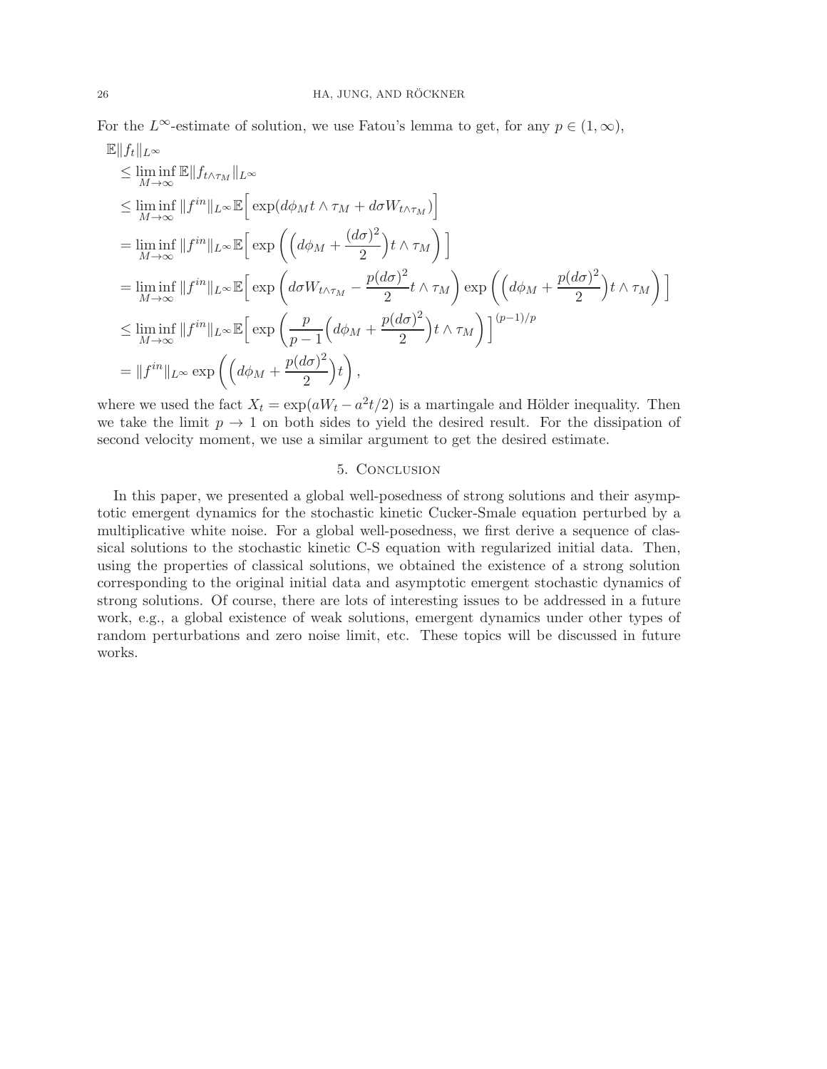For the $L^\infty$-estimate of solution, we use Fatou's lemma to get, for any $p \in (1, \infty)$,

$$
\begin{aligned}
&\mathbb{E}\|f_t\|_{L^\infty} \\
&\le \liminf_{M\to\infty} \mathbb{E}\|f_{t\wedge\tau_M}\|_{L^\infty} \\
&\le \liminf_{M\to\infty} \|f^{in}\|_{L^\infty} \mathbb{E}\Big[\exp(d\phi_M t\wedge\tau_M + d\sigma W_{t\wedge\tau_M})\Big] \\
&= \liminf_{M\to\infty} \|f^{in}\|_{L^\infty} \mathbb{E}\Big[\exp\left(\Big(d\phi_M + \frac{(d\sigma)^2}{2}\Big)t\wedge\tau_M\right)\Big] \\
&= \liminf_{M\to\infty} \|f^{in}\|_{L^\infty} \mathbb{E}\Big[\exp\left(d\sigma W_{t\wedge\tau_M} - \frac{p(d\sigma)^2}{2}t\wedge\tau_M\right)\exp\left(\Big(d\phi_M + \frac{p(d\sigma)^2}{2}\Big)t\wedge\tau_M\right)\Big] \\
&\le \liminf_{M\to\infty} \|f^{in}\|_{L^\infty} \mathbb{E}\Big[\exp\left(\frac{p}{p-1}\Big(d\phi_M + \frac{p(d\sigma)^2}{2}\Big)t\wedge\tau_M\right)\Big]^{(p-1)/p} \\
&= \|f^{in}\|_{L^\infty}\exp\left(\Big(d\phi_M + \frac{p(d\sigma)^2}{2}\Big)t\right),
\end{aligned}
$$

where we used the fact $X_t = \exp(aW_t - a^2t/2)$ is a martingale and Hölder inequality. Then we take the limit $p \to 1$ on both sides to yield the desired result. For the dissipation of second velocity moment, we use a similar argument to get the desired estimate.

## 5. Conclusion

In this paper, we presented a global well-posedness of strong solutions and their asymptotic emergent dynamics for the stochastic kinetic Cucker-Smale equation perturbed by a multiplicative white noise. For a global well-posedness, we first derive a sequence of classical solutions to the stochastic kinetic C-S equation with regularized initial data. Then, using the properties of classical solutions, we obtained the existence of a strong solution corresponding to the original initial data and asymptotic emergent stochastic dynamics of strong solutions. Of course, there are lots of interesting issues to be addressed in a future work, e.g., a global existence of weak solutions, emergent dynamics under other types of random perturbations and zero noise limit, etc. These topics will be discussed in future works.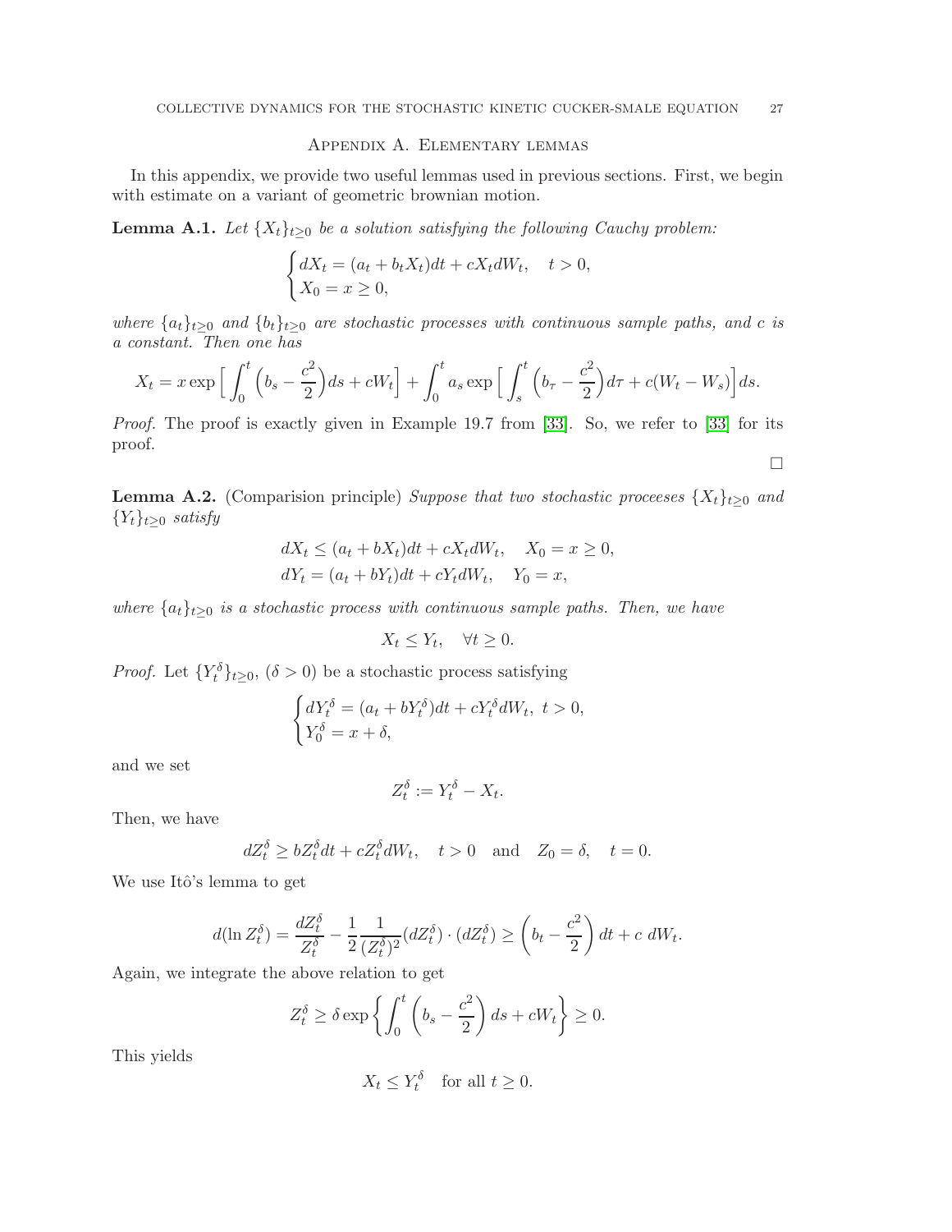# Appendix A. Elementary lemmas

In this appendix, we provide two useful lemmas used in previous sections. First, we begin with estimate on a variant of geometric brownian motion.

**Lemma A.1.** *Let $\{X_t\}_{t\geq 0}$ be a solution satisfying the following Cauchy problem:*

$$
\begin{cases}
dX_t = (a_t + b_t X_t)dt + cX_t dW_t, \quad t > 0, \\
X_0 = x \geq 0,
\end{cases}
$$

*where $\{a_t\}_{t\geq 0}$ and $\{b_t\}_{t\geq 0}$ are stochastic processes with continuous sample paths, and $c$ is a constant. Then one has*

$$
X_t = x \exp\Big[ \int_0^t \Big( b_s - \frac{c^2}{2} \Big) ds + cW_t \Big] + \int_0^t a_s \exp\Big[ \int_s^t \Big( b_\tau - \frac{c^2}{2} \Big) d\tau + c(W_t - W_s) \Big] ds.
$$

*Proof.* The proof is exactly given in Example 19.7 from [33]. So, we refer to [33] for its proof. □

**Lemma A.2.** (Comparision principle) *Suppose that two stochastic proceeses $\{X_t\}_{t\geq 0}$ and $\{Y_t\}_{t\geq 0}$ satisfy*

$$
\begin{aligned}
&dX_t \leq (a_t + bX_t)dt + cX_t dW_t, \quad X_0 = x \geq 0, \\
&dY_t = (a_t + bY_t)dt + cY_t dW_t, \quad Y_0 = x,
\end{aligned}
$$

*where $\{a_t\}_{t\geq 0}$ is a stochastic process with continuous sample paths. Then, we have*

$$
X_t \leq Y_t, \quad \forall t \geq 0.
$$

*Proof.* Let $\{Y_t^\delta\}_{t\geq 0}$, $(\delta > 0)$ be a stochastic process satisfying

$$
\begin{cases}
dY_t^\delta = (a_t + bY_t^\delta)dt + cY_t^\delta dW_t, \ t > 0, \\
Y_0^\delta = x + \delta,
\end{cases}
$$

and we set

$$
Z_t^\delta := Y_t^\delta - X_t.
$$

Then, we have

$$
dZ_t^\delta \geq bZ_t^\delta dt + cZ_t^\delta dW_t, \quad t > 0 \quad \text{and} \quad Z_0 = \delta, \quad t = 0.
$$

We use Itô's lemma to get

$$
d(\ln Z_t^\delta) = \frac{dZ_t^\delta}{Z_t^\delta} - \frac{1}{2}\frac{1}{(Z_t^\delta)^2}(dZ_t^\delta)\cdot(dZ_t^\delta) \geq \left( b_t - \frac{c^2}{2} \right) dt + c \ dW_t.
$$

Again, we integrate the above relation to get

$$
Z_t^\delta \geq \delta \exp\left\{ \int_0^t \left( b_s - \frac{c^2}{2} \right) ds + cW_t \right\} \geq 0.
$$

This yields

$$
X_t \leq Y_t^\delta \quad \text{for all } t \geq 0.
$$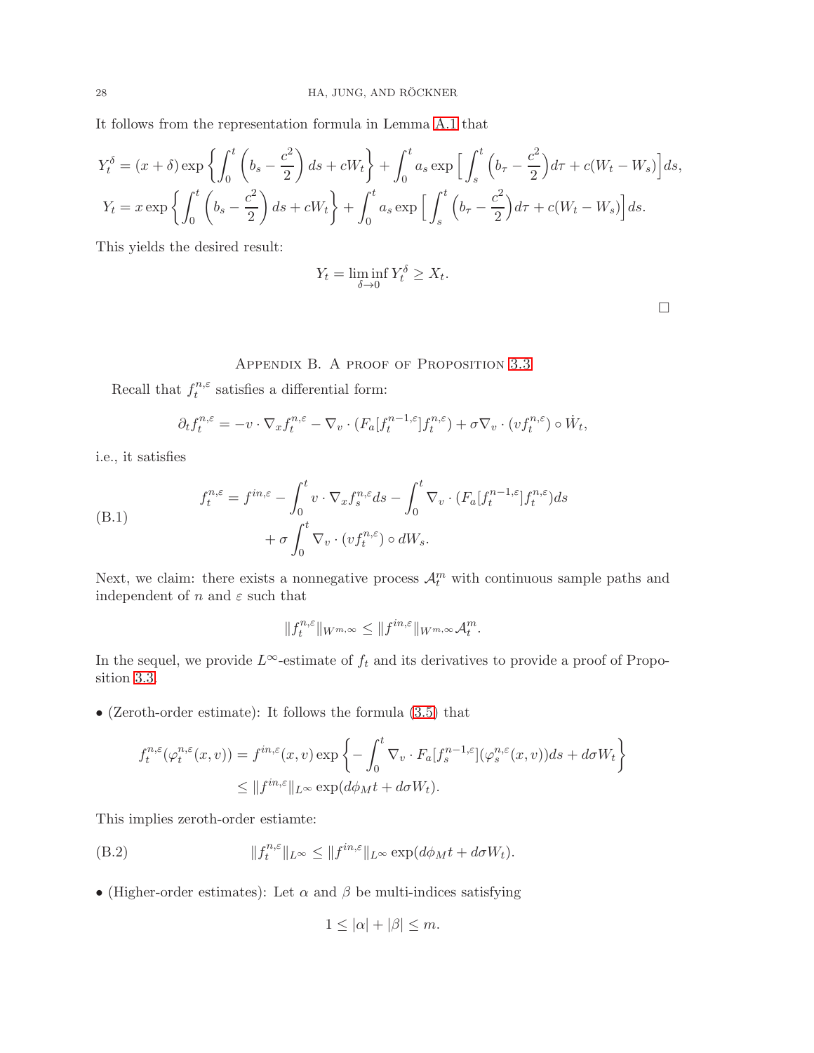It follows from the representation formula in Lemma A.1 that

$$
\begin{aligned}
Y_t^\delta &= (x+\delta)\exp\left\{\int_0^t \left(b_s - \frac{c^2}{2}\right) ds + cW_t\right\} + \int_0^t a_s \exp\Big[\int_s^t \Big(b_\tau - \frac{c^2}{2}\Big) d\tau + c(W_t - W_s)\Big] ds,\\
Y_t &= x\exp\left\{\int_0^t \left(b_s - \frac{c^2}{2}\right) ds + cW_t\right\} + \int_0^t a_s \exp\Big[\int_s^t \Big(b_\tau - \frac{c^2}{2}\Big) d\tau + c(W_t - W_s)\Big] ds.
\end{aligned}
$$

This yields the desired result:

$$
Y_t = \liminf_{\delta\to 0} Y_t^\delta \geq X_t.
$$

□

## Appendix B. A proof of Proposition 3.3

Recall that $f_t^{n,\varepsilon}$ satisfies a differential form:

$$
\partial_t f_t^{n,\varepsilon} = -v\cdot\nabla_x f_t^{n,\varepsilon} - \nabla_v\cdot(F_a[f_t^{n-1,\varepsilon}]f_t^{n,\varepsilon}) + \sigma\nabla_v\cdot(vf_t^{n,\varepsilon})\circ \dot{W}_t,
$$

i.e., it satisfies

$$
\begin{aligned}
f_t^{n,\varepsilon} = f^{in,\varepsilon} &- \int_0^t v\cdot\nabla_x f_s^{n,\varepsilon} ds - \int_0^t \nabla_v\cdot(F_a[f_t^{n-1,\varepsilon}]f_t^{n,\varepsilon}) ds\\
&+ \sigma\int_0^t \nabla_v\cdot(vf_t^{n,\varepsilon})\circ dW_s.
\end{aligned}
\tag{B.1}
$$

Next, we claim: there exists a nonnegative process $\mathcal{A}_t^m$ with continuous sample paths and independent of $n$ and $\varepsilon$ such that

$$
\|f_t^{n,\varepsilon}\|_{W^{m,\infty}} \leq \|f^{in,\varepsilon}\|_{W^{m,\infty}}\mathcal{A}_t^m.
$$

In the sequel, we provide $L^\infty$-estimate of $f_t$ and its derivatives to provide a proof of Proposition 3.3.

• (Zeroth-order estimate): It follows the formula (3.5) that

$$
\begin{aligned}
f_t^{n,\varepsilon}(\varphi_t^{n,\varepsilon}(x,v)) &= f^{in,\varepsilon}(x,v)\exp\left\{-\int_0^t \nabla_v\cdot F_a[f_s^{n-1,\varepsilon}](\varphi_s^{n,\varepsilon}(x,v)) ds + d\sigma W_t\right\}\\
&\leq \|f^{in,\varepsilon}\|_{L^\infty}\exp(d\phi_M t + d\sigma W_t).
\end{aligned}
$$

This implies zeroth-order estiamte:

$$
\|f_t^{n,\varepsilon}\|_{L^\infty} \leq \|f^{in,\varepsilon}\|_{L^\infty}\exp(d\phi_M t + d\sigma W_t).
\tag{B.2}
$$

• (Higher-order estimates): Let $\alpha$ and $\beta$ be multi-indices satisfying

$$
1 \leq |\alpha| + |\beta| \leq m.
$$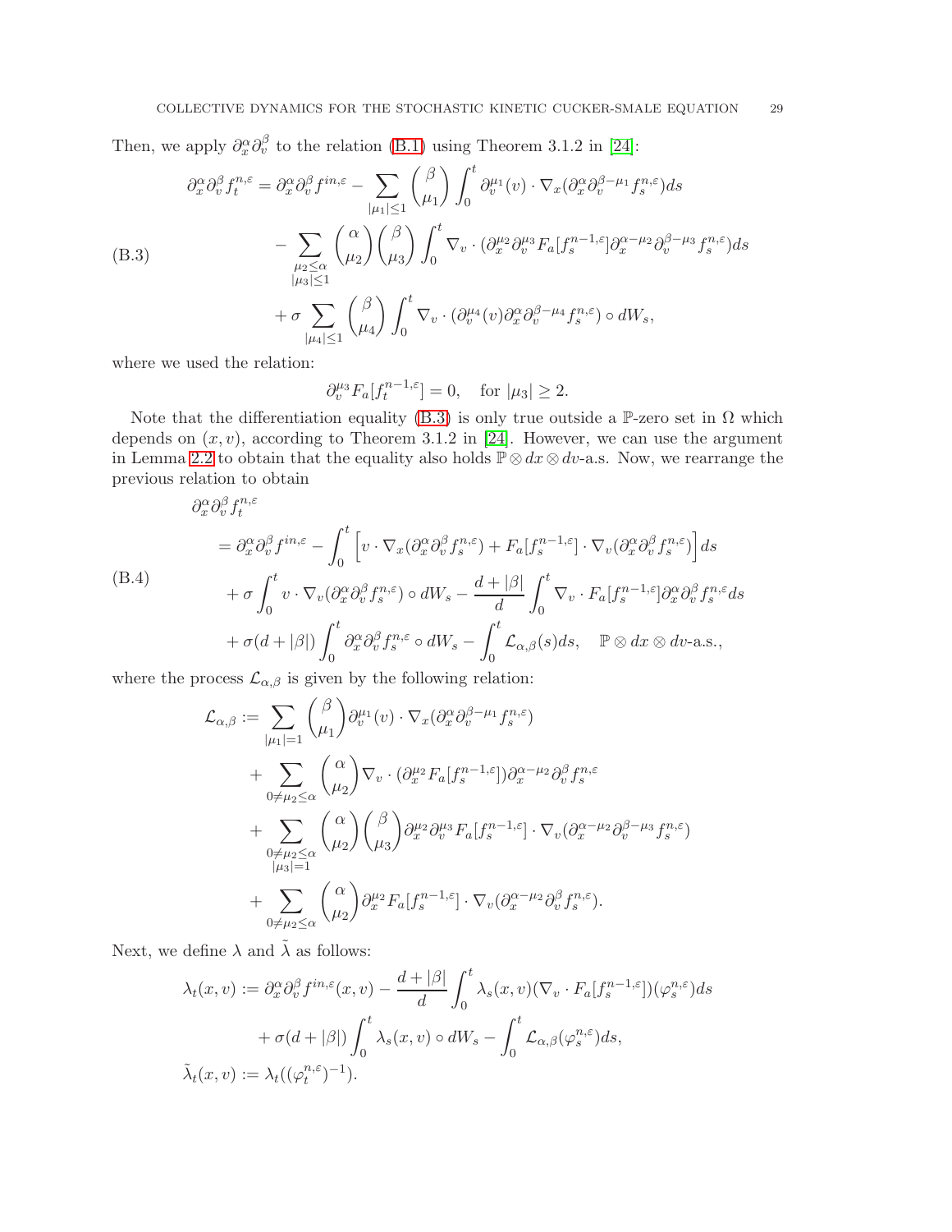Then, we apply $\partial_x^\alpha \partial_v^\beta$ to the relation (B.1) using Theorem 3.1.2 in [24]:

$$
\begin{aligned}
\partial_x^\alpha \partial_v^\beta f_t^{n,\varepsilon} &= \partial_x^\alpha \partial_v^\beta f^{in,\varepsilon} - \sum_{|\mu_1|\le 1} \binom{\beta}{\mu_1} \int_0^t \partial_v^{\mu_1}(v) \cdot \nabla_x (\partial_x^\alpha \partial_v^{\beta-\mu_1} f_s^{n,\varepsilon}) ds \\
&\quad - \sum_{\substack{\mu_2 \le \alpha \\ |\mu_3|\le 1}} \binom{\alpha}{\mu_2}\binom{\beta}{\mu_3} \int_0^t \nabla_v \cdot (\partial_x^{\mu_2}\partial_v^{\mu_3} F_a[f_s^{n-1,\varepsilon}] \partial_x^{\alpha-\mu_2}\partial_v^{\beta-\mu_3} f_s^{n,\varepsilon}) ds \\
&\quad + \sigma \sum_{|\mu_4|\le 1} \binom{\beta}{\mu_4} \int_0^t \nabla_v \cdot (\partial_v^{\mu_4}(v) \partial_x^\alpha \partial_v^{\beta-\mu_4} f_s^{n,\varepsilon}) \circ dW_s,
\end{aligned} \tag{B.3}
$$

where we used the relation:

$$
\partial_v^{\mu_3} F_a[f_t^{n-1,\varepsilon}] = 0, \quad \text{for } |\mu_3| \ge 2.
$$

Note that the differentiation equality (B.3) is only true outside a $\mathbb{P}$-zero set in $\Omega$ which depends on $(x, v)$, according to Theorem 3.1.2 in [24]. However, we can use the argument in Lemma 2.2 to obtain that the equality also holds $\mathbb{P} \otimes dx \otimes dv$-a.s. Now, we rearrange the previous relation to obtain

$$
\begin{aligned}
&\partial_x^\alpha \partial_v^\beta f_t^{n,\varepsilon} \\
&= \partial_x^\alpha \partial_v^\beta f^{in,\varepsilon} - \int_0^t \Big[ v \cdot \nabla_x (\partial_x^\alpha \partial_v^\beta f_s^{n,\varepsilon}) + F_a[f_s^{n-1,\varepsilon}] \cdot \nabla_v (\partial_x^\alpha \partial_v^\beta f_s^{n,\varepsilon}) \Big] ds \\
&\quad + \sigma \int_0^t v \cdot \nabla_v (\partial_x^\alpha \partial_v^\beta f_s^{n,\varepsilon}) \circ dW_s - \frac{d + |\beta|}{d} \int_0^t \nabla_v \cdot F_a[f_s^{n-1,\varepsilon}] \partial_x^\alpha \partial_v^\beta f_s^{n,\varepsilon} ds \\
&\quad + \sigma(d + |\beta|) \int_0^t \partial_x^\alpha \partial_v^\beta f_s^{n,\varepsilon} \circ dW_s - \int_0^t \mathcal{L}_{\alpha,\beta}(s) ds, \quad \mathbb{P} \otimes dx \otimes dv\text{-a.s.},
\end{aligned} \tag{B.4}
$$

where the process $\mathcal{L}_{\alpha,\beta}$ is given by the following relation:

$$
\begin{aligned}
\mathcal{L}_{\alpha,\beta} &:= \sum_{|\mu_1|=1} \binom{\beta}{\mu_1} \partial_v^{\mu_1}(v) \cdot \nabla_x (\partial_x^\alpha \partial_v^{\beta-\mu_1} f_s^{n,\varepsilon}) \\
&\quad + \sum_{0 \ne \mu_2 \le \alpha} \binom{\alpha}{\mu_2} \nabla_v \cdot (\partial_x^{\mu_2} F_a[f_s^{n-1,\varepsilon}]) \partial_x^{\alpha-\mu_2} \partial_v^\beta f_s^{n,\varepsilon} \\
&\quad + \sum_{\substack{0 \ne \mu_2 \le \alpha \\ |\mu_3|=1}} \binom{\alpha}{\mu_2}\binom{\beta}{\mu_3} \partial_x^{\mu_2}\partial_v^{\mu_3} F_a[f_s^{n-1,\varepsilon}] \cdot \nabla_v (\partial_x^{\alpha-\mu_2}\partial_v^{\beta-\mu_3} f_s^{n,\varepsilon}) \\
&\quad + \sum_{0 \ne \mu_2 \le \alpha} \binom{\alpha}{\mu_2} \partial_x^{\mu_2} F_a[f_s^{n-1,\varepsilon}] \cdot \nabla_v (\partial_x^{\alpha-\mu_2} \partial_v^\beta f_s^{n,\varepsilon}).
\end{aligned}
$$

Next, we define $\lambda$ and $\tilde{\lambda}$ as follows:

$$
\begin{aligned}
\lambda_t(x, v) &:= \partial_x^\alpha \partial_v^\beta f^{in,\varepsilon}(x, v) - \frac{d + |\beta|}{d} \int_0^t \lambda_s(x, v) (\nabla_v \cdot F_a[f_s^{n-1,\varepsilon}])(\varphi_s^{n,\varepsilon}) ds \\
&\quad + \sigma(d + |\beta|) \int_0^t \lambda_s(x, v) \circ dW_s - \int_0^t \mathcal{L}_{\alpha,\beta}(\varphi_s^{n,\varepsilon}) ds, \\
\tilde{\lambda}_t(x, v) &:= \lambda_t((\varphi_t^{n,\varepsilon})^{-1}).
\end{aligned}
$$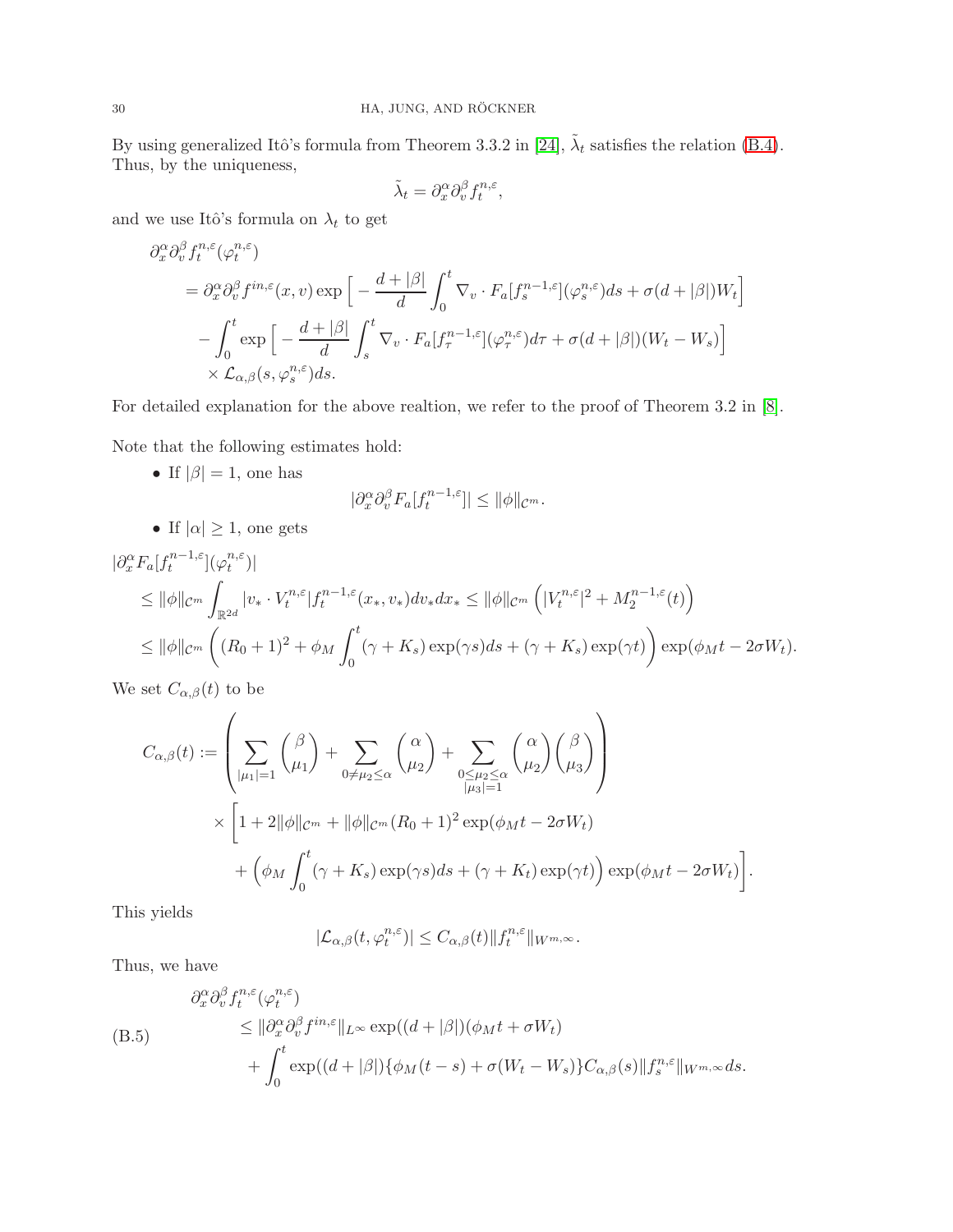By using generalized Itô's formula from Theorem 3.3.2 in [24], $\tilde{\lambda}_t$ satisfies the relation (B.4). Thus, by the uniqueness,

$$\tilde{\lambda}_t = \partial_x^\alpha \partial_v^\beta f_t^{n,\varepsilon},$$

and we use Itô's formula on $\lambda_t$ to get

$$\begin{aligned}
&\partial_x^\alpha \partial_v^\beta f_t^{n,\varepsilon}(\varphi_t^{n,\varepsilon}) \\
&= \partial_x^\alpha \partial_v^\beta f^{in,\varepsilon}(x,v) \exp\Big[ -\frac{d+|\beta|}{d} \int_0^t \nabla_v \cdot F_a[f_s^{n-1,\varepsilon}](\varphi_s^{n,\varepsilon}) ds + \sigma(d+|\beta|) W_t \Big] \\
&\quad - \int_0^t \exp\Big[ -\frac{d+|\beta|}{d} \int_s^t \nabla_v \cdot F_a[f_\tau^{n-1,\varepsilon}](\varphi_\tau^{n,\varepsilon}) d\tau + \sigma(d+|\beta|)(W_t - W_s) \Big] \\
&\quad \times \mathcal{L}_{\alpha,\beta}(s, \varphi_s^{n,\varepsilon}) ds.
\end{aligned}$$

For detailed explanation for the above realtion, we refer to the proof of Theorem 3.2 in [8].

Note that the following estimates hold:

- If $|\beta| = 1$, one has
$$|\partial_x^\alpha \partial_v^\beta F_a[f_t^{n-1,\varepsilon}]| \le \|\phi\|_{\mathcal{C}^m}.$$
- If $|\alpha| \ge 1$, one gets

$$\begin{aligned}
&|\partial_x^\alpha F_a[f_t^{n-1,\varepsilon}](\varphi_t^{n,\varepsilon})| \\
&\le \|\phi\|_{\mathcal{C}^m} \int_{\mathbb{R}^{2d}} |v_* \cdot V_t^{n,\varepsilon}| f_t^{n-1,\varepsilon}(x_*, v_*) dv_* dx_* \le \|\phi\|_{\mathcal{C}^m} \left( |V_t^{n,\varepsilon}|^2 + M_2^{n-1,\varepsilon}(t) \right) \\
&\le \|\phi\|_{\mathcal{C}^m} \left( (R_0+1)^2 + \phi_M \int_0^t (\gamma + K_s) \exp(\gamma s) ds + (\gamma + K_s) \exp(\gamma t) \right) \exp(\phi_M t - 2\sigma W_t).
\end{aligned}$$

We set $C_{\alpha,\beta}(t)$ to be

$$\begin{aligned}
C_{\alpha,\beta}(t) := &\left( \sum_{|\mu_1|=1} \binom{\beta}{\mu_1} + \sum_{0 \ne \mu_2 \le \alpha} \binom{\alpha}{\mu_2} + \sum_{\substack{0 \le \mu_2 \le \alpha \\ |\mu_3|=1}} \binom{\alpha}{\mu_2} \binom{\beta}{\mu_3} \right) \\
&\times \Bigg[ 1 + 2\|\phi\|_{\mathcal{C}^m} + \|\phi\|_{\mathcal{C}^m} (R_0+1)^2 \exp(\phi_M t - 2\sigma W_t) \\
&\quad + \left( \phi_M \int_0^t (\gamma + K_s) \exp(\gamma s) ds + (\gamma + K_t) \exp(\gamma t) \right) \exp(\phi_M t - 2\sigma W_t) \Bigg].
\end{aligned}$$

This yields

$$|\mathcal{L}_{\alpha,\beta}(t, \varphi_t^{n,\varepsilon})| \le C_{\alpha,\beta}(t) \|f_t^{n,\varepsilon}\|_{W^{m,\infty}}.$$

Thus, we have

$$\begin{aligned}
&\partial_x^\alpha \partial_v^\beta f_t^{n,\varepsilon}(\varphi_t^{n,\varepsilon}) \\
&\le \|\partial_x^\alpha \partial_v^\beta f^{in,\varepsilon}\|_{L^\infty} \exp((d+|\beta|)(\phi_M t + \sigma W_t)) \\
&\quad + \int_0^t \exp((d+|\beta|)\{\phi_M(t-s) + \sigma(W_t - W_s)\} C_{\alpha,\beta}(s) \|f_s^{n,\varepsilon}\|_{W^{m,\infty}} ds.
\end{aligned} \tag{B.5}$$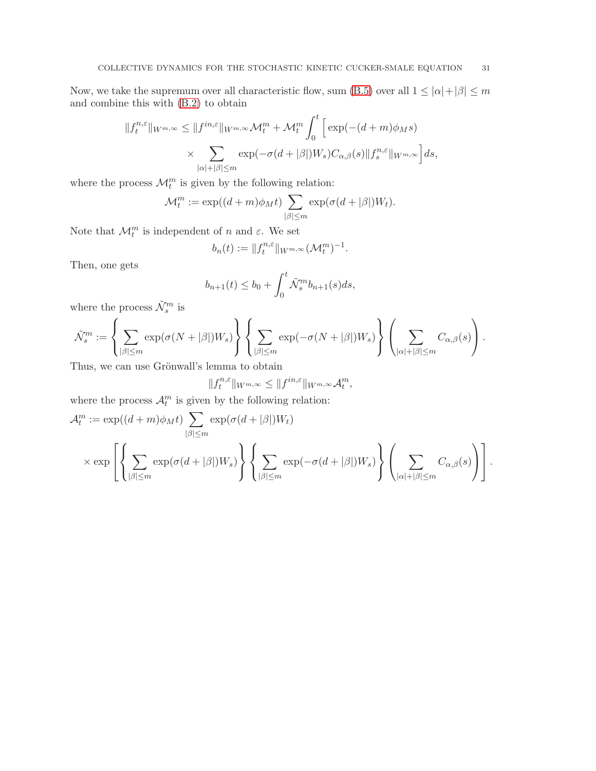Now, we take the supremum over all characteristic flow, sum (B.5) over all $1 \le |\alpha|+|\beta| \le m$ and combine this with (B.2) to obtain

$$
\begin{aligned}
\|f_t^{n,\varepsilon}\|_{W^{m,\infty}} \le \|f^{in,\varepsilon}\|_{W^{m,\infty}} \mathcal{M}_t^m + \mathcal{M}_t^m \int_0^t \Big[ \exp(-(d+m)\phi_M s) \\
\times \sum_{|\alpha|+|\beta| \le m} \exp(-\sigma(d+|\beta|)W_s) C_{\alpha,\beta}(s) \|f_s^{n,\varepsilon}\|_{W^{m,\infty}} \Big] ds,
\end{aligned}
$$

where the process $\mathcal{M}_t^m$ is given by the following relation:

$$
\mathcal{M}_t^m := \exp((d+m)\phi_M t) \sum_{|\beta| \le m} \exp(\sigma(d+|\beta|)W_t).
$$

Note that $\mathcal{M}_t^m$ is independent of $n$ and $\varepsilon$. We set

$$
b_n(t) := \|f_t^{n,\varepsilon}\|_{W^{m,\infty}} (\mathcal{M}_t^m)^{-1}.
$$

Then, one gets

$$
b_{n+1}(t) \le b_0 + \int_0^t \tilde{\mathcal{N}}_s^m b_{n+1}(s) ds,
$$

where the process $\tilde{\mathcal{N}}_s^m$ is

$$
\tilde{\mathcal{N}}_s^m := \left\{ \sum_{|\beta| \le m} \exp(\sigma(N+|\beta|)W_s) \right\} \left\{ \sum_{|\beta| \le m} \exp(-\sigma(N+|\beta|)W_s) \right\} \left( \sum_{|\alpha|+|\beta| \le m} C_{\alpha,\beta}(s) \right).
$$

Thus, we can use Grönwall's lemma to obtain

$$
\|f_t^{n,\varepsilon}\|_{W^{m,\infty}} \le \|f^{in,\varepsilon}\|_{W^{m,\infty}} \mathcal{A}_t^m,
$$

where the process $\mathcal{A}_t^m$ is given by the following relation:

$$
\begin{aligned}
&\mathcal{A}_t^m := \exp((d+m)\phi_M t) \sum_{|\beta| \le m} \exp(\sigma(d+|\beta|)W_t) \\
&\quad \times \exp\left[ \left\{ \sum_{|\beta| \le m} \exp(\sigma(d+|\beta|)W_s) \right\} \left\{ \sum_{|\beta| \le m} \exp(-\sigma(d+|\beta|)W_s) \right\} \left( \sum_{|\alpha|+|\beta| \le m} C_{\alpha,\beta}(s) \right) \right].
\end{aligned}
$$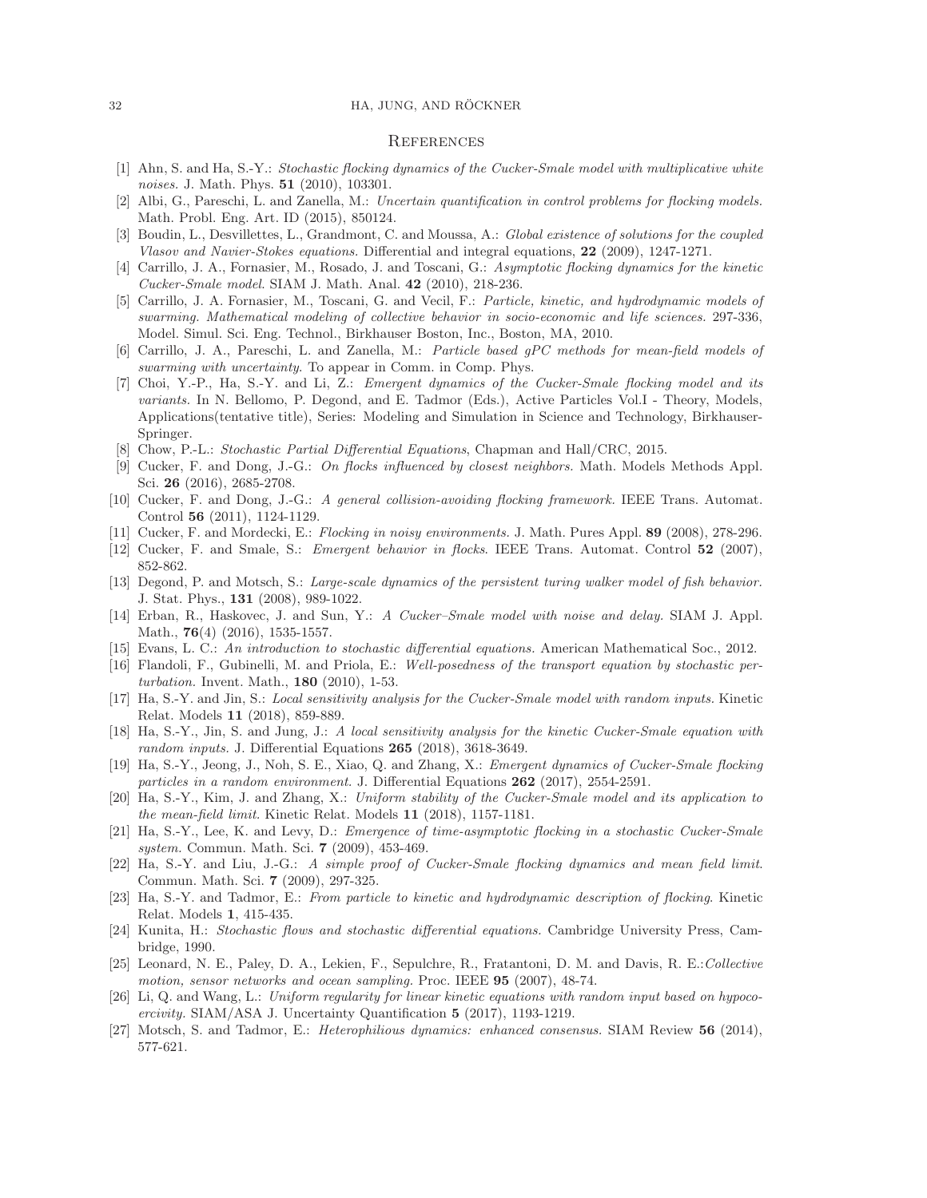## References

[1] Ahn, S. and Ha, S.-Y.: *Stochastic flocking dynamics of the Cucker-Smale model with multiplicative white noises.* J. Math. Phys. **51** (2010), 103301.

[2] Albi, G., Pareschi, L. and Zanella, M.: *Uncertain quantification in control problems for flocking models.* Math. Probl. Eng. Art. ID (2015), 850124.

[3] Boudin, L., Desvillettes, L., Grandmont, C. and Moussa, A.: *Global existence of solutions for the coupled Vlasov and Navier-Stokes equations.* Differential and integral equations, **22** (2009), 1247-1271.

[4] Carrillo, J. A., Fornasier, M., Rosado, J. and Toscani, G.: *Asymptotic flocking dynamics for the kinetic Cucker-Smale model.* SIAM J. Math. Anal. **42** (2010), 218-236.

[5] Carrillo, J. A. Fornasier, M., Toscani, G. and Vecil, F.: *Particle, kinetic, and hydrodynamic models of swarming. Mathematical modeling of collective behavior in socio-economic and life sciences.* 297-336, Model. Simul. Sci. Eng. Technol., Birkhauser Boston, Inc., Boston, MA, 2010.

[6] Carrillo, J. A., Pareschi, L. and Zanella, M.: *Particle based gPC methods for mean-field models of swarming with uncertainty.* To appear in Comm. in Comp. Phys.

[7] Choi, Y.-P., Ha, S.-Y. and Li, Z.: *Emergent dynamics of the Cucker-Smale flocking model and its variants.* In N. Bellomo, P. Degond, and E. Tadmor (Eds.), Active Particles Vol.I - Theory, Models, Applications(tentative title), Series: Modeling and Simulation in Science and Technology, Birkhauser-Springer.

[8] Chow, P.-L.: *Stochastic Partial Differential Equations*, Chapman and Hall/CRC, 2015.

[9] Cucker, F. and Dong, J.-G.: *On flocks influenced by closest neighbors.* Math. Models Methods Appl. Sci. **26** (2016), 2685-2708.

[10] Cucker, F. and Dong, J.-G.: *A general collision-avoiding flocking framework.* IEEE Trans. Automat. Control **56** (2011), 1124-1129.

[11] Cucker, F. and Mordecki, E.: *Flocking in noisy environments.* J. Math. Pures Appl. **89** (2008), 278-296.

[12] Cucker, F. and Smale, S.: *Emergent behavior in flocks.* IEEE Trans. Automat. Control **52** (2007), 852-862.

[13] Degond, P. and Motsch, S.: *Large-scale dynamics of the persistent turing walker model of fish behavior.* J. Stat. Phys., **131** (2008), 989-1022.

[14] Erban, R., Haskovec, J. and Sun, Y.: *A Cucker–Smale model with noise and delay.* SIAM J. Appl. Math., **76**(4) (2016), 1535-1557.

[15] Evans, L. C.: *An introduction to stochastic differential equations.* American Mathematical Soc., 2012.

[16] Flandoli, F., Gubinelli, M. and Priola, E.: *Well-posedness of the transport equation by stochastic perturbation.* Invent. Math., **180** (2010), 1-53.

[17] Ha, S.-Y. and Jin, S.: *Local sensitivity analysis for the Cucker-Smale model with random inputs.* Kinetic Relat. Models **11** (2018), 859-889.

[18] Ha, S.-Y., Jin, S. and Jung, J.: *A local sensitivity analysis for the kinetic Cucker-Smale equation with random inputs.* J. Differential Equations **265** (2018), 3618-3649.

[19] Ha, S.-Y., Jeong, J., Noh, S. E., Xiao, Q. and Zhang, X.: *Emergent dynamics of Cucker-Smale flocking particles in a random environment.* J. Differential Equations **262** (2017), 2554-2591.

[20] Ha, S.-Y., Kim, J. and Zhang, X.: *Uniform stability of the Cucker-Smale model and its application to the mean-field limit.* Kinetic Relat. Models **11** (2018), 1157-1181.

[21] Ha, S.-Y., Lee, K. and Levy, D.: *Emergence of time-asymptotic flocking in a stochastic Cucker-Smale system.* Commun. Math. Sci. **7** (2009), 453-469.

[22] Ha, S.-Y. and Liu, J.-G.: *A simple proof of Cucker-Smale flocking dynamics and mean field limit.* Commun. Math. Sci. **7** (2009), 297-325.

[23] Ha, S.-Y. and Tadmor, E.: *From particle to kinetic and hydrodynamic description of flocking.* Kinetic Relat. Models **1**, 415-435.

[24] Kunita, H.: *Stochastic flows and stochastic differential equations.* Cambridge University Press, Cambridge, 1990.

[25] Leonard, N. E., Paley, D. A., Lekien, F., Sepulchre, R., Fratantoni, D. M. and Davis, R. E.:*Collective motion, sensor networks and ocean sampling.* Proc. IEEE **95** (2007), 48-74.

[26] Li, Q. and Wang, L.: *Uniform regularity for linear kinetic equations with random input based on hypocoercivity.* SIAM/ASA J. Uncertainty Quantification **5** (2017), 1193-1219.

[27] Motsch, S. and Tadmor, E.: *Heterophilious dynamics: enhanced consensus.* SIAM Review **56** (2014), 577-621.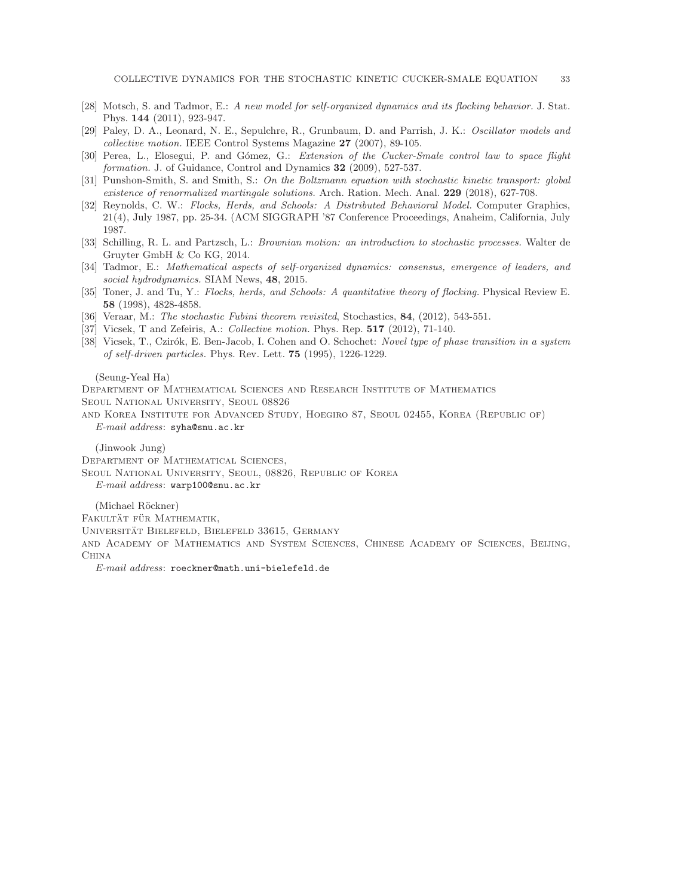[28] Motsch, S. and Tadmor, E.: *A new model for self-organized dynamics and its flocking behavior.* J. Stat. Phys. **144** (2011), 923-947.

[29] Paley, D. A., Leonard, N. E., Sepulchre, R., Grunbaum, D. and Parrish, J. K.: *Oscillator models and collective motion.* IEEE Control Systems Magazine **27** (2007), 89-105.

[30] Perea, L., Elosegui, P. and Gómez, G.: *Extension of the Cucker-Smale control law to space flight formation.* J. of Guidance, Control and Dynamics **32** (2009), 527-537.

[31] Punshon-Smith, S. and Smith, S.: *On the Boltzmann equation with stochastic kinetic transport: global existence of renormalized martingale solutions.* Arch. Ration. Mech. Anal. **229** (2018), 627-708.

[32] Reynolds, C. W.: *Flocks, Herds, and Schools: A Distributed Behavioral Model.* Computer Graphics, 21(4), July 1987, pp. 25-34. (ACM SIGGRAPH '87 Conference Proceedings, Anaheim, California, July 1987.

[33] Schilling, R. L. and Partzsch, L.: *Brownian motion: an introduction to stochastic processes.* Walter de Gruyter GmbH & Co KG, 2014.

[34] Tadmor, E.: *Mathematical aspects of self-organized dynamics: consensus, emergence of leaders, and social hydrodynamics.* SIAM News, **48**, 2015.

[35] Toner, J. and Tu, Y.: *Flocks, herds, and Schools: A quantitative theory of flocking.* Physical Review E. **58** (1998), 4828-4858.

[36] Veraar, M.: *The stochastic Fubini theorem revisited*, Stochastics, **84**, (2012), 543-551.

[37] Vicsek, T and Zefeiris, A.: *Collective motion.* Phys. Rep. **517** (2012), 71-140.

[38] Vicsek, T., Czirók, E. Ben-Jacob, I. Cohen and O. Schochet: *Novel type of phase transition in a system of self-driven particles.* Phys. Rev. Lett. **75** (1995), 1226-1229.

(Seung-Yeal Ha)
Department of Mathematical Sciences and Research Institute of Mathematics
Seoul National University, Seoul 08826
and Korea Institute for Advanced Study, Hoegiro 87, Seoul 02455, Korea (Republic of)
*E-mail address*: syha@snu.ac.kr

(Jinwook Jung)
Department of Mathematical Sciences,
Seoul National University, Seoul, 08826, Republic of Korea
*E-mail address*: warp100@snu.ac.kr

(Michael Röckner)
Fakultät für Mathematik,
Universität Bielefeld, Bielefeld 33615, Germany
and Academy of Mathematics and System Sciences, Chinese Academy of Sciences, Beijing, China
*E-mail address*: roeckner@math.uni-bielefeld.de